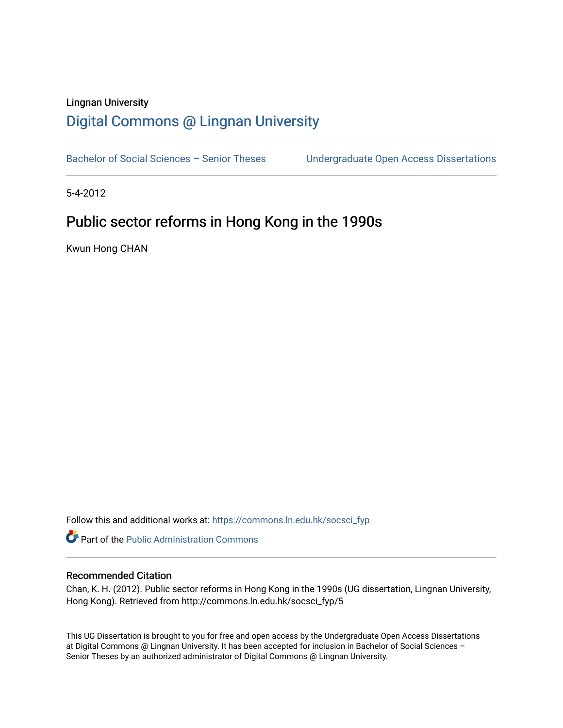Lingnan University

# Digital Commons @ Lingnan University

Bachelor of Social Sciences – Senior Theses | Undergraduate Open Access Dissertations

5-4-2012

## Public sector reforms in Hong Kong in the 1990s

Kwun Hong CHAN

Follow this and additional works at: https://commons.ln.edu.hk/socsci_fyp

Part of the Public Administration Commons

### Recommended Citation

Chan, K. H. (2012). Public sector reforms in Hong Kong in the 1990s (UG dissertation, Lingnan University, Hong Kong). Retrieved from http://commons.ln.edu.hk/socsci_fyp/5

This UG Dissertation is brought to you for free and open access by the Undergraduate Open Access Dissertations at Digital Commons @ Lingnan University. It has been accepted for inclusion in Bachelor of Social Sciences – Senior Theses by an authorized administrator of Digital Commons @ Lingnan University.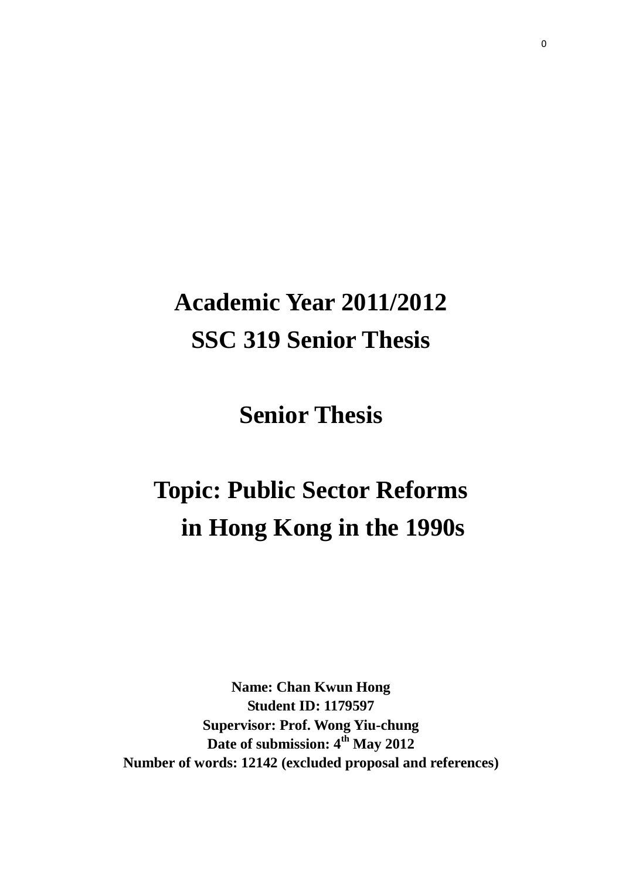# Academic Year 2011/2012
# SSC 319 Senior Thesis

# Senior Thesis

# Topic: Public Sector Reforms in Hong Kong in the 1990s

**Name: Chan Kwun Hong**
**Student ID: 1179597**
**Supervisor: Prof. Wong Yiu-chung**
**Date of submission: 4th May 2012**
**Number of words: 12142 (excluded proposal and references)**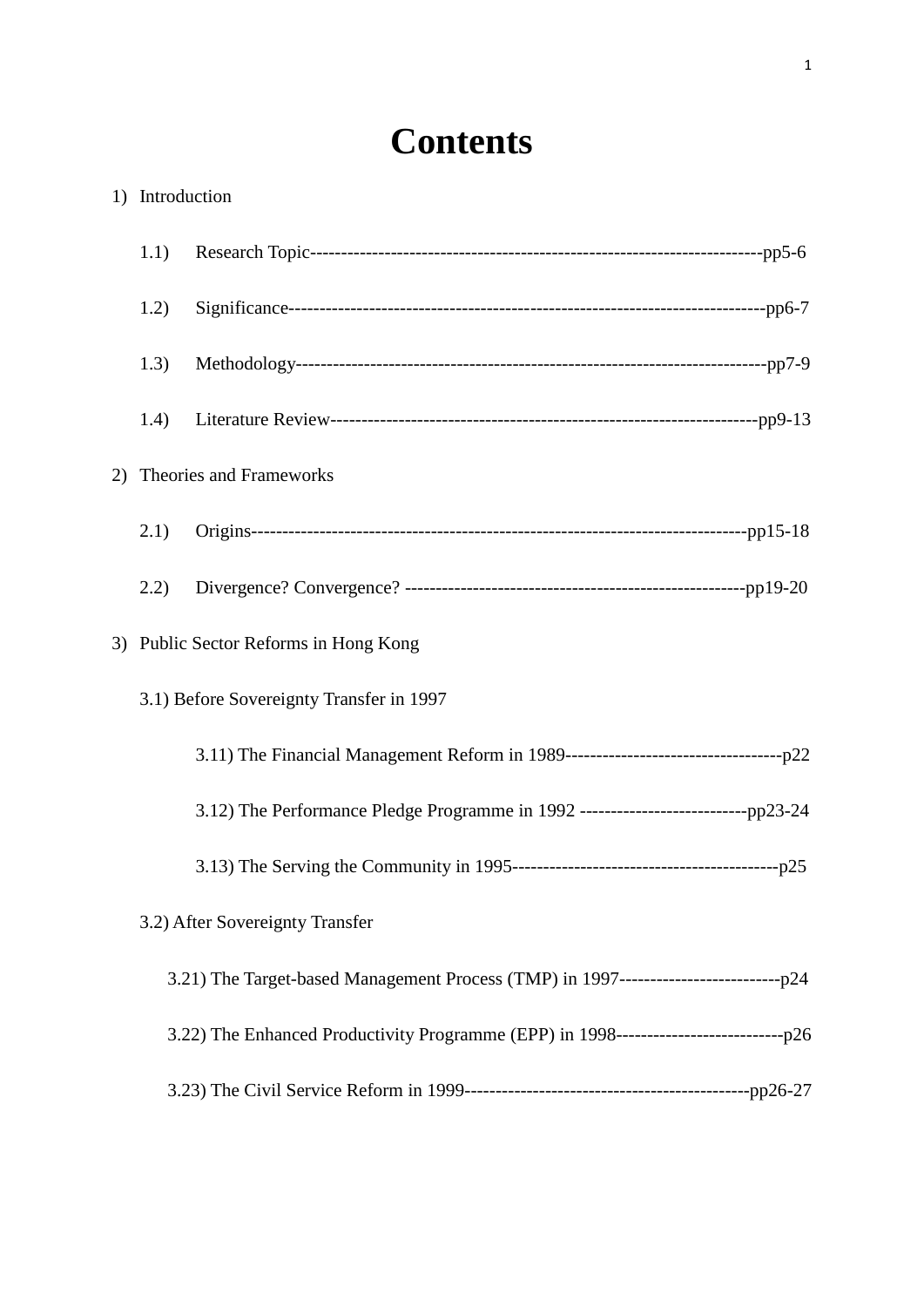# Contents

1) Introduction

   1.1) Research Topic--------------------------------------------------------------------------pp5-6

   1.2) Significance-----------------------------------------------------------------------------pp6-7

   1.3) Methodology-----------------------------------------------------------------------------pp7-9

   1.4) Literature Review--------------------------------------------------------------------pp9-13

2) Theories and Frameworks

   2.1) Origins--------------------------------------------------------------------------------pp15-18

   2.2) Divergence? Convergence? -------------------------------------------------------pp19-20

3) Public Sector Reforms in Hong Kong

   3.1) Before Sovereignty Transfer in 1997

      3.11) The Financial Management Reform in 1989-----------------------------------p22

      3.12) The Performance Pledge Programme in 1992 ---------------------------pp23-24

      3.13) The Serving the Community in 1995-------------------------------------------p25

   3.2) After Sovereignty Transfer

      3.21) The Target-based Management Process (TMP) in 1997--------------------------p24

      3.22) The Enhanced Productivity Programme (EPP) in 1998---------------------------p26

      3.23) The Civil Service Reform in 1999----------------------------------------------pp26-27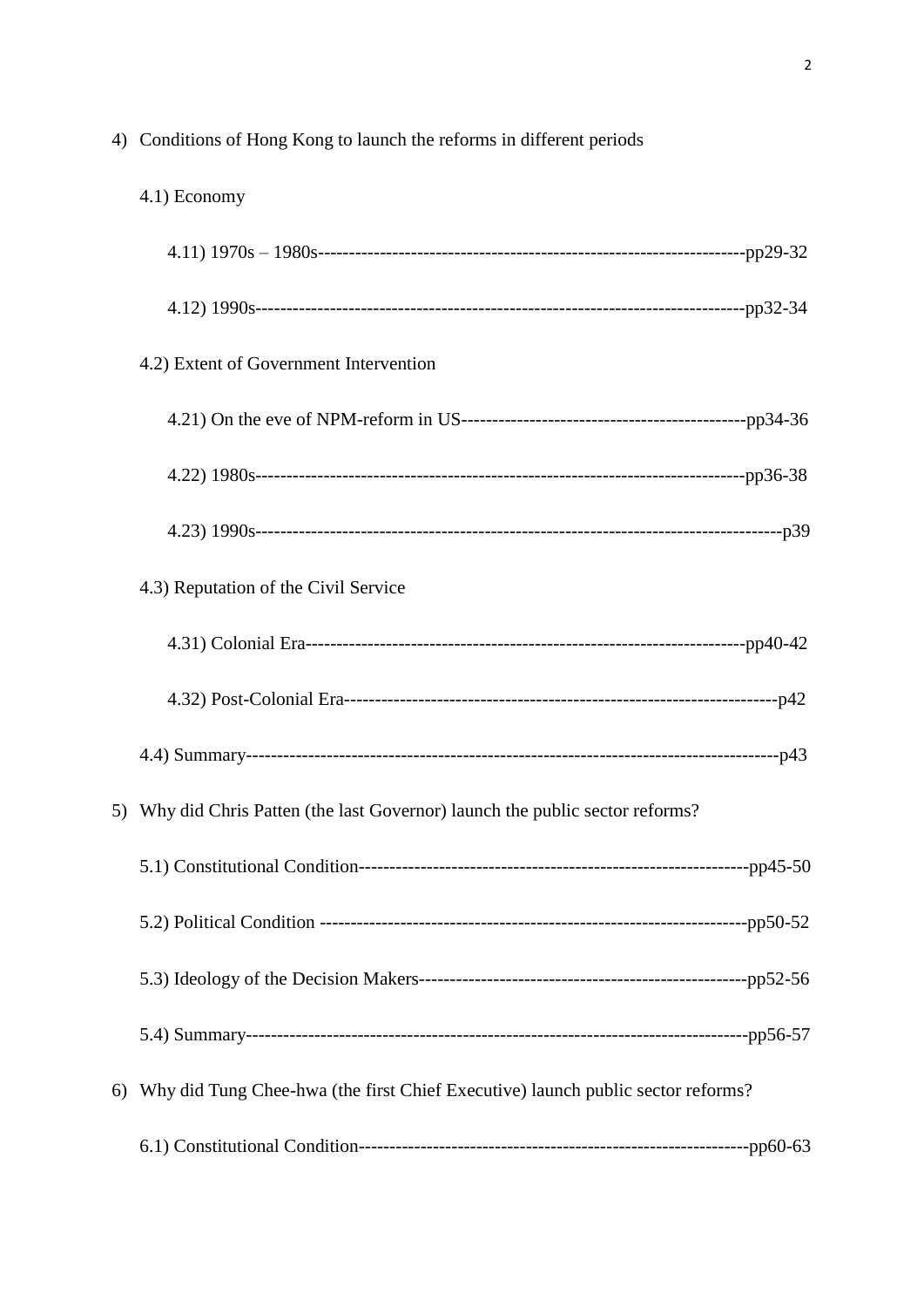4) Conditions of Hong Kong to launch the reforms in different periods

    4.1) Economy

        4.11) 1970s – 1980s--------------------------------------------------------------------pp29-32

        4.12) 1990s------------------------------------------------------------------------------pp32-34

    4.2) Extent of Government Intervention

        4.21) On the eve of NPM-reform in US----------------------------------------------pp34-36

        4.22) 1980s------------------------------------------------------------------------------pp36-38

        4.23) 1990s---------------------------------------------------------------------------------p39

    4.3) Reputation of the Civil Service

        4.31) Colonial Era---------------------------------------------------------------------pp40-42

        4.32) Post-Colonial Era----------------------------------------------------------------------p42

    4.4) Summary-------------------------------------------------------------------------------------p43

5) Why did Chris Patten (the last Governor) launch the public sector reforms?

    5.1) Constitutional Condition--------------------------------------------------------------pp45-50

    5.2) Political Condition --------------------------------------------------------------------pp50-52

    5.3) Ideology of the Decision Makers----------------------------------------------------pp52-56

    5.4) Summary-----------------------------------------------------------------------------------pp56-57

6) Why did Tung Chee-hwa (the first Chief Executive) launch public sector reforms?

    6.1) Constitutional Condition--------------------------------------------------------------pp60-63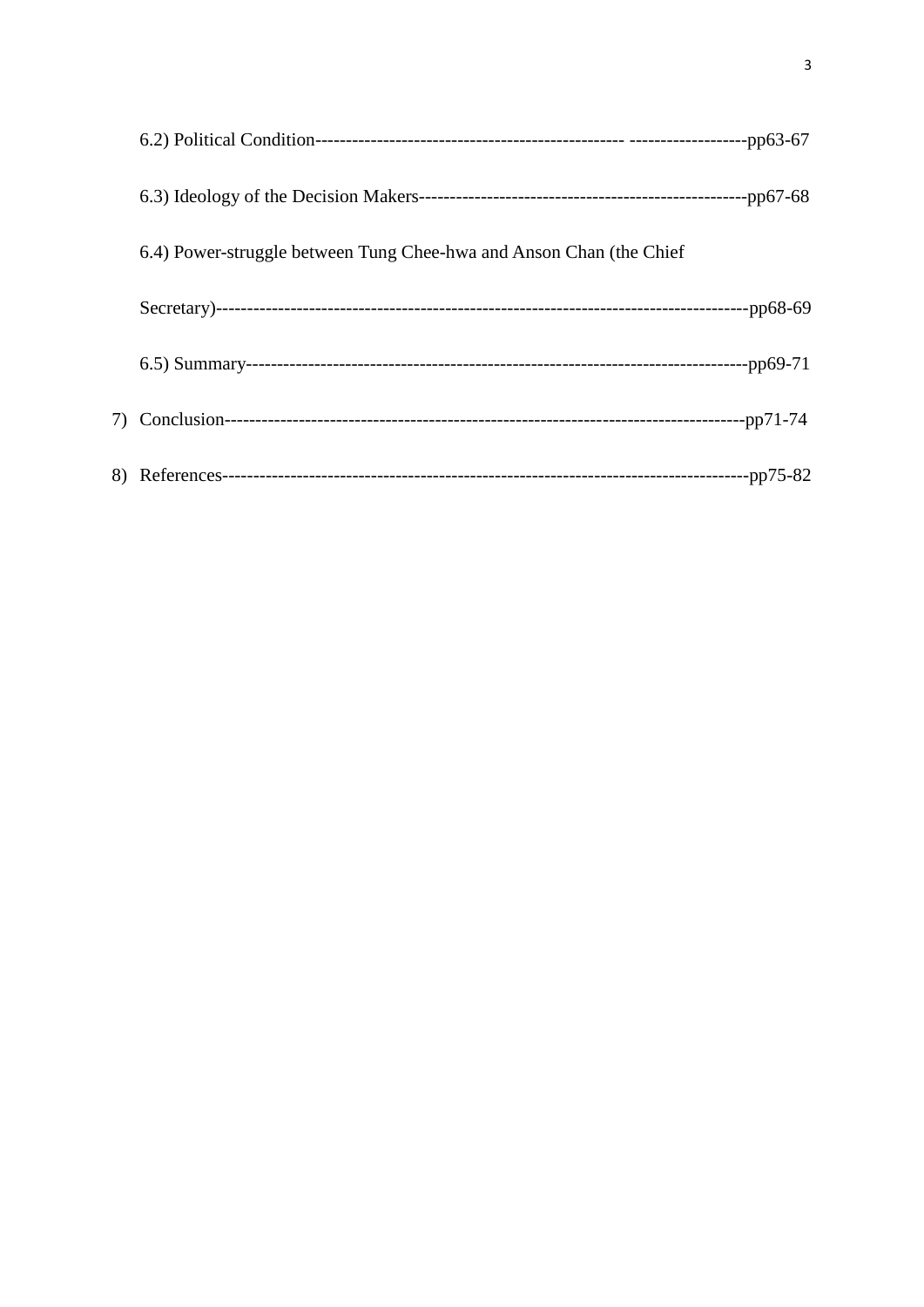6.2) Political Condition------------------------------------------------- -------------------pp63-67

6.3) Ideology of the Decision Makers-----------------------------------------------------pp67-68

6.4) Power-struggle between Tung Chee-hwa and Anson Chan (the Chief Secretary)-------------------------------------------------------------------------------------pp68-69

6.5) Summary---------------------------------------------------------------------------------pp69-71

7) Conclusion-----------------------------------------------------------------------------------pp71-74

8) References-----------------------------------------------------------------------------------pp75-82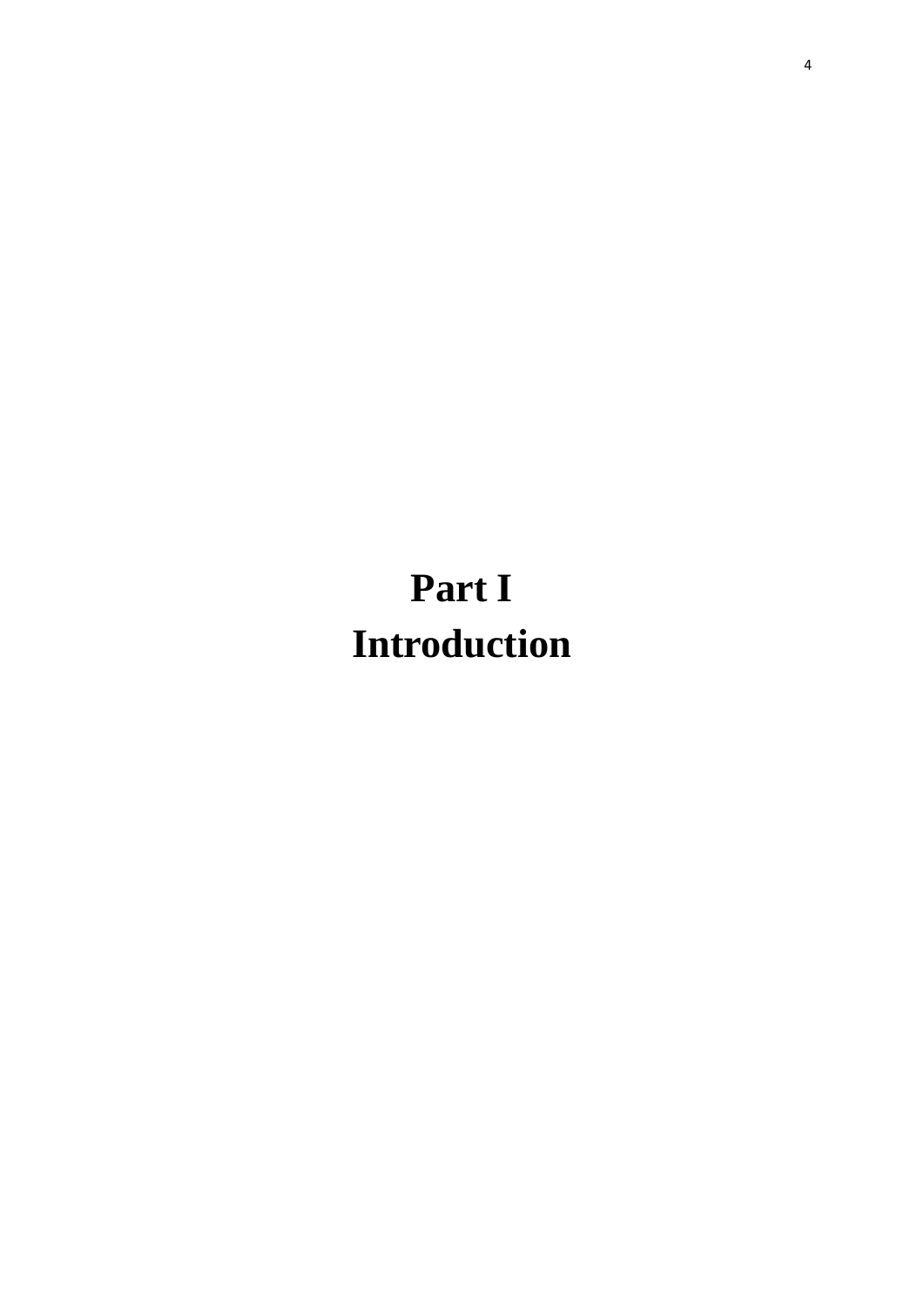# Part I
# Introduction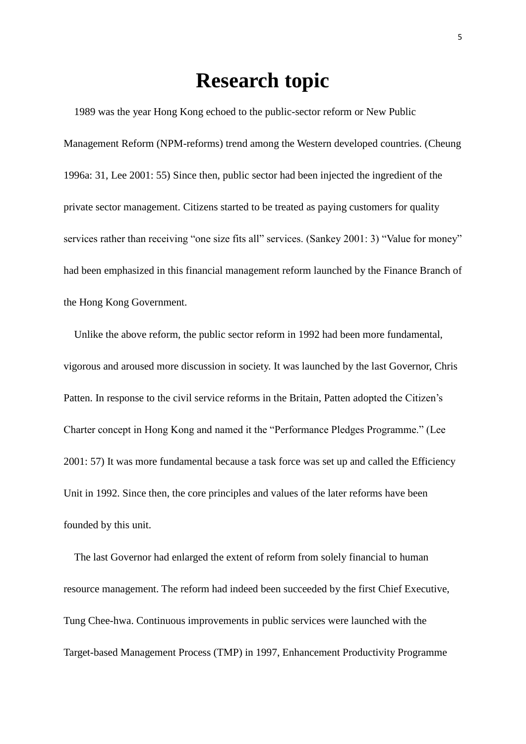# Research topic

1989 was the year Hong Kong echoed to the public-sector reform or New Public Management Reform (NPM-reforms) trend among the Western developed countries. (Cheung 1996a: 31, Lee 2001: 55) Since then, public sector had been injected the ingredient of the private sector management. Citizens started to be treated as paying customers for quality services rather than receiving "one size fits all" services. (Sankey 2001: 3) "Value for money" had been emphasized in this financial management reform launched by the Finance Branch of the Hong Kong Government.

Unlike the above reform, the public sector reform in 1992 had been more fundamental, vigorous and aroused more discussion in society. It was launched by the last Governor, Chris Patten. In response to the civil service reforms in the Britain, Patten adopted the Citizen's Charter concept in Hong Kong and named it the "Performance Pledges Programme." (Lee 2001: 57) It was more fundamental because a task force was set up and called the Efficiency Unit in 1992. Since then, the core principles and values of the later reforms have been founded by this unit.

The last Governor had enlarged the extent of reform from solely financial to human resource management. The reform had indeed been succeeded by the first Chief Executive, Tung Chee-hwa. Continuous improvements in public services were launched with the Target-based Management Process (TMP) in 1997, Enhancement Productivity Programme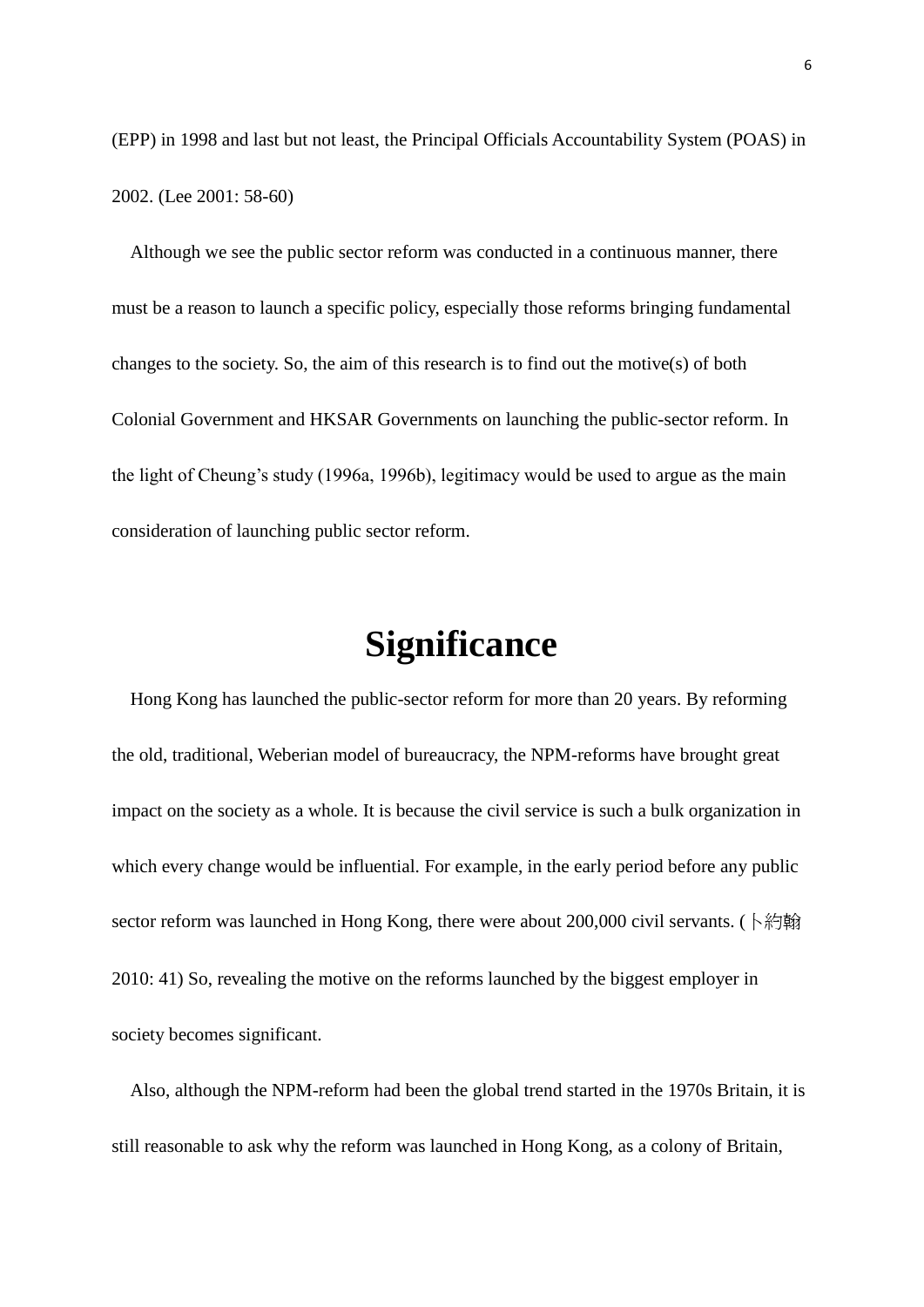(EPP) in 1998 and last but not least, the Principal Officials Accountability System (POAS) in 2002. (Lee 2001: 58-60)

Although we see the public sector reform was conducted in a continuous manner, there must be a reason to launch a specific policy, especially those reforms bringing fundamental changes to the society. So, the aim of this research is to find out the motive(s) of both Colonial Government and HKSAR Governments on launching the public-sector reform. In the light of Cheung's study (1996a, 1996b), legitimacy would be used to argue as the main consideration of launching public sector reform.

# Significance

Hong Kong has launched the public-sector reform for more than 20 years. By reforming the old, traditional, Weberian model of bureaucracy, the NPM-reforms have brought great impact on the society as a whole. It is because the civil service is such a bulk organization in which every change would be influential. For example, in the early period before any public sector reform was launched in Hong Kong, there were about 200,000 civil servants. (卜約翰 2010: 41) So, revealing the motive on the reforms launched by the biggest employer in society becomes significant.

Also, although the NPM-reform had been the global trend started in the 1970s Britain, it is still reasonable to ask why the reform was launched in Hong Kong, as a colony of Britain,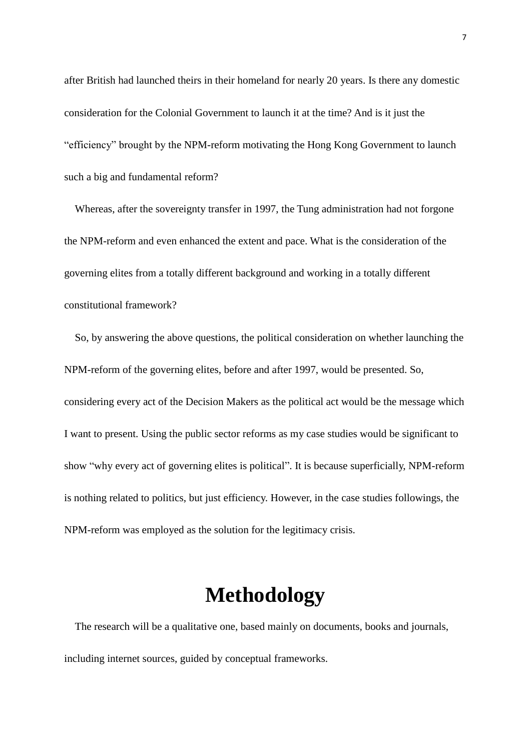after British had launched theirs in their homeland for nearly 20 years. Is there any domestic consideration for the Colonial Government to launch it at the time? And is it just the "efficiency" brought by the NPM-reform motivating the Hong Kong Government to launch such a big and fundamental reform?

Whereas, after the sovereignty transfer in 1997, the Tung administration had not forgone the NPM-reform and even enhanced the extent and pace. What is the consideration of the governing elites from a totally different background and working in a totally different constitutional framework?

So, by answering the above questions, the political consideration on whether launching the NPM-reform of the governing elites, before and after 1997, would be presented. So, considering every act of the Decision Makers as the political act would be the message which I want to present. Using the public sector reforms as my case studies would be significant to show "why every act of governing elites is political". It is because superficially, NPM-reform is nothing related to politics, but just efficiency. However, in the case studies followings, the NPM-reform was employed as the solution for the legitimacy crisis.

# Methodology

The research will be a qualitative one, based mainly on documents, books and journals, including internet sources, guided by conceptual frameworks.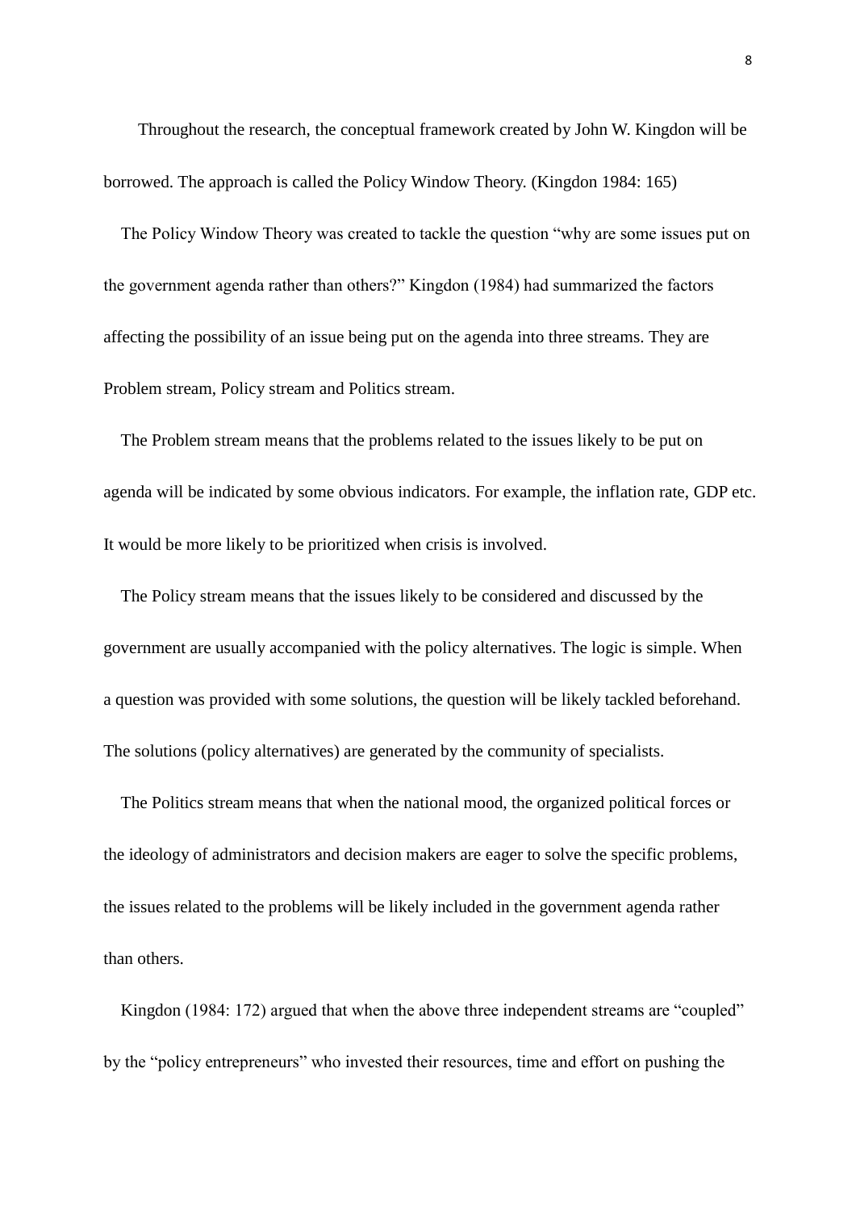Throughout the research, the conceptual framework created by John W. Kingdon will be borrowed. The approach is called the Policy Window Theory. (Kingdon 1984: 165)

The Policy Window Theory was created to tackle the question "why are some issues put on the government agenda rather than others?" Kingdon (1984) had summarized the factors affecting the possibility of an issue being put on the agenda into three streams. They are Problem stream, Policy stream and Politics stream.

The Problem stream means that the problems related to the issues likely to be put on agenda will be indicated by some obvious indicators. For example, the inflation rate, GDP etc. It would be more likely to be prioritized when crisis is involved.

The Policy stream means that the issues likely to be considered and discussed by the government are usually accompanied with the policy alternatives. The logic is simple. When a question was provided with some solutions, the question will be likely tackled beforehand. The solutions (policy alternatives) are generated by the community of specialists.

The Politics stream means that when the national mood, the organized political forces or the ideology of administrators and decision makers are eager to solve the specific problems, the issues related to the problems will be likely included in the government agenda rather than others.

Kingdon (1984: 172) argued that when the above three independent streams are "coupled" by the "policy entrepreneurs" who invested their resources, time and effort on pushing the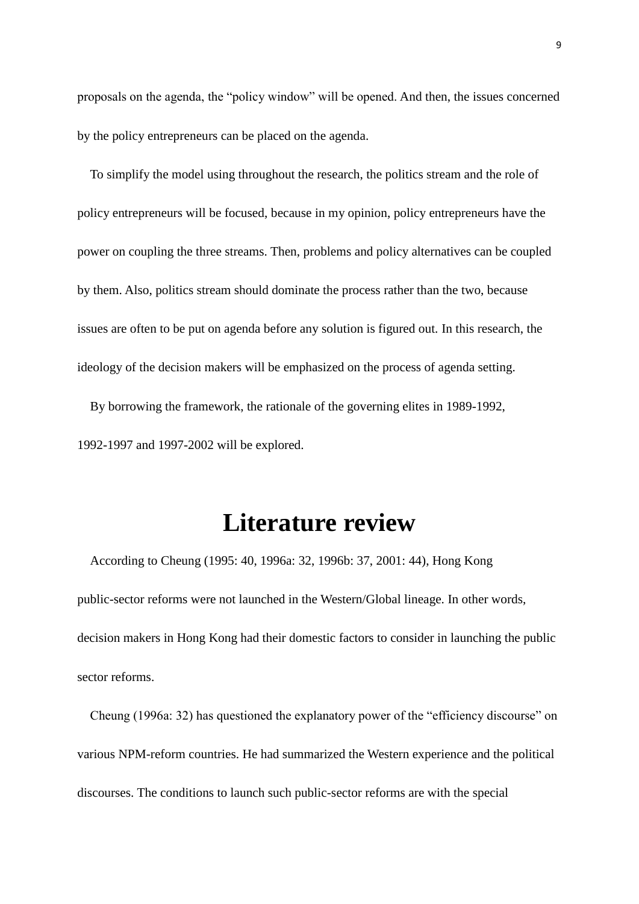proposals on the agenda, the "policy window" will be opened. And then, the issues concerned by the policy entrepreneurs can be placed on the agenda.

To simplify the model using throughout the research, the politics stream and the role of policy entrepreneurs will be focused, because in my opinion, policy entrepreneurs have the power on coupling the three streams. Then, problems and policy alternatives can be coupled by them. Also, politics stream should dominate the process rather than the two, because issues are often to be put on agenda before any solution is figured out. In this research, the ideology of the decision makers will be emphasized on the process of agenda setting.

By borrowing the framework, the rationale of the governing elites in 1989-1992, 1992-1997 and 1997-2002 will be explored.

# Literature review

According to Cheung (1995: 40, 1996a: 32, 1996b: 37, 2001: 44), Hong Kong public-sector reforms were not launched in the Western/Global lineage. In other words, decision makers in Hong Kong had their domestic factors to consider in launching the public sector reforms.

Cheung (1996a: 32) has questioned the explanatory power of the "efficiency discourse" on various NPM-reform countries. He had summarized the Western experience and the political discourses. The conditions to launch such public-sector reforms are with the special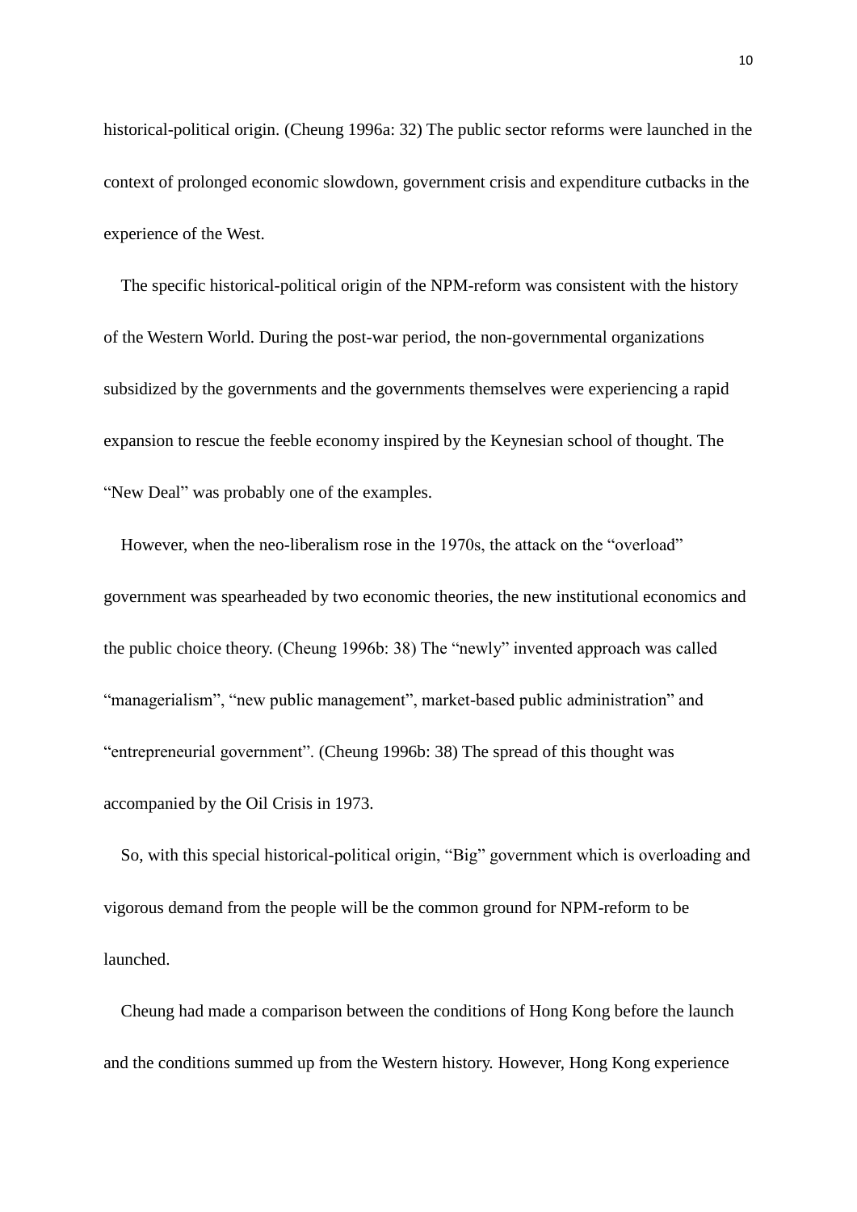historical-political origin. (Cheung 1996a: 32) The public sector reforms were launched in the context of prolonged economic slowdown, government crisis and expenditure cutbacks in the experience of the West.

The specific historical-political origin of the NPM-reform was consistent with the history of the Western World. During the post-war period, the non-governmental organizations subsidized by the governments and the governments themselves were experiencing a rapid expansion to rescue the feeble economy inspired by the Keynesian school of thought. The "New Deal" was probably one of the examples.

However, when the neo-liberalism rose in the 1970s, the attack on the "overload" government was spearheaded by two economic theories, the new institutional economics and the public choice theory. (Cheung 1996b: 38) The "newly" invented approach was called "managerialism", "new public management", market-based public administration" and "entrepreneurial government". (Cheung 1996b: 38) The spread of this thought was accompanied by the Oil Crisis in 1973.

So, with this special historical-political origin, "Big" government which is overloading and vigorous demand from the people will be the common ground for NPM-reform to be launched.

Cheung had made a comparison between the conditions of Hong Kong before the launch and the conditions summed up from the Western history. However, Hong Kong experience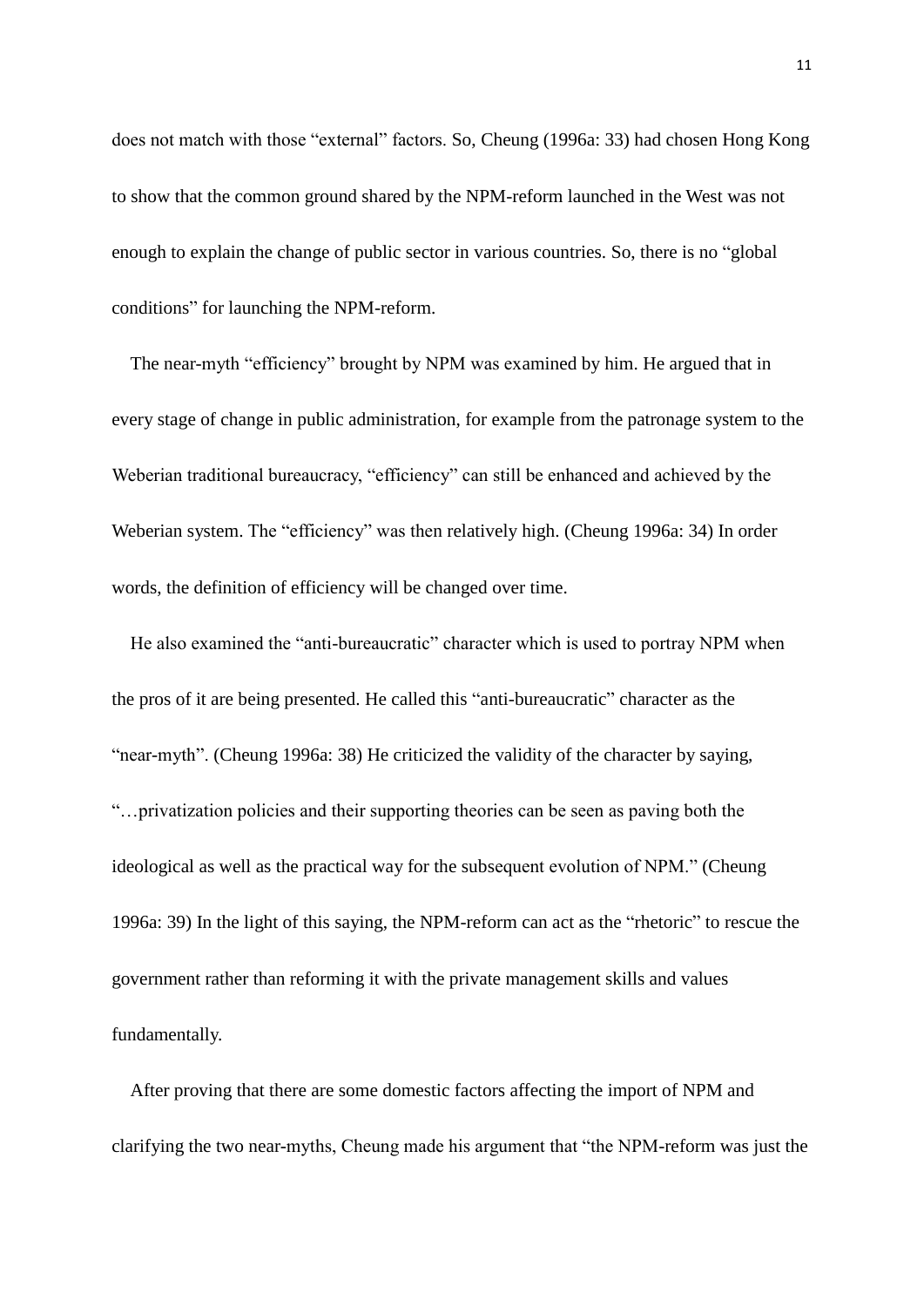does not match with those "external" factors. So, Cheung (1996a: 33) had chosen Hong Kong to show that the common ground shared by the NPM-reform launched in the West was not enough to explain the change of public sector in various countries. So, there is no "global conditions" for launching the NPM-reform.

The near-myth "efficiency" brought by NPM was examined by him. He argued that in every stage of change in public administration, for example from the patronage system to the Weberian traditional bureaucracy, "efficiency" can still be enhanced and achieved by the Weberian system. The "efficiency" was then relatively high. (Cheung 1996a: 34) In order words, the definition of efficiency will be changed over time.

He also examined the "anti-bureaucratic" character which is used to portray NPM when the pros of it are being presented. He called this "anti-bureaucratic" character as the "near-myth". (Cheung 1996a: 38) He criticized the validity of the character by saying, "…privatization policies and their supporting theories can be seen as paving both the ideological as well as the practical way for the subsequent evolution of NPM." (Cheung 1996a: 39) In the light of this saying, the NPM-reform can act as the "rhetoric" to rescue the government rather than reforming it with the private management skills and values fundamentally.

After proving that there are some domestic factors affecting the import of NPM and clarifying the two near-myths, Cheung made his argument that "the NPM-reform was just the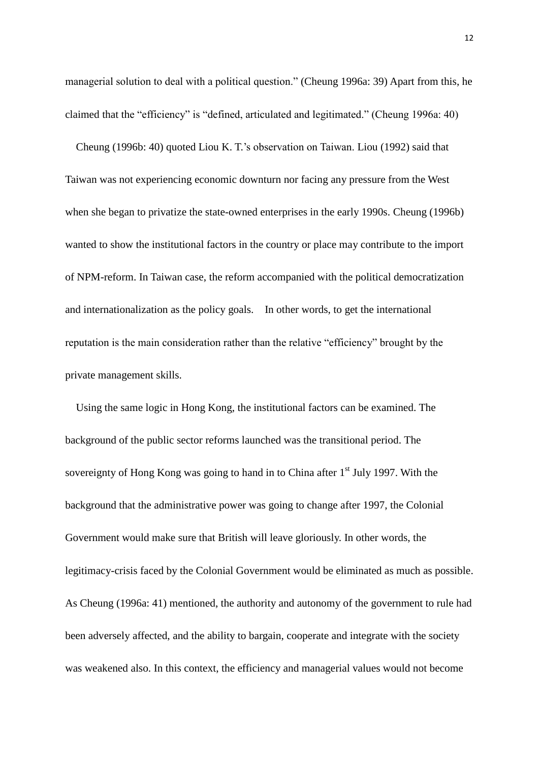managerial solution to deal with a political question." (Cheung 1996a: 39) Apart from this, he claimed that the "efficiency" is "defined, articulated and legitimated." (Cheung 1996a: 40)

Cheung (1996b: 40) quoted Liou K. T.'s observation on Taiwan. Liou (1992) said that Taiwan was not experiencing economic downturn nor facing any pressure from the West when she began to privatize the state-owned enterprises in the early 1990s. Cheung (1996b) wanted to show the institutional factors in the country or place may contribute to the import of NPM-reform. In Taiwan case, the reform accompanied with the political democratization and internationalization as the policy goals. In other words, to get the international reputation is the main consideration rather than the relative "efficiency" brought by the private management skills.

Using the same logic in Hong Kong, the institutional factors can be examined. The background of the public sector reforms launched was the transitional period. The sovereignty of Hong Kong was going to hand in to China after 1st July 1997. With the background that the administrative power was going to change after 1997, the Colonial Government would make sure that British will leave gloriously. In other words, the legitimacy-crisis faced by the Colonial Government would be eliminated as much as possible. As Cheung (1996a: 41) mentioned, the authority and autonomy of the government to rule had been adversely affected, and the ability to bargain, cooperate and integrate with the society was weakened also. In this context, the efficiency and managerial values would not become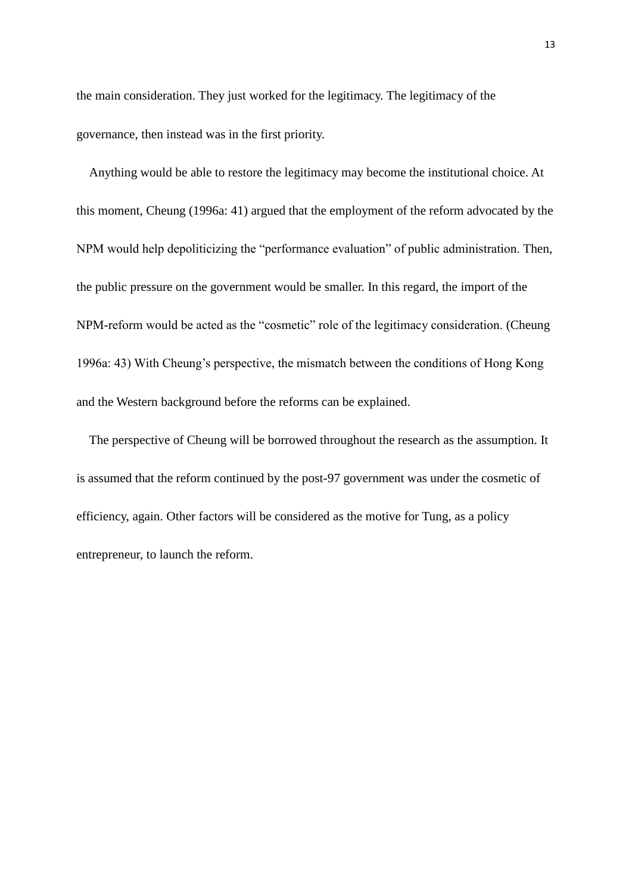the main consideration. They just worked for the legitimacy. The legitimacy of the governance, then instead was in the first priority.

Anything would be able to restore the legitimacy may become the institutional choice. At this moment, Cheung (1996a: 41) argued that the employment of the reform advocated by the NPM would help depoliticizing the “performance evaluation” of public administration. Then, the public pressure on the government would be smaller. In this regard, the import of the NPM-reform would be acted as the “cosmetic” role of the legitimacy consideration. (Cheung 1996a: 43) With Cheung’s perspective, the mismatch between the conditions of Hong Kong and the Western background before the reforms can be explained.

The perspective of Cheung will be borrowed throughout the research as the assumption. It is assumed that the reform continued by the post-97 government was under the cosmetic of efficiency, again. Other factors will be considered as the motive for Tung, as a policy entrepreneur, to launch the reform.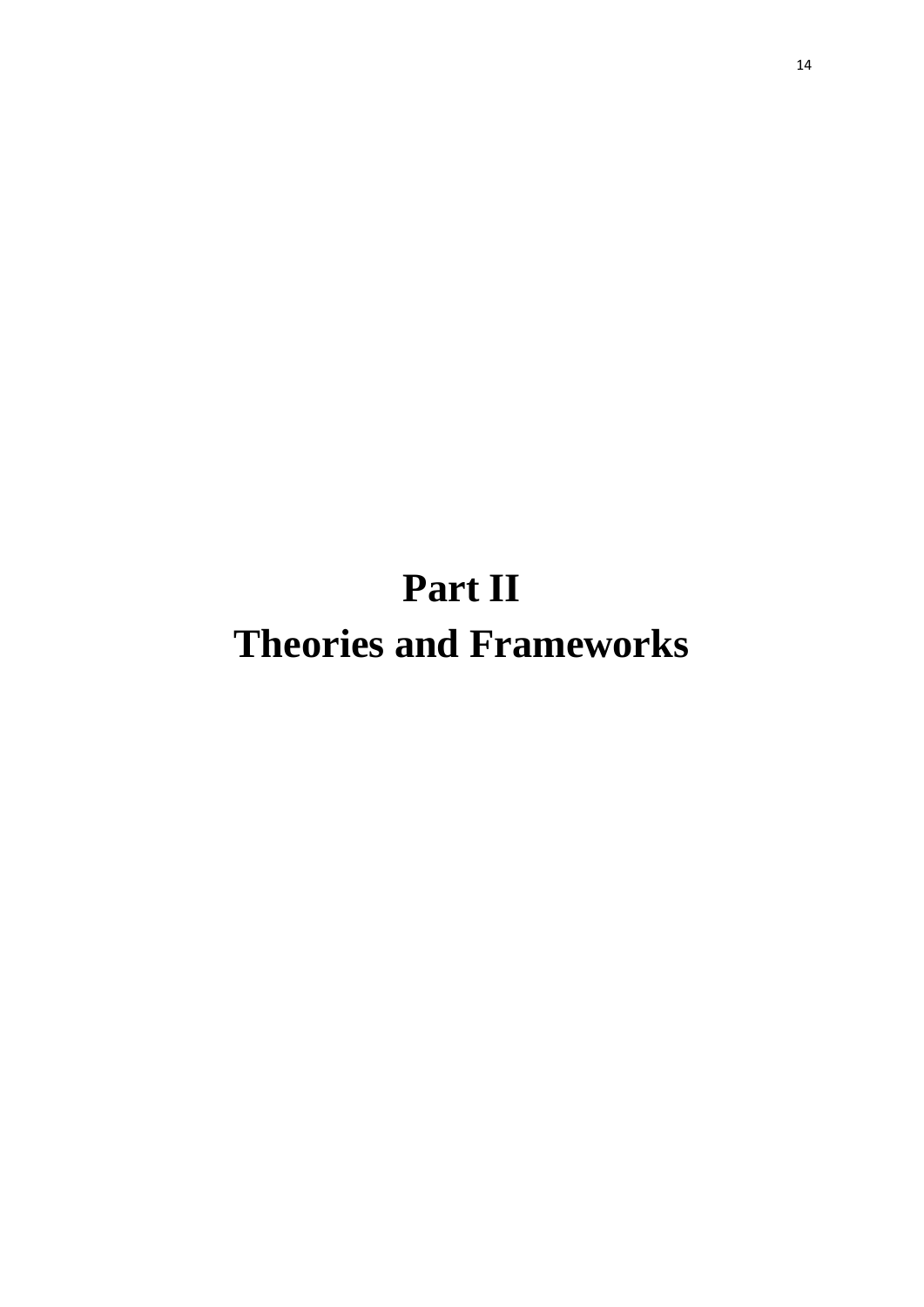# Part II
# Theories and Frameworks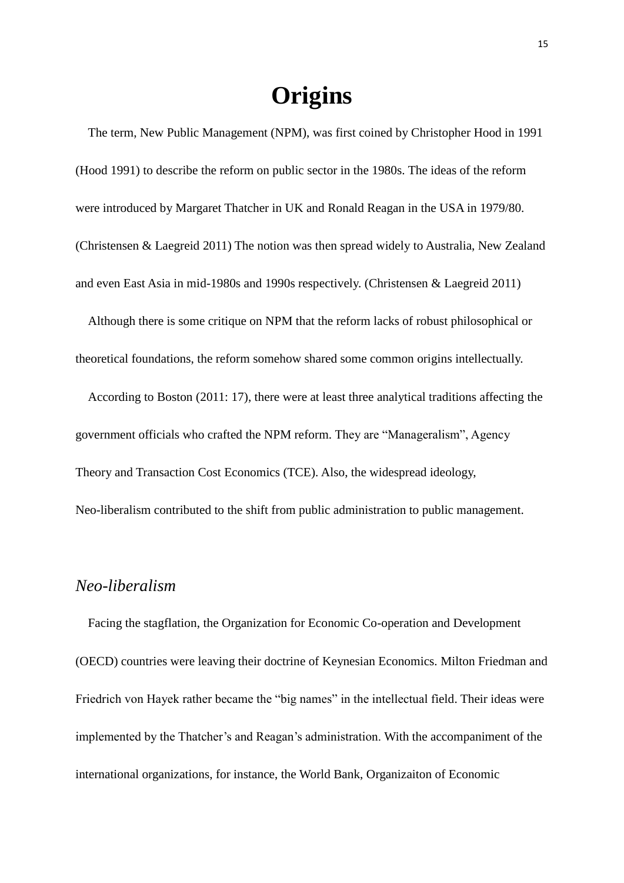# Origins

The term, New Public Management (NPM), was first coined by Christopher Hood in 1991 (Hood 1991) to describe the reform on public sector in the 1980s. The ideas of the reform were introduced by Margaret Thatcher in UK and Ronald Reagan in the USA in 1979/80. (Christensen & Laegreid 2011) The notion was then spread widely to Australia, New Zealand and even East Asia in mid-1980s and 1990s respectively. (Christensen & Laegreid 2011)

Although there is some critique on NPM that the reform lacks of robust philosophical or theoretical foundations, the reform somehow shared some common origins intellectually.

According to Boston (2011: 17), there were at least three analytical traditions affecting the government officials who crafted the NPM reform. They are "Manageralism", Agency Theory and Transaction Cost Economics (TCE). Also, the widespread ideology, Neo-liberalism contributed to the shift from public administration to public management.

## *Neo-liberalism*

Facing the stagflation, the Organization for Economic Co-operation and Development (OECD) countries were leaving their doctrine of Keynesian Economics. Milton Friedman and Friedrich von Hayek rather became the "big names" in the intellectual field. Their ideas were implemented by the Thatcher's and Reagan's administration. With the accompaniment of the international organizations, for instance, the World Bank, Organizaiton of Economic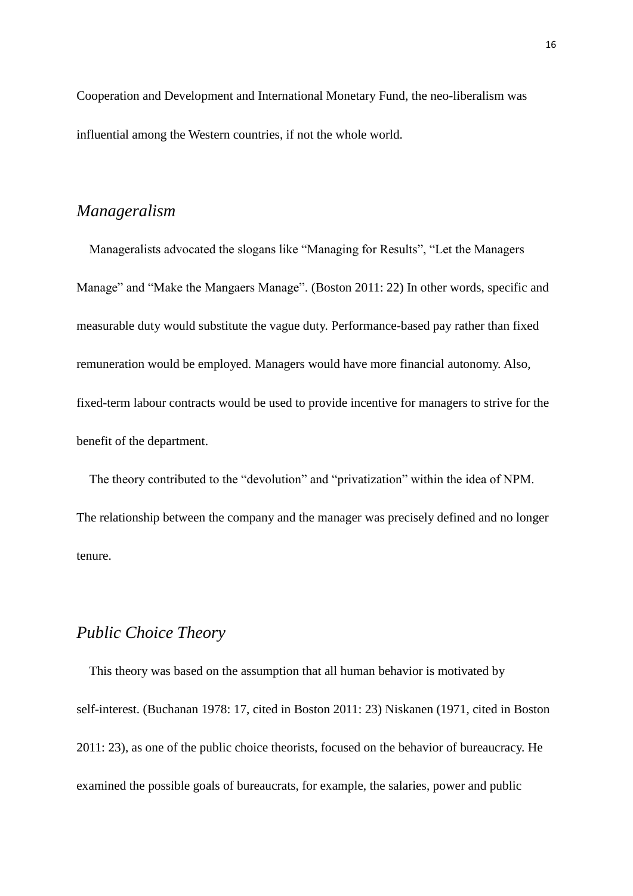Cooperation and Development and International Monetary Fund, the neo-liberalism was influential among the Western countries, if not the whole world.

## *Manageralism*

Manageralists advocated the slogans like "Managing for Results", "Let the Managers Manage" and "Make the Mangaers Manage". (Boston 2011: 22) In other words, specific and measurable duty would substitute the vague duty. Performance-based pay rather than fixed remuneration would be employed. Managers would have more financial autonomy. Also, fixed-term labour contracts would be used to provide incentive for managers to strive for the benefit of the department.

The theory contributed to the "devolution" and "privatization" within the idea of NPM. The relationship between the company and the manager was precisely defined and no longer tenure.

## *Public Choice Theory*

This theory was based on the assumption that all human behavior is motivated by self-interest. (Buchanan 1978: 17, cited in Boston 2011: 23) Niskanen (1971, cited in Boston 2011: 23), as one of the public choice theorists, focused on the behavior of bureaucracy. He examined the possible goals of bureaucrats, for example, the salaries, power and public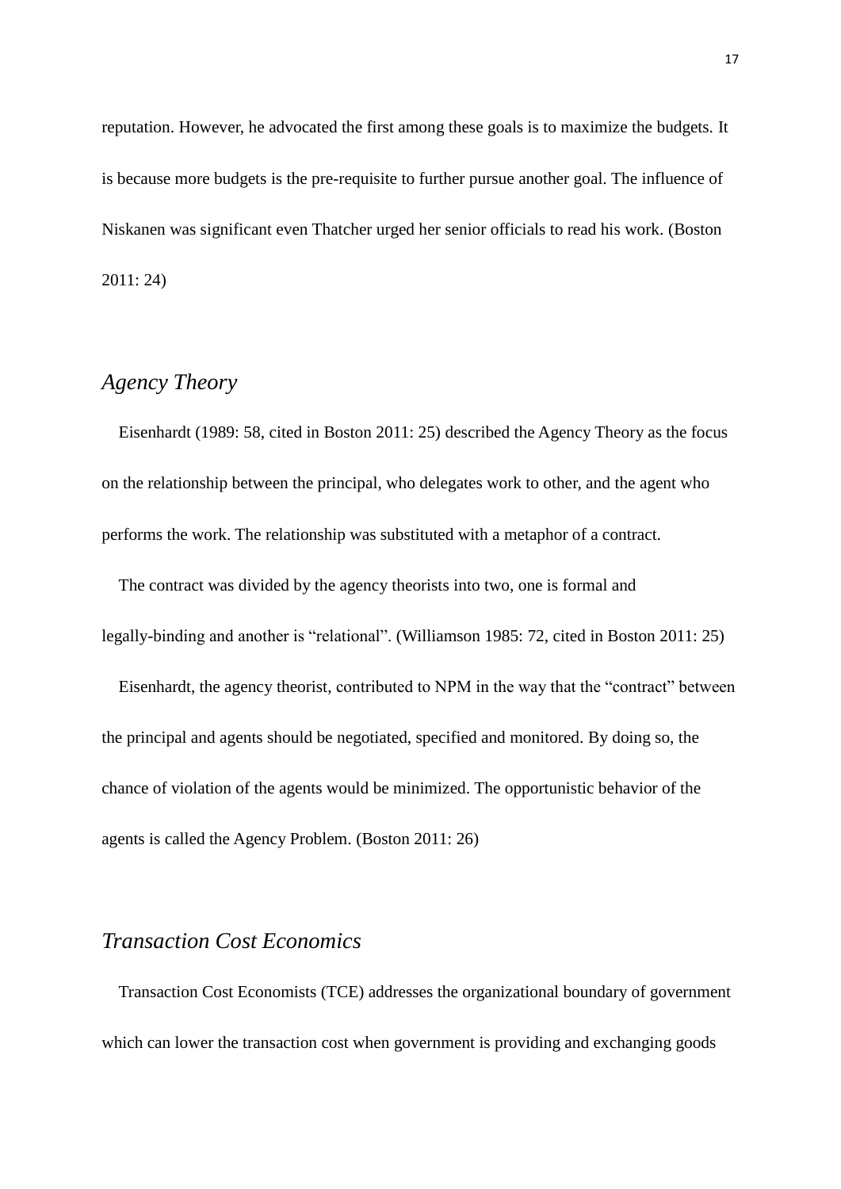reputation. However, he advocated the first among these goals is to maximize the budgets. It is because more budgets is the pre-requisite to further pursue another goal. The influence of Niskanen was significant even Thatcher urged her senior officials to read his work. (Boston 2011: 24)

## *Agency Theory*

Eisenhardt (1989: 58, cited in Boston 2011: 25) described the Agency Theory as the focus on the relationship between the principal, who delegates work to other, and the agent who performs the work. The relationship was substituted with a metaphor of a contract.

The contract was divided by the agency theorists into two, one is formal and legally-binding and another is "relational". (Williamson 1985: 72, cited in Boston 2011: 25)

Eisenhardt, the agency theorist, contributed to NPM in the way that the "contract" between the principal and agents should be negotiated, specified and monitored. By doing so, the chance of violation of the agents would be minimized. The opportunistic behavior of the agents is called the Agency Problem. (Boston 2011: 26)

## *Transaction Cost Economics*

Transaction Cost Economists (TCE) addresses the organizational boundary of government which can lower the transaction cost when government is providing and exchanging goods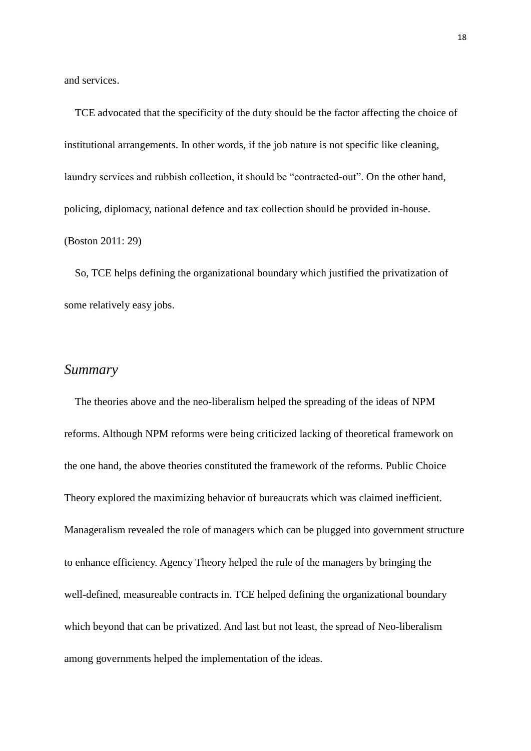and services.

TCE advocated that the specificity of the duty should be the factor affecting the choice of institutional arrangements. In other words, if the job nature is not specific like cleaning, laundry services and rubbish collection, it should be "contracted-out". On the other hand, policing, diplomacy, national defence and tax collection should be provided in-house. (Boston 2011: 29)

So, TCE helps defining the organizational boundary which justified the privatization of some relatively easy jobs.

## *Summary*

The theories above and the neo-liberalism helped the spreading of the ideas of NPM reforms. Although NPM reforms were being criticized lacking of theoretical framework on the one hand, the above theories constituted the framework of the reforms. Public Choice Theory explored the maximizing behavior of bureaucrats which was claimed inefficient. Manageralism revealed the role of managers which can be plugged into government structure to enhance efficiency. Agency Theory helped the rule of the managers by bringing the well-defined, measureable contracts in. TCE helped defining the organizational boundary which beyond that can be privatized. And last but not least, the spread of Neo-liberalism among governments helped the implementation of the ideas.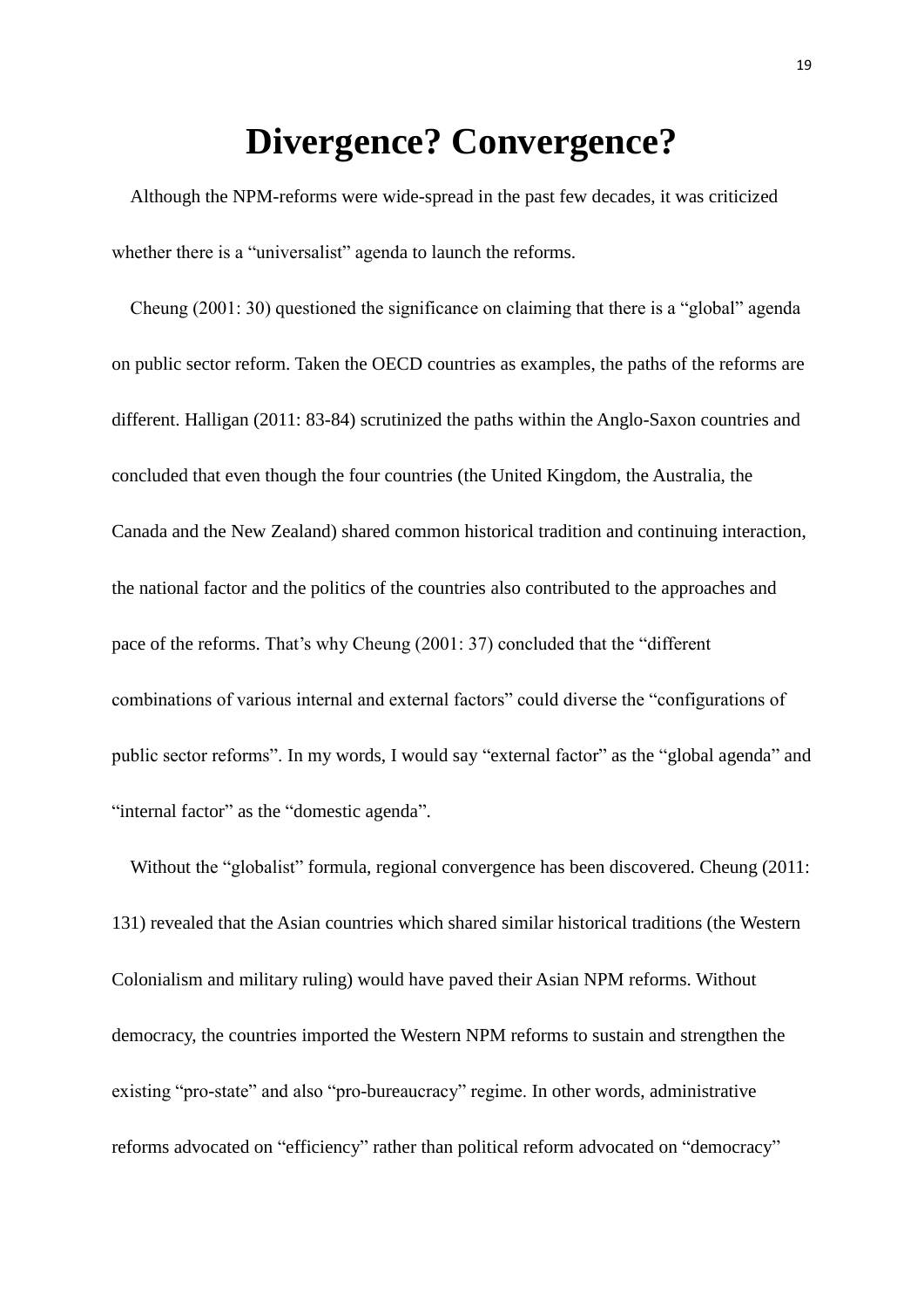# Divergence? Convergence?

Although the NPM-reforms were wide-spread in the past few decades, it was criticized whether there is a "universalist" agenda to launch the reforms.

Cheung (2001: 30) questioned the significance on claiming that there is a "global" agenda on public sector reform. Taken the OECD countries as examples, the paths of the reforms are different. Halligan (2011: 83-84) scrutinized the paths within the Anglo-Saxon countries and concluded that even though the four countries (the United Kingdom, the Australia, the Canada and the New Zealand) shared common historical tradition and continuing interaction, the national factor and the politics of the countries also contributed to the approaches and pace of the reforms. That's why Cheung (2001: 37) concluded that the "different combinations of various internal and external factors" could diverse the "configurations of public sector reforms". In my words, I would say "external factor" as the "global agenda" and "internal factor" as the "domestic agenda".

Without the "globalist" formula, regional convergence has been discovered. Cheung (2011: 131) revealed that the Asian countries which shared similar historical traditions (the Western Colonialism and military ruling) would have paved their Asian NPM reforms. Without democracy, the countries imported the Western NPM reforms to sustain and strengthen the existing "pro-state" and also "pro-bureaucracy" regime. In other words, administrative reforms advocated on "efficiency" rather than political reform advocated on "democracy"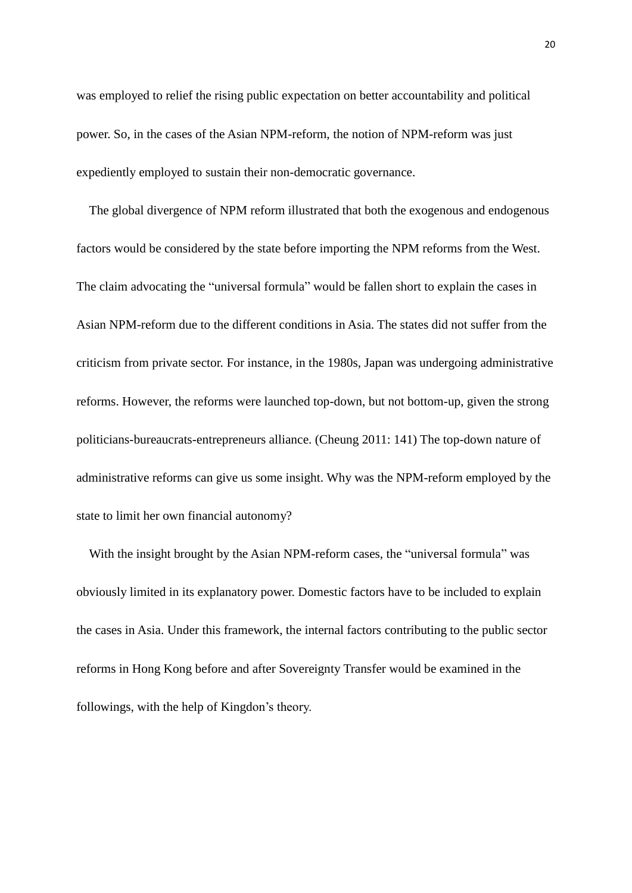was employed to relief the rising public expectation on better accountability and political power. So, in the cases of the Asian NPM-reform, the notion of NPM-reform was just expediently employed to sustain their non-democratic governance.

The global divergence of NPM reform illustrated that both the exogenous and endogenous factors would be considered by the state before importing the NPM reforms from the West. The claim advocating the "universal formula" would be fallen short to explain the cases in Asian NPM-reform due to the different conditions in Asia. The states did not suffer from the criticism from private sector. For instance, in the 1980s, Japan was undergoing administrative reforms. However, the reforms were launched top-down, but not bottom-up, given the strong politicians-bureaucrats-entrepreneurs alliance. (Cheung 2011: 141) The top-down nature of administrative reforms can give us some insight. Why was the NPM-reform employed by the state to limit her own financial autonomy?

With the insight brought by the Asian NPM-reform cases, the "universal formula" was obviously limited in its explanatory power. Domestic factors have to be included to explain the cases in Asia. Under this framework, the internal factors contributing to the public sector reforms in Hong Kong before and after Sovereignty Transfer would be examined in the followings, with the help of Kingdon's theory.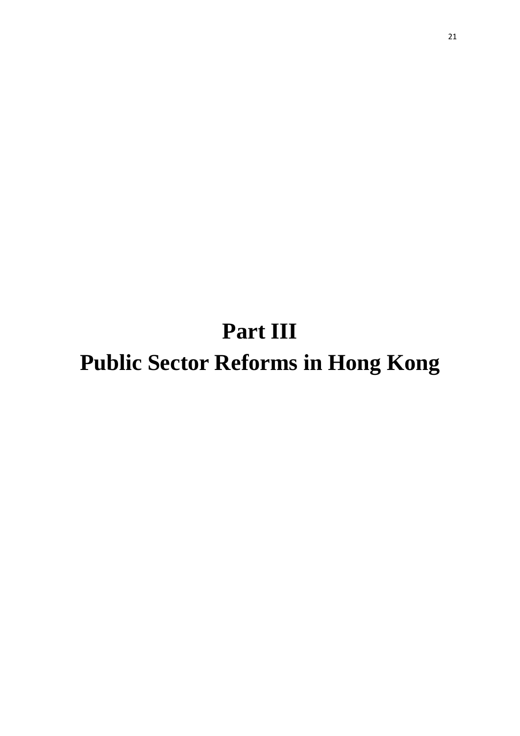# Part III
# Public Sector Reforms in Hong Kong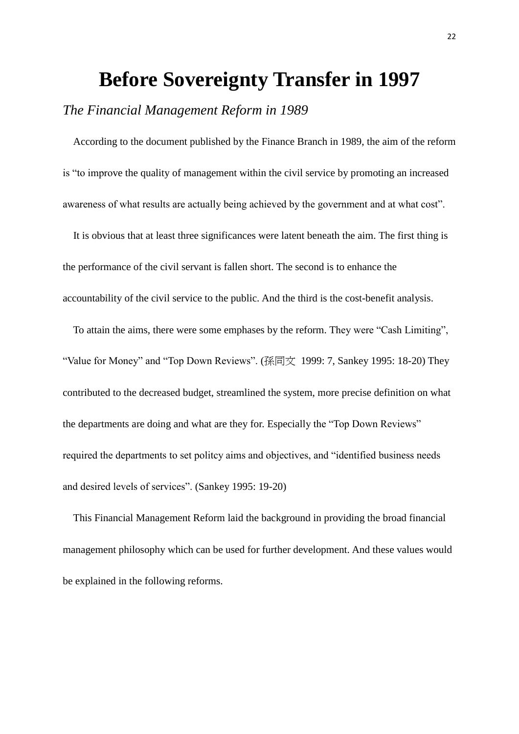# Before Sovereignty Transfer in 1997

*The Financial Management Reform in 1989*

According to the document published by the Finance Branch in 1989, the aim of the reform is "to improve the quality of management within the civil service by promoting an increased awareness of what results are actually being achieved by the government and at what cost".

It is obvious that at least three significances were latent beneath the aim. The first thing is the performance of the civil servant is fallen short. The second is to enhance the accountability of the civil service to the public. And the third is the cost-benefit analysis.

To attain the aims, there were some emphases by the reform. They were "Cash Limiting", "Value for Money" and "Top Down Reviews". (孫同文 1999: 7, Sankey 1995: 18-20) They contributed to the decreased budget, streamlined the system, more precise definition on what the departments are doing and what are they for. Especially the "Top Down Reviews" required the departments to set politcy aims and objectives, and "identified business needs and desired levels of services". (Sankey 1995: 19-20)

This Financial Management Reform laid the background in providing the broad financial management philosophy which can be used for further development. And these values would be explained in the following reforms.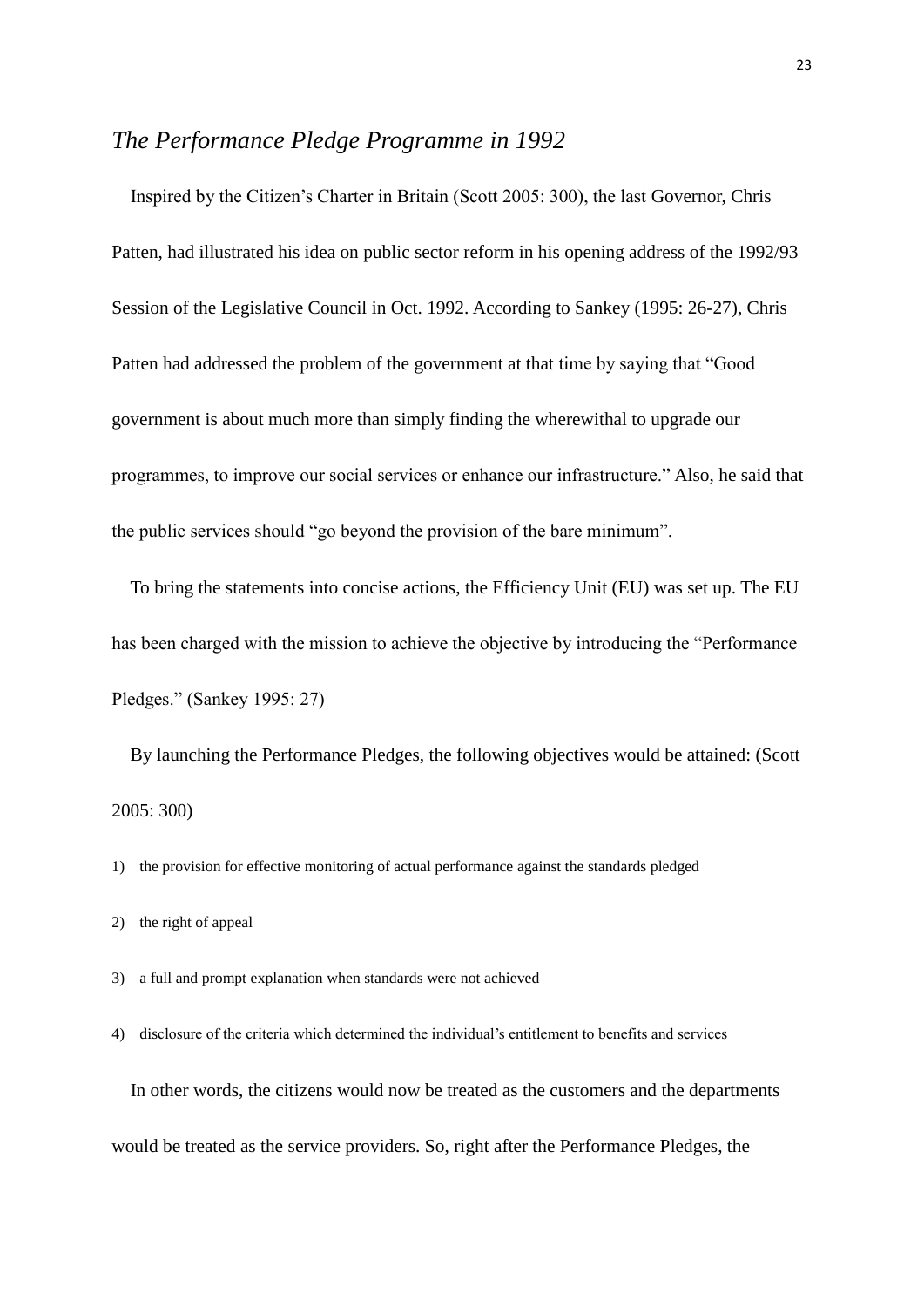## *The Performance Pledge Programme in 1992*

Inspired by the Citizen's Charter in Britain (Scott 2005: 300), the last Governor, Chris Patten, had illustrated his idea on public sector reform in his opening address of the 1992/93 Session of the Legislative Council in Oct. 1992. According to Sankey (1995: 26-27), Chris Patten had addressed the problem of the government at that time by saying that "Good government is about much more than simply finding the wherewithal to upgrade our programmes, to improve our social services or enhance our infrastructure." Also, he said that the public services should "go beyond the provision of the bare minimum".

To bring the statements into concise actions, the Efficiency Unit (EU) was set up. The EU has been charged with the mission to achieve the objective by introducing the "Performance Pledges." (Sankey 1995: 27)

By launching the Performance Pledges, the following objectives would be attained: (Scott 2005: 300)

1) the provision for effective monitoring of actual performance against the standards pledged
2) the right of appeal
3) a full and prompt explanation when standards were not achieved
4) disclosure of the criteria which determined the individual's entitlement to benefits and services

In other words, the citizens would now be treated as the customers and the departments would be treated as the service providers. So, right after the Performance Pledges, the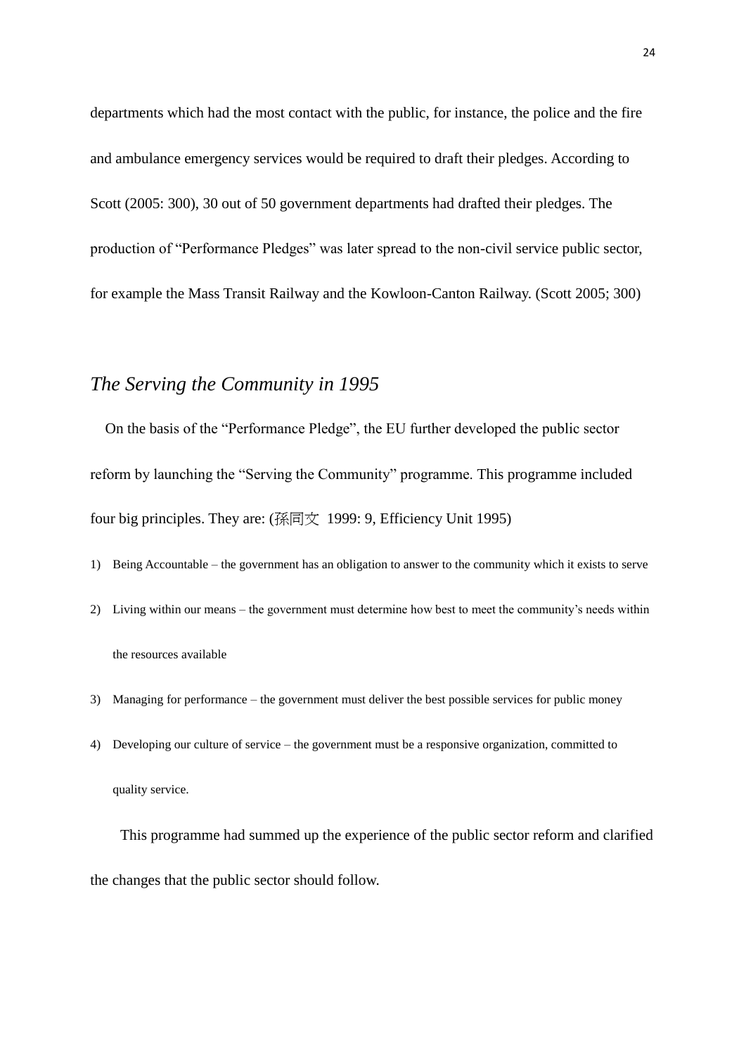departments which had the most contact with the public, for instance, the police and the fire and ambulance emergency services would be required to draft their pledges. According to Scott (2005: 300), 30 out of 50 government departments had drafted their pledges. The production of "Performance Pledges" was later spread to the non-civil service public sector, for example the Mass Transit Railway and the Kowloon-Canton Railway. (Scott 2005; 300)

## *The Serving the Community in 1995*

On the basis of the "Performance Pledge", the EU further developed the public sector reform by launching the "Serving the Community" programme. This programme included four big principles. They are: (孫同文 1999: 9, Efficiency Unit 1995)

1) Being Accountable – the government has an obligation to answer to the community which it exists to serve
2) Living within our means – the government must determine how best to meet the community's needs within the resources available
3) Managing for performance – the government must deliver the best possible services for public money
4) Developing our culture of service – the government must be a responsive organization, committed to quality service.

This programme had summed up the experience of the public sector reform and clarified the changes that the public sector should follow.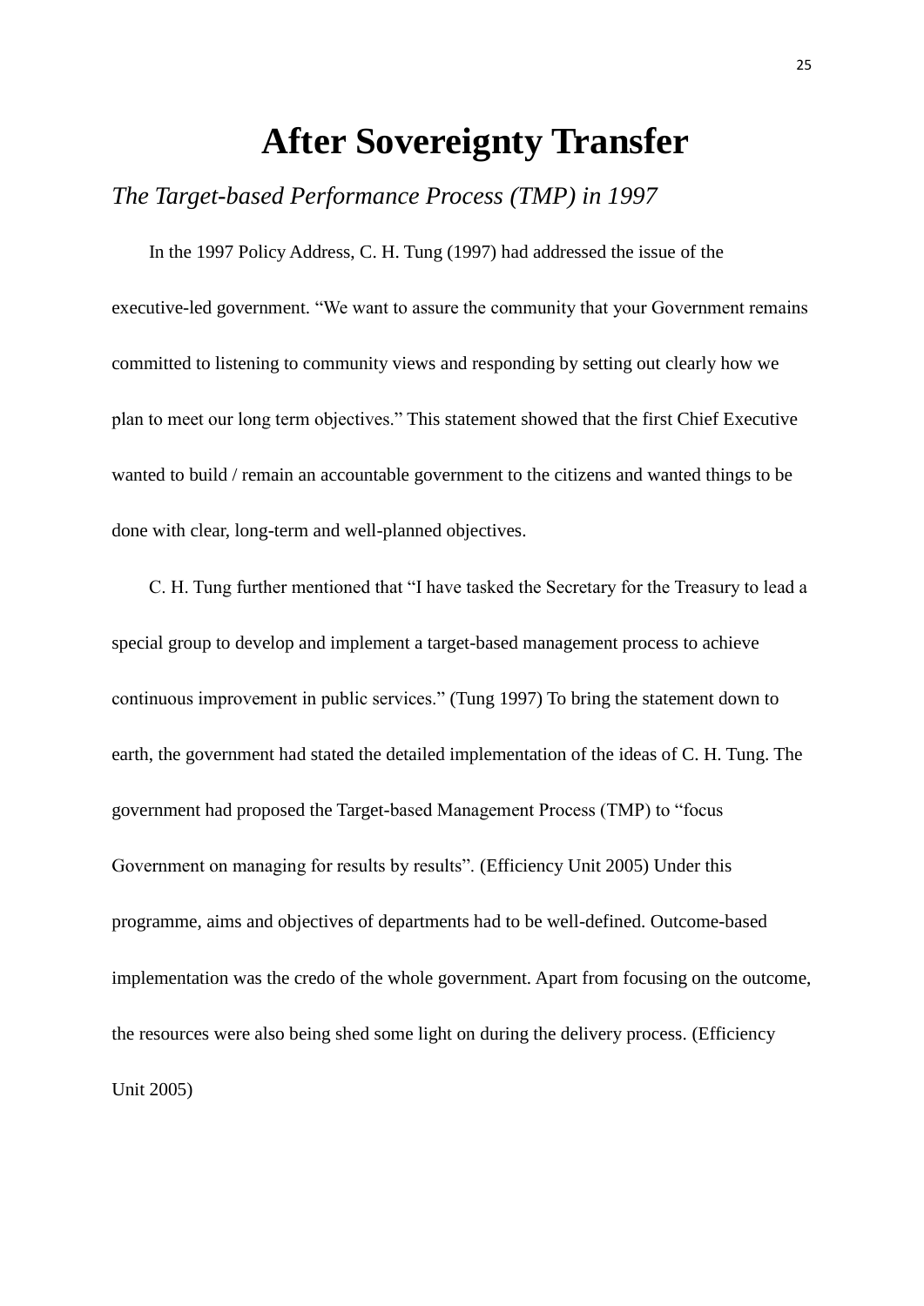# After Sovereignty Transfer

## *The Target-based Performance Process (TMP) in 1997*

In the 1997 Policy Address, C. H. Tung (1997) had addressed the issue of the executive-led government. "We want to assure the community that your Government remains committed to listening to community views and responding by setting out clearly how we plan to meet our long term objectives." This statement showed that the first Chief Executive wanted to build / remain an accountable government to the citizens and wanted things to be done with clear, long-term and well-planned objectives.

C. H. Tung further mentioned that "I have tasked the Secretary for the Treasury to lead a special group to develop and implement a target-based management process to achieve continuous improvement in public services." (Tung 1997) To bring the statement down to earth, the government had stated the detailed implementation of the ideas of C. H. Tung. The government had proposed the Target-based Management Process (TMP) to "focus Government on managing for results by results". (Efficiency Unit 2005) Under this programme, aims and objectives of departments had to be well-defined. Outcome-based implementation was the credo of the whole government. Apart from focusing on the outcome, the resources were also being shed some light on during the delivery process. (Efficiency Unit 2005)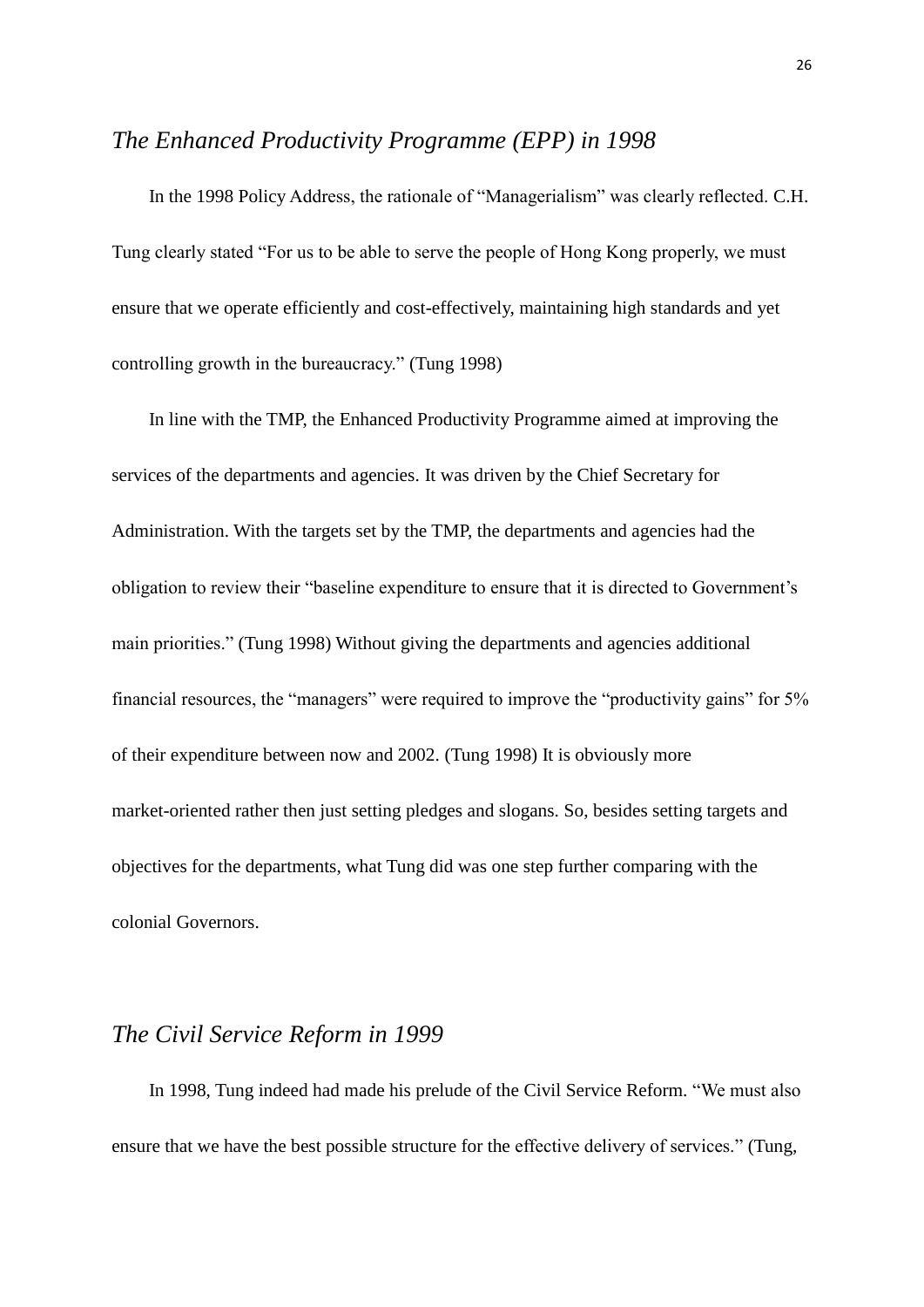## *The Enhanced Productivity Programme (EPP) in 1998*

In the 1998 Policy Address, the rationale of "Managerialism" was clearly reflected. C.H. Tung clearly stated "For us to be able to serve the people of Hong Kong properly, we must ensure that we operate efficiently and cost-effectively, maintaining high standards and yet controlling growth in the bureaucracy." (Tung 1998)

In line with the TMP, the Enhanced Productivity Programme aimed at improving the services of the departments and agencies. It was driven by the Chief Secretary for Administration. With the targets set by the TMP, the departments and agencies had the obligation to review their "baseline expenditure to ensure that it is directed to Government's main priorities." (Tung 1998) Without giving the departments and agencies additional financial resources, the "managers" were required to improve the "productivity gains" for 5% of their expenditure between now and 2002. (Tung 1998) It is obviously more market-oriented rather then just setting pledges and slogans. So, besides setting targets and objectives for the departments, what Tung did was one step further comparing with the colonial Governors.

## *The Civil Service Reform in 1999*

In 1998, Tung indeed had made his prelude of the Civil Service Reform. "We must also ensure that we have the best possible structure for the effective delivery of services." (Tung,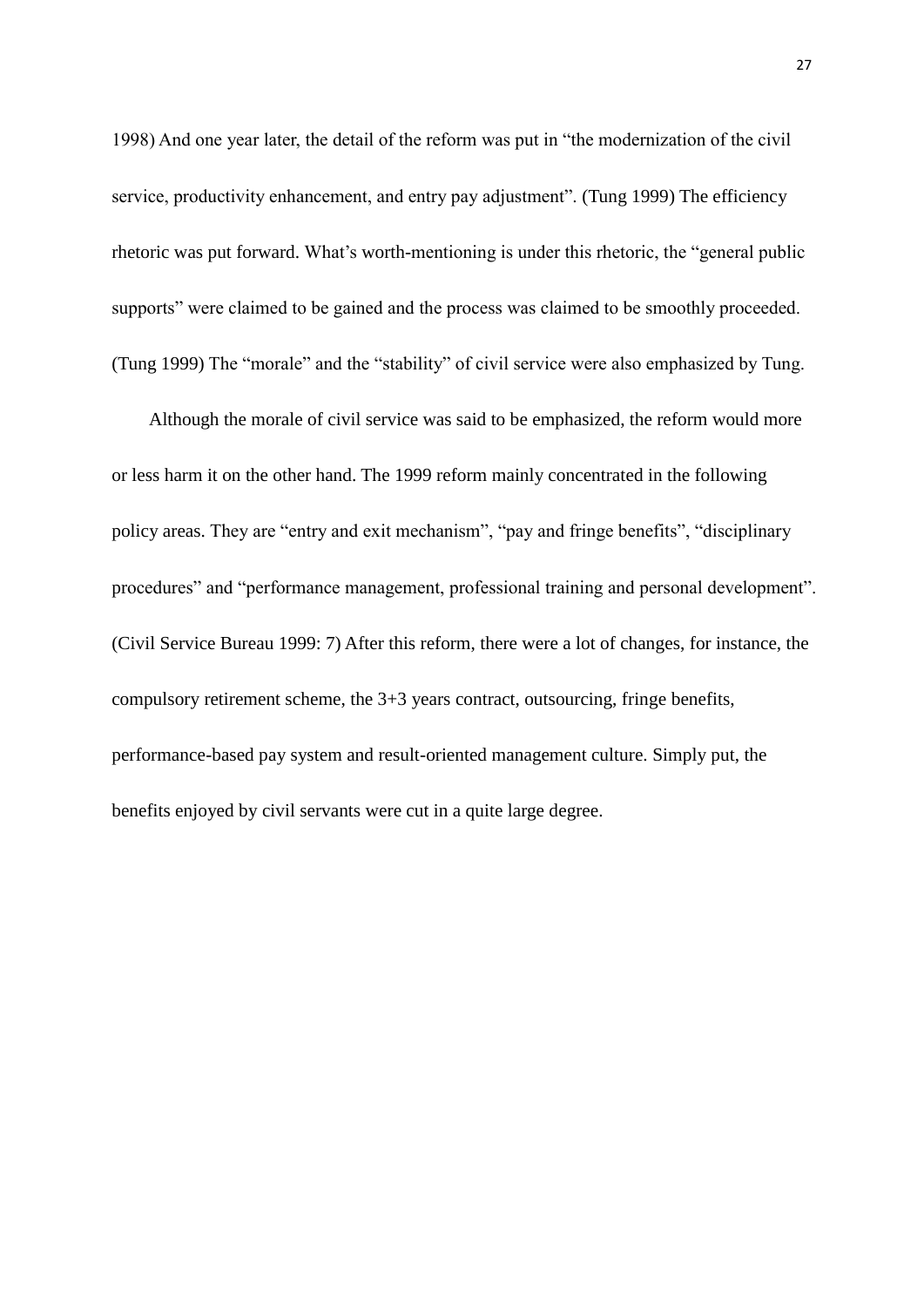1998) And one year later, the detail of the reform was put in "the modernization of the civil service, productivity enhancement, and entry pay adjustment". (Tung 1999) The efficiency rhetoric was put forward. What's worth-mentioning is under this rhetoric, the "general public supports" were claimed to be gained and the process was claimed to be smoothly proceeded. (Tung 1999) The "morale" and the "stability" of civil service were also emphasized by Tung.

Although the morale of civil service was said to be emphasized, the reform would more or less harm it on the other hand. The 1999 reform mainly concentrated in the following policy areas. They are "entry and exit mechanism", "pay and fringe benefits", "disciplinary procedures" and "performance management, professional training and personal development". (Civil Service Bureau 1999: 7) After this reform, there were a lot of changes, for instance, the compulsory retirement scheme, the 3+3 years contract, outsourcing, fringe benefits, performance-based pay system and result-oriented management culture. Simply put, the benefits enjoyed by civil servants were cut in a quite large degree.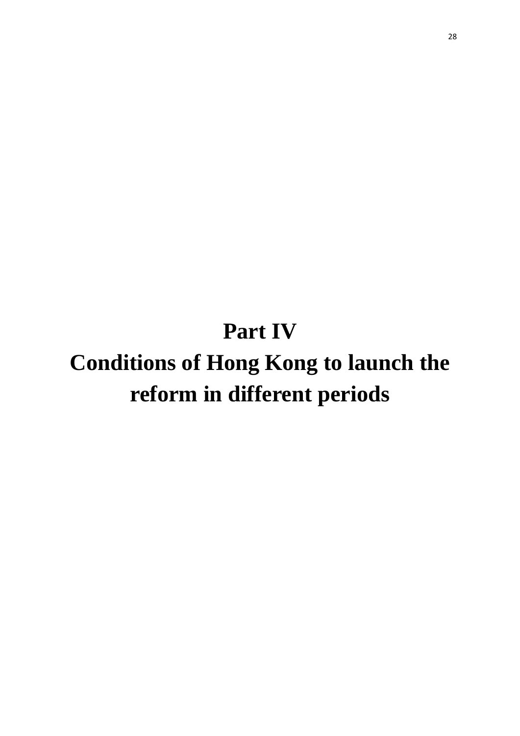# Part IV
# Conditions of Hong Kong to launch the reform in different periods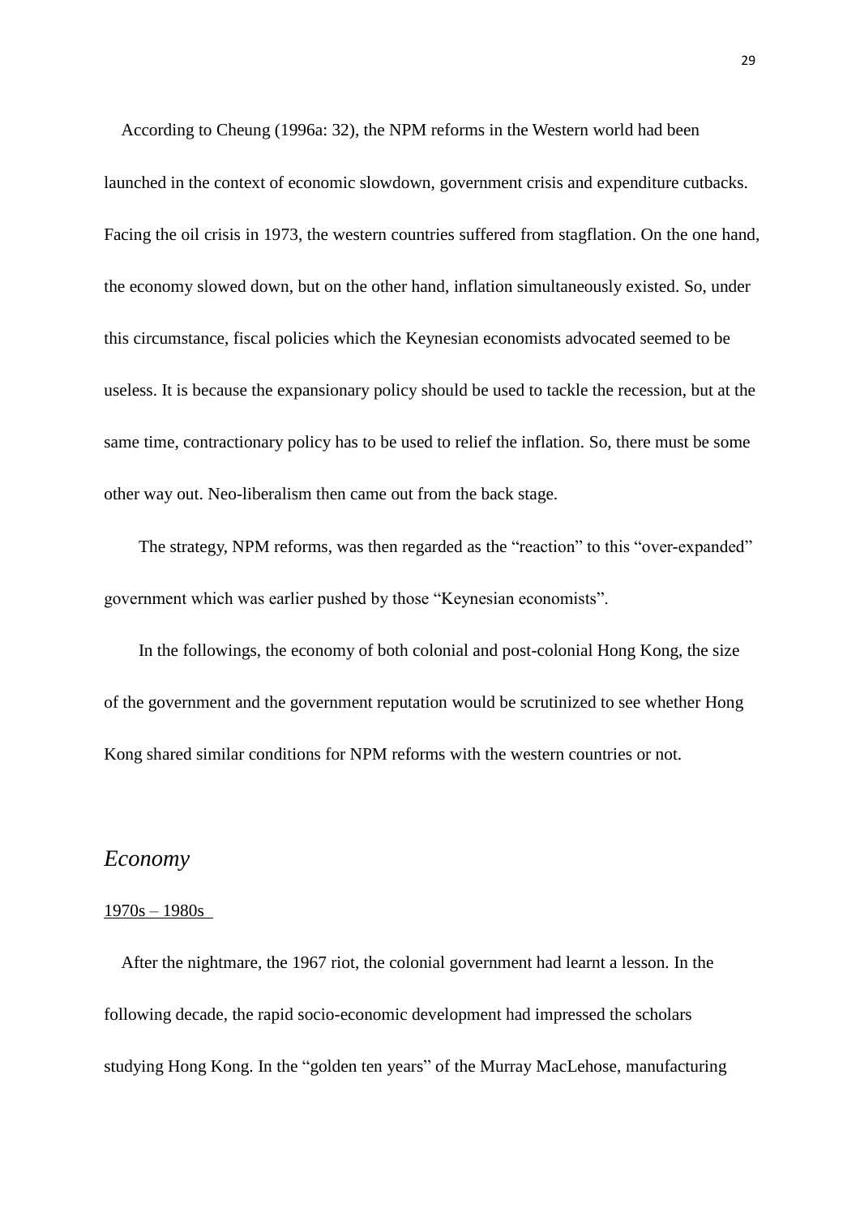According to Cheung (1996a: 32), the NPM reforms in the Western world had been launched in the context of economic slowdown, government crisis and expenditure cutbacks. Facing the oil crisis in 1973, the western countries suffered from stagflation. On the one hand, the economy slowed down, but on the other hand, inflation simultaneously existed. So, under this circumstance, fiscal policies which the Keynesian economists advocated seemed to be useless. It is because the expansionary policy should be used to tackle the recession, but at the same time, contractionary policy has to be used to relief the inflation. So, there must be some other way out. Neo-liberalism then came out from the back stage.

The strategy, NPM reforms, was then regarded as the "reaction" to this "over-expanded" government which was earlier pushed by those "Keynesian economists".

In the followings, the economy of both colonial and post-colonial Hong Kong, the size of the government and the government reputation would be scrutinized to see whether Hong Kong shared similar conditions for NPM reforms with the western countries or not.

## *Economy*

1970s – 1980s

After the nightmare, the 1967 riot, the colonial government had learnt a lesson. In the following decade, the rapid socio-economic development had impressed the scholars studying Hong Kong. In the "golden ten years" of the Murray MacLehose, manufacturing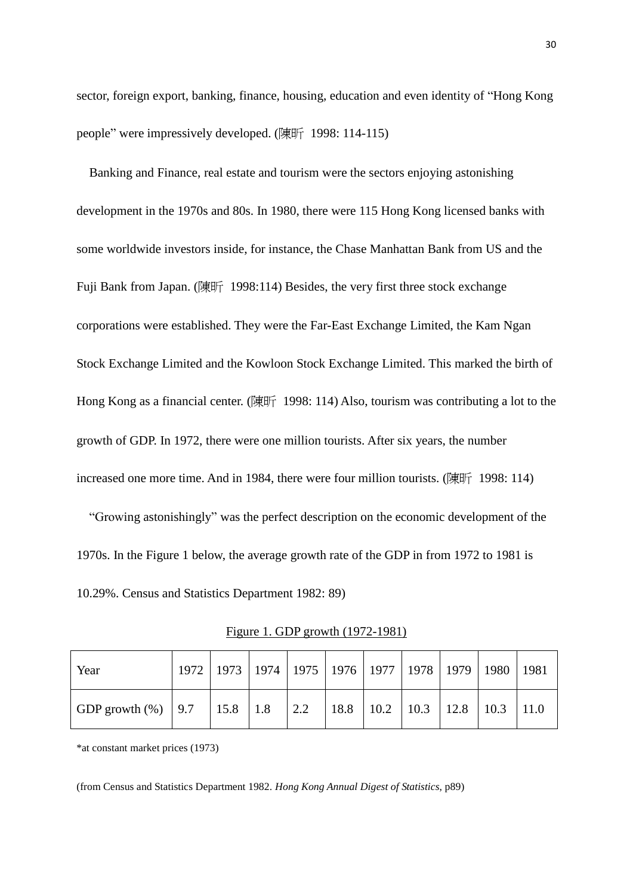sector, foreign export, banking, finance, housing, education and even identity of "Hong Kong people" were impressively developed. (陳昕 1998: 114-115)

Banking and Finance, real estate and tourism were the sectors enjoying astonishing development in the 1970s and 80s. In 1980, there were 115 Hong Kong licensed banks with some worldwide investors inside, for instance, the Chase Manhattan Bank from US and the Fuji Bank from Japan. (陳昕 1998:114) Besides, the very first three stock exchange corporations were established. They were the Far-East Exchange Limited, the Kam Ngan Stock Exchange Limited and the Kowloon Stock Exchange Limited. This marked the birth of Hong Kong as a financial center. (陳昕 1998: 114) Also, tourism was contributing a lot to the growth of GDP. In 1972, there were one million tourists. After six years, the number increased one more time. And in 1984, there were four million tourists. (陳昕 1998: 114)

"Growing astonishingly" was the perfect description on the economic development of the 1970s. In the Figure 1 below, the average growth rate of the GDP in from 1972 to 1981 is 10.29%. Census and Statistics Department 1982: 89)

Figure 1. GDP growth (1972-1981)

| Year | 1972 | 1973 | 1974 | 1975 | 1976 | 1977 | 1978 | 1979 | 1980 | 1981 |
|---|---|---|---|---|---|---|---|---|---|---|
| GDP growth (%) | 9.7 | 15.8 | 1.8 | 2.2 | 18.8 | 10.2 | 10.3 | 12.8 | 10.3 | 11.0 |

*at constant market prices (1973)

(from Census and Statistics Department 1982. *Hong Kong Annual Digest of Statistics*, p89)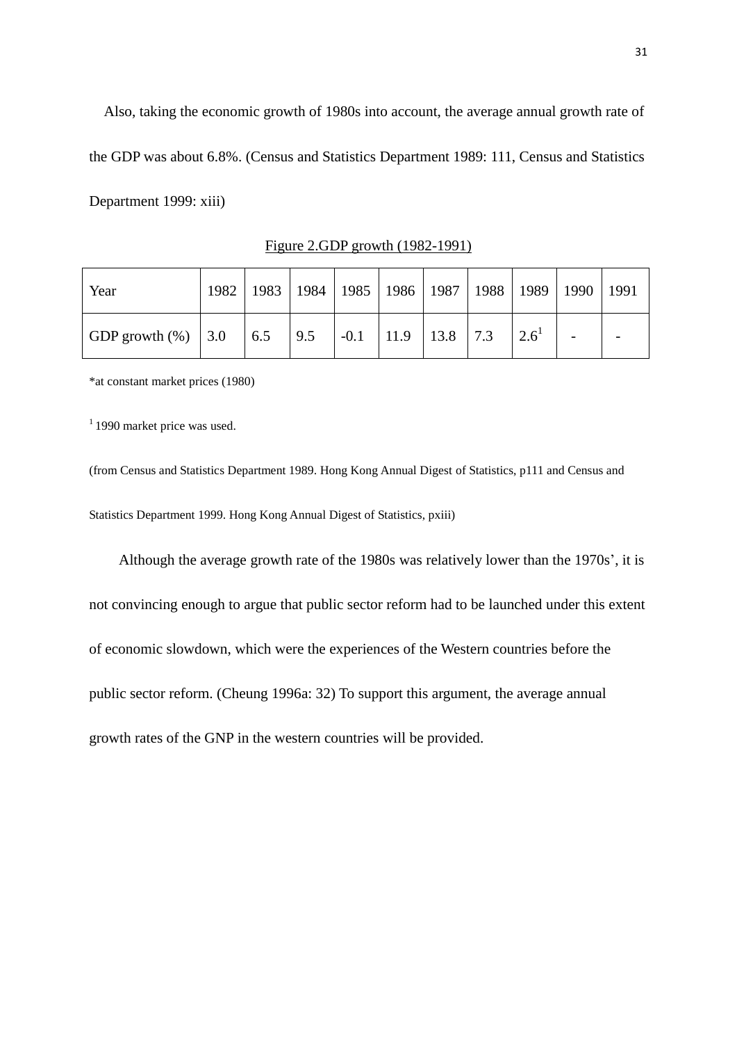Also, taking the economic growth of 1980s into account, the average annual growth rate of the GDP was about 6.8%. (Census and Statistics Department 1989: 111, Census and Statistics Department 1999: xiii)

Figure 2.GDP growth (1982-1991)

| Year | 1982 | 1983 | 1984 | 1985 | 1986 | 1987 | 1988 | 1989 | 1990 | 1991 |
|---|---|---|---|---|---|---|---|---|---|---|
| GDP growth (%) | 3.0 | 6.5 | 9.5 | -0.1 | 11.9 | 13.8 | 7.3 | 2.6[1] | - | - |

*at constant market prices (1980)

[1] 1990 market price was used.

(from Census and Statistics Department 1989. Hong Kong Annual Digest of Statistics, p111 and Census and Statistics Department 1999. Hong Kong Annual Digest of Statistics, pxiii)

Although the average growth rate of the 1980s was relatively lower than the 1970s', it is not convincing enough to argue that public sector reform had to be launched under this extent of economic slowdown, which were the experiences of the Western countries before the public sector reform. (Cheung 1996a: 32) To support this argument, the average annual growth rates of the GNP in the western countries will be provided.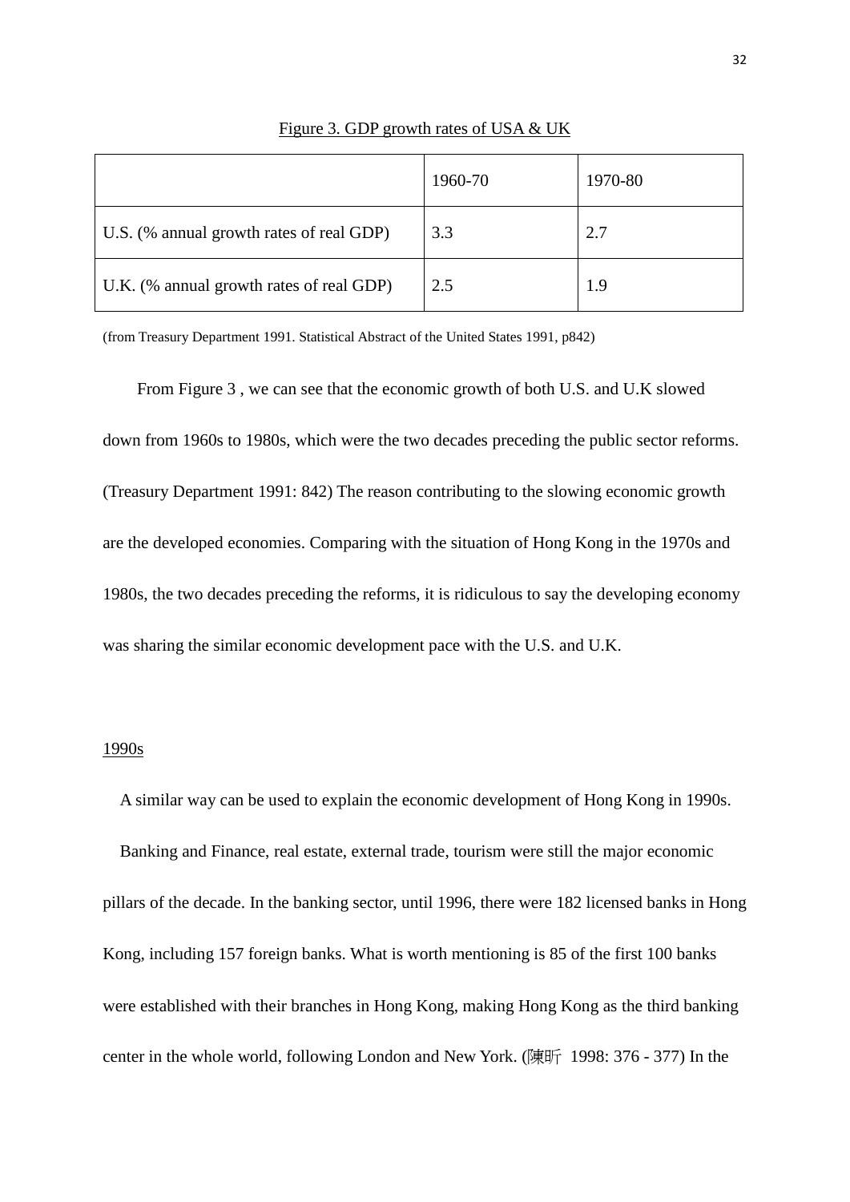Figure 3. GDP growth rates of USA & UK

| | 1960-70 | 1970-80 |
|---|---|---|
| U.S. (% annual growth rates of real GDP) | 3.3 | 2.7 |
| U.K. (% annual growth rates of real GDP) | 2.5 | 1.9 |

(from Treasury Department 1991. Statistical Abstract of the United States 1991, p842)

From Figure 3 , we can see that the economic growth of both U.S. and U.K slowed down from 1960s to 1980s, which were the two decades preceding the public sector reforms. (Treasury Department 1991: 842) The reason contributing to the slowing economic growth are the developed economies. Comparing with the situation of Hong Kong in the 1970s and 1980s, the two decades preceding the reforms, it is ridiculous to say the developing economy was sharing the similar economic development pace with the U.S. and U.K.

1990s

A similar way can be used to explain the economic development of Hong Kong in 1990s.

Banking and Finance, real estate, external trade, tourism were still the major economic pillars of the decade. In the banking sector, until 1996, there were 182 licensed banks in Hong Kong, including 157 foreign banks. What is worth mentioning is 85 of the first 100 banks were established with their branches in Hong Kong, making Hong Kong as the third banking center in the whole world, following London and New York. (陳昕 1998: 376 - 377) In the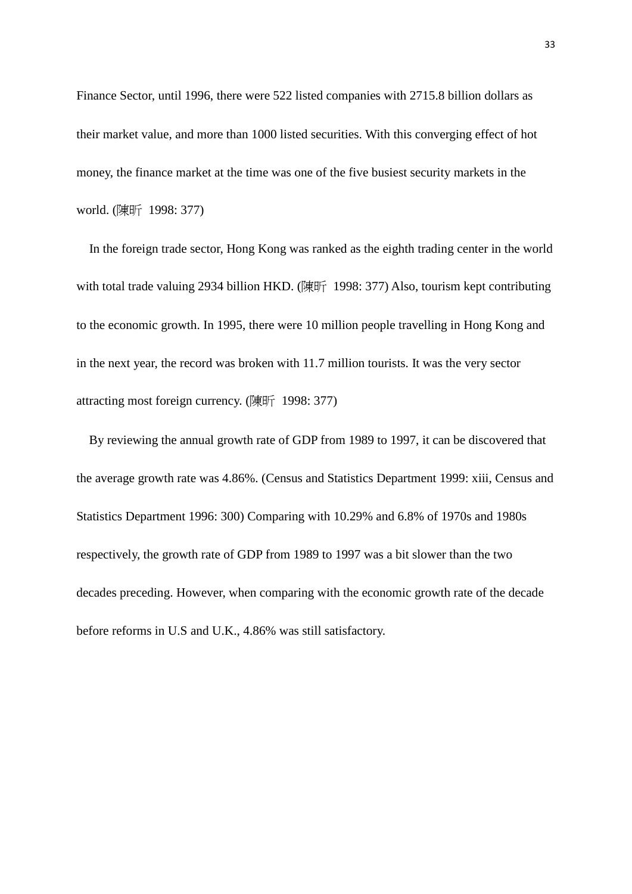Finance Sector, until 1996, there were 522 listed companies with 2715.8 billion dollars as their market value, and more than 1000 listed securities. With this converging effect of hot money, the finance market at the time was one of the five busiest security markets in the world. (陳昕 1998: 377)

In the foreign trade sector, Hong Kong was ranked as the eighth trading center in the world with total trade valuing 2934 billion HKD. (陳昕 1998: 377) Also, tourism kept contributing to the economic growth. In 1995, there were 10 million people travelling in Hong Kong and in the next year, the record was broken with 11.7 million tourists. It was the very sector attracting most foreign currency. (陳昕 1998: 377)

By reviewing the annual growth rate of GDP from 1989 to 1997, it can be discovered that the average growth rate was 4.86%. (Census and Statistics Department 1999: xiii, Census and Statistics Department 1996: 300) Comparing with 10.29% and 6.8% of 1970s and 1980s respectively, the growth rate of GDP from 1989 to 1997 was a bit slower than the two decades preceding. However, when comparing with the economic growth rate of the decade before reforms in U.S and U.K., 4.86% was still satisfactory.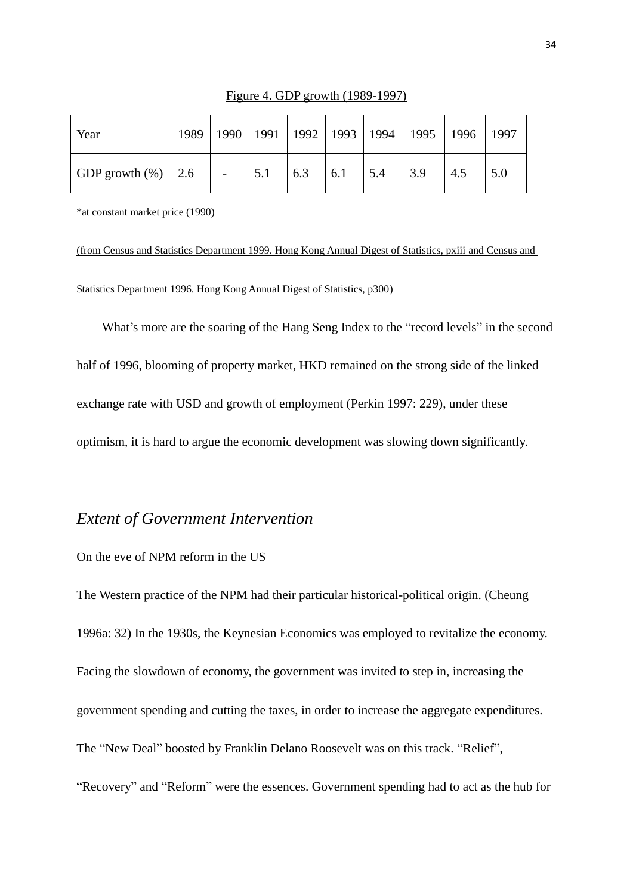Figure 4. GDP growth (1989-1997)

| Year | 1989 | 1990 | 1991 | 1992 | 1993 | 1994 | 1995 | 1996 | 1997 |
|---|---|---|---|---|---|---|---|---|---|
| GDP growth (%) | 2.6 | - | 5.1 | 6.3 | 6.1 | 5.4 | 3.9 | 4.5 | 5.0 |

*at constant market price (1990)

(from Census and Statistics Department 1999. Hong Kong Annual Digest of Statistics, pxiii and Census and Statistics Department 1996. Hong Kong Annual Digest of Statistics, p300)

What's more are the soaring of the Hang Seng Index to the "record levels" in the second half of 1996, blooming of property market, HKD remained on the strong side of the linked exchange rate with USD and growth of employment (Perkin 1997: 229), under these optimism, it is hard to argue the economic development was slowing down significantly.

## *Extent of Government Intervention*

On the eve of NPM reform in the US

The Western practice of the NPM had their particular historical-political origin. (Cheung 1996a: 32) In the 1930s, the Keynesian Economics was employed to revitalize the economy. Facing the slowdown of economy, the government was invited to step in, increasing the government spending and cutting the taxes, in order to increase the aggregate expenditures. The "New Deal" boosted by Franklin Delano Roosevelt was on this track. "Relief", "Recovery" and "Reform" were the essences. Government spending had to act as the hub for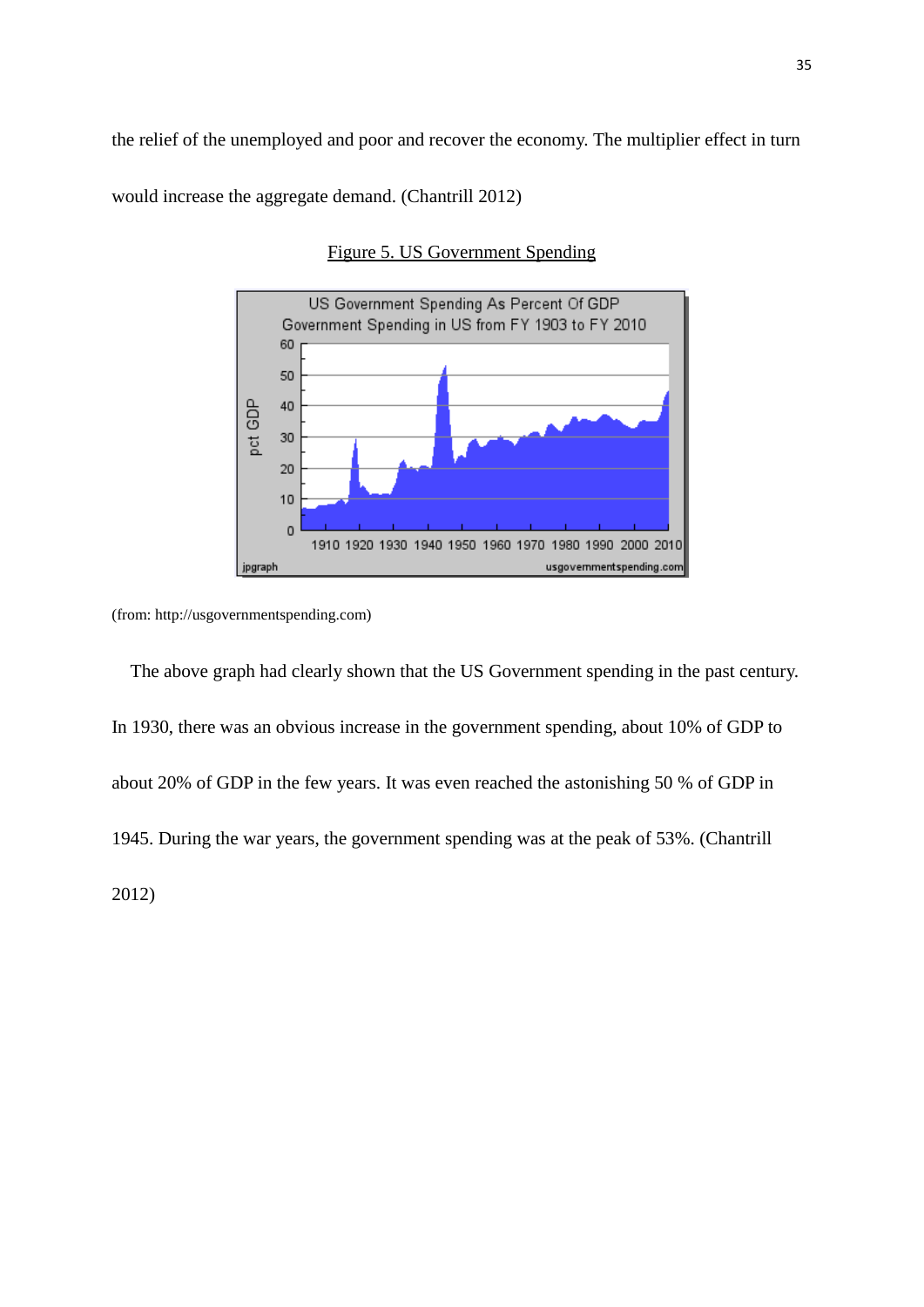the relief of the unemployed and poor and recover the economy. The multiplier effect in turn would increase the aggregate demand. (Chantrill 2012)

Figure 5. US Government Spending

(from: http://usgovernmentspending.com)

The above graph had clearly shown that the US Government spending in the past century. In 1930, there was an obvious increase in the government spending, about 10% of GDP to about 20% of GDP in the few years. It was even reached the astonishing 50 % of GDP in 1945. During the war years, the government spending was at the peak of 53%. (Chantrill 2012)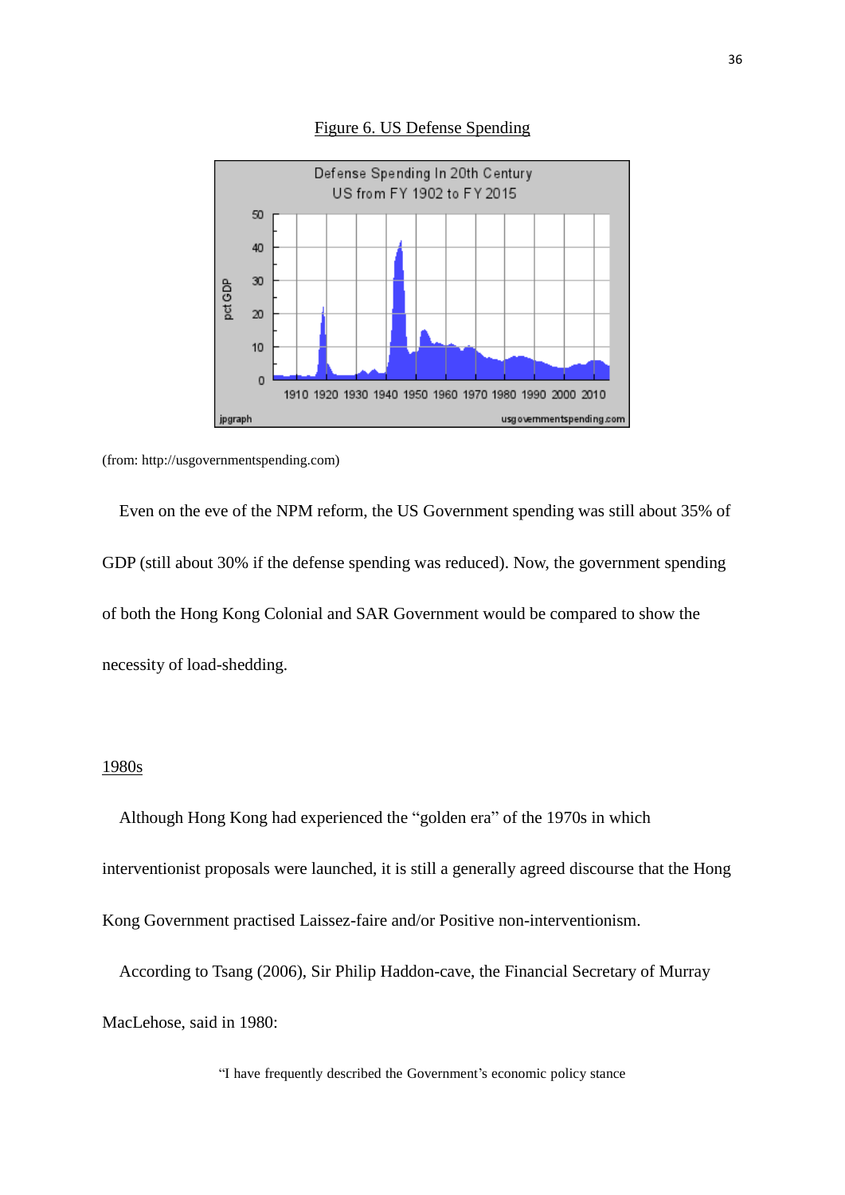Figure 6. US Defense Spending

(from: http://usgovernmentspending.com)

Even on the eve of the NPM reform, the US Government spending was still about 35% of GDP (still about 30% if the defense spending was reduced). Now, the government spending of both the Hong Kong Colonial and SAR Government would be compared to show the necessity of load-shedding.

1980s

Although Hong Kong had experienced the "golden era" of the 1970s in which interventionist proposals were launched, it is still a generally agreed discourse that the Hong Kong Government practised Laissez-faire and/or Positive non-interventionism.

According to Tsang (2006), Sir Philip Haddon-cave, the Financial Secretary of Murray MacLehose, said in 1980:

> "I have frequently described the Government's economic policy stance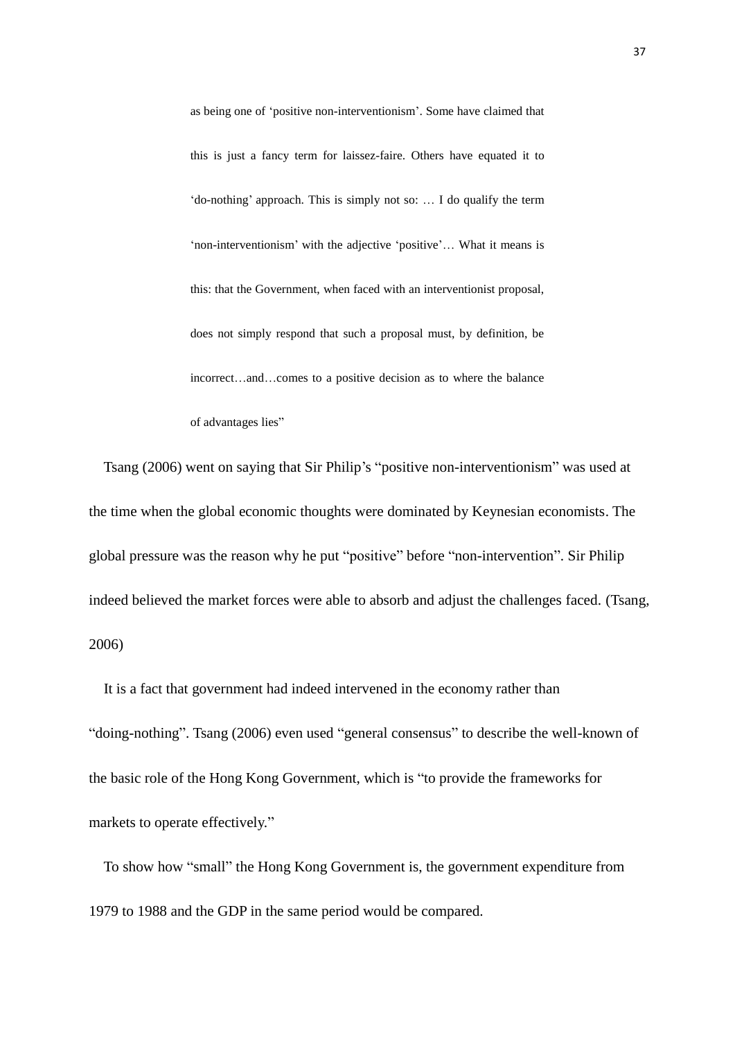> as being one of 'positive non-interventionism'. Some have claimed that this is just a fancy term for laissez-faire. Others have equated it to 'do-nothing' approach. This is simply not so: … I do qualify the term 'non-interventionism' with the adjective 'positive'… What it means is this: that the Government, when faced with an interventionist proposal, does not simply respond that such a proposal must, by definition, be incorrect…and…comes to a positive decision as to where the balance of advantages lies"

Tsang (2006) went on saying that Sir Philip's "positive non-interventionism" was used at the time when the global economic thoughts were dominated by Keynesian economists. The global pressure was the reason why he put "positive" before "non-intervention". Sir Philip indeed believed the market forces were able to absorb and adjust the challenges faced. (Tsang, 2006)

It is a fact that government had indeed intervened in the economy rather than "doing-nothing". Tsang (2006) even used "general consensus" to describe the well-known of the basic role of the Hong Kong Government, which is "to provide the frameworks for markets to operate effectively."

To show how "small" the Hong Kong Government is, the government expenditure from 1979 to 1988 and the GDP in the same period would be compared.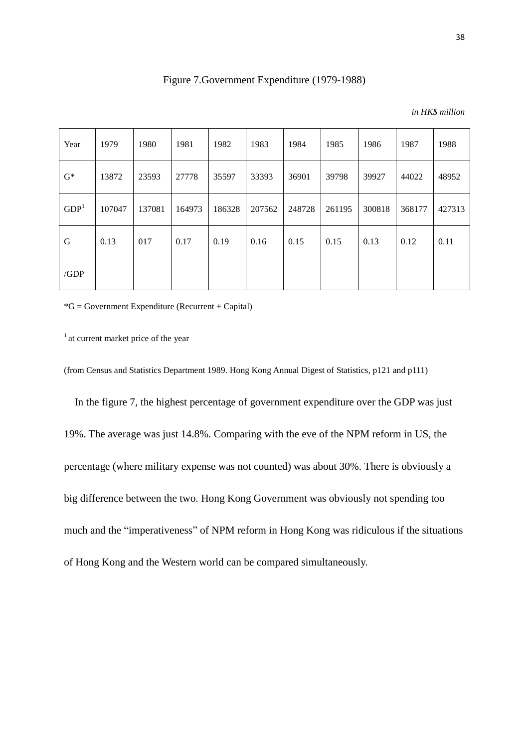Figure 7.Government Expenditure (1979-1988)

*in HK$ million*

| Year | 1979 | 1980 | 1981 | 1982 | 1983 | 1984 | 1985 | 1986 | 1987 | 1988 |
|---|---|---|---|---|---|---|---|---|---|---|
| G* | 13872 | 23593 | 27778 | 35597 | 33393 | 36901 | 39798 | 39927 | 44022 | 48952 |
| GDP[1] | 107047 | 137081 | 164973 | 186328 | 207562 | 248728 | 261195 | 300818 | 368177 | 427313 |
| G /GDP | 0.13 | 017 | 0.17 | 0.19 | 0.16 | 0.15 | 0.15 | 0.13 | 0.12 | 0.11 |

*G = Government Expenditure (Recurrent + Capital)

[1] at current market price of the year

(from Census and Statistics Department 1989. Hong Kong Annual Digest of Statistics, p121 and p111)

In the figure 7, the highest percentage of government expenditure over the GDP was just 19%. The average was just 14.8%. Comparing with the eve of the NPM reform in US, the percentage (where military expense was not counted) was about 30%. There is obviously a big difference between the two. Hong Kong Government was obviously not spending too much and the "imperativeness" of NPM reform in Hong Kong was ridiculous if the situations of Hong Kong and the Western world can be compared simultaneously.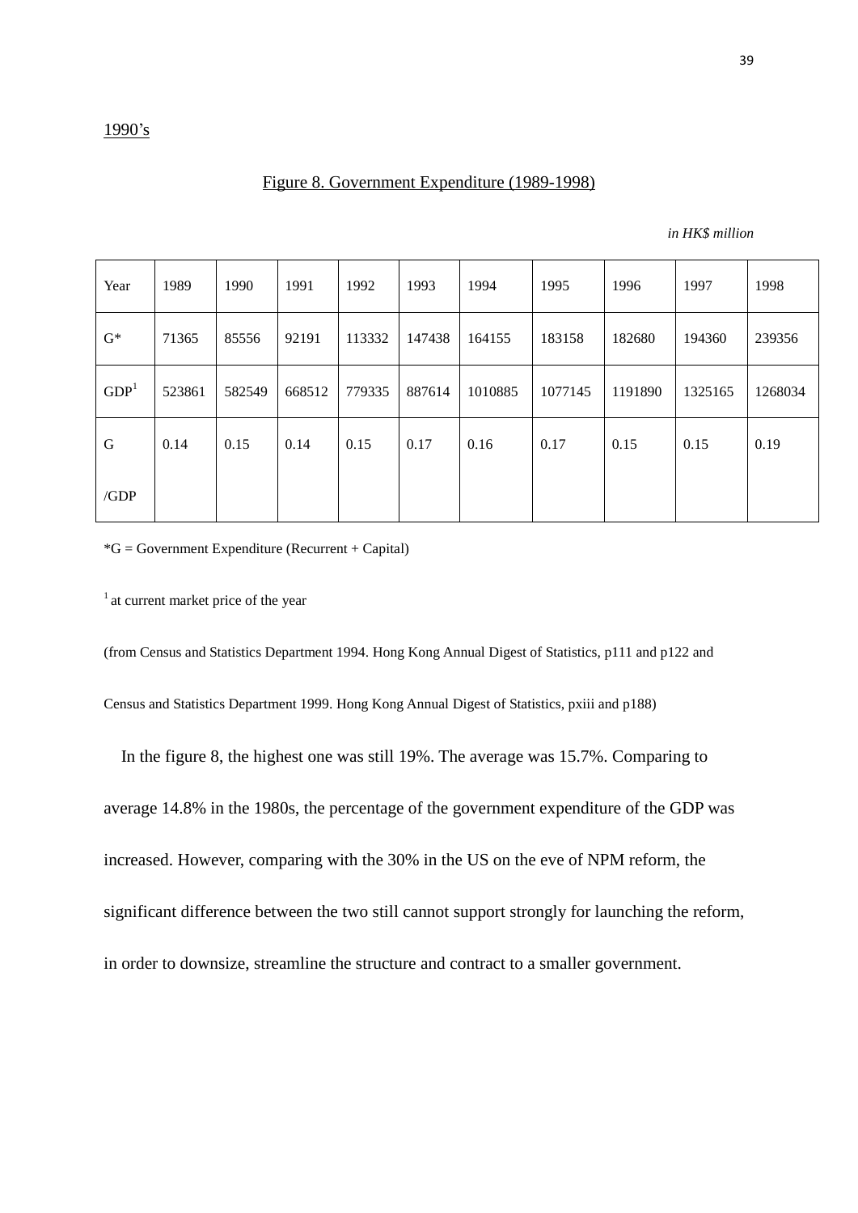1990's

Figure 8. Government Expenditure (1989-1998)

*in HK$ million*

| Year | 1989 | 1990 | 1991 | 1992 | 1993 | 1994 | 1995 | 1996 | 1997 | 1998 |
|---|---|---|---|---|---|---|---|---|---|---|
| G* | 71365 | 85556 | 92191 | 113332 | 147438 | 164155 | 183158 | 182680 | 194360 | 239356 |
| GDP[1] | 523861 | 582549 | 668512 | 779335 | 887614 | 1010885 | 1077145 | 1191890 | 1325165 | 1268034 |
| G /GDP | 0.14 | 0.15 | 0.14 | 0.15 | 0.17 | 0.16 | 0.17 | 0.15 | 0.15 | 0.19 |

*G = Government Expenditure (Recurrent + Capital)

[1] at current market price of the year

(from Census and Statistics Department 1994. Hong Kong Annual Digest of Statistics, p111 and p122 and Census and Statistics Department 1999. Hong Kong Annual Digest of Statistics, pxiii and p188)

In the figure 8, the highest one was still 19%. The average was 15.7%. Comparing to average 14.8% in the 1980s, the percentage of the government expenditure of the GDP was increased. However, comparing with the 30% in the US on the eve of NPM reform, the significant difference between the two still cannot support strongly for launching the reform, in order to downsize, streamline the structure and contract to a smaller government.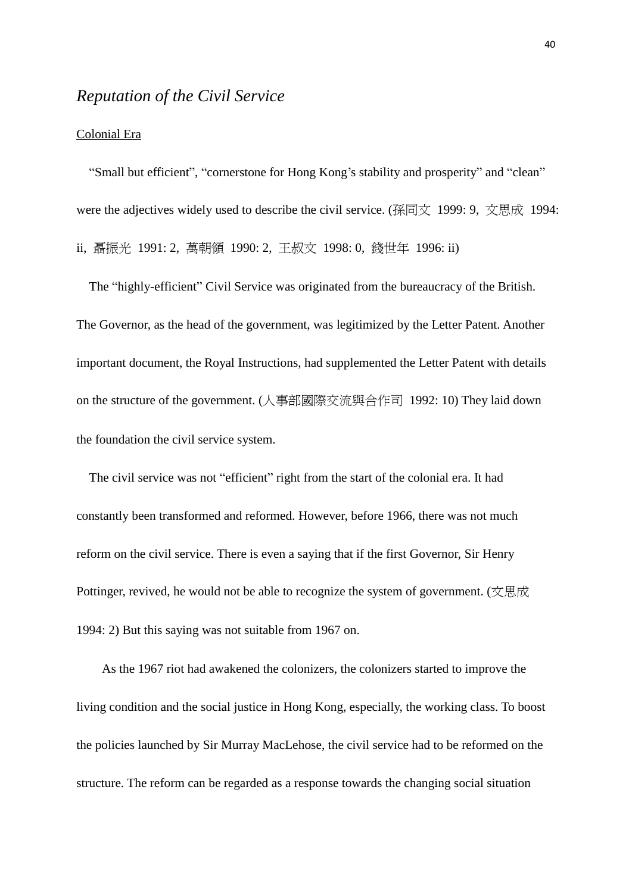## *Reputation of the Civil Service*

Colonial Era

"Small but efficient", "cornerstone for Hong Kong's stability and prosperity" and "clean" were the adjectives widely used to describe the civil service. (孫同文 1999: 9, 文思成 1994: ii, 聶振光 1991: 2, 萬朝領 1990: 2, 王叔文 1998: 0, 錢世年 1996: ii)

The "highly-efficient" Civil Service was originated from the bureaucracy of the British. The Governor, as the head of the government, was legitimized by the Letter Patent. Another important document, the Royal Instructions, had supplemented the Letter Patent with details on the structure of the government. (人事部國際交流與合作司 1992: 10) They laid down the foundation the civil service system.

The civil service was not "efficient" right from the start of the colonial era. It had constantly been transformed and reformed. However, before 1966, there was not much reform on the civil service. There is even a saying that if the first Governor, Sir Henry Pottinger, revived, he would not be able to recognize the system of government. (文思成 1994: 2) But this saying was not suitable from 1967 on.

As the 1967 riot had awakened the colonizers, the colonizers started to improve the living condition and the social justice in Hong Kong, especially, the working class. To boost the policies launched by Sir Murray MacLehose, the civil service had to be reformed on the structure. The reform can be regarded as a response towards the changing social situation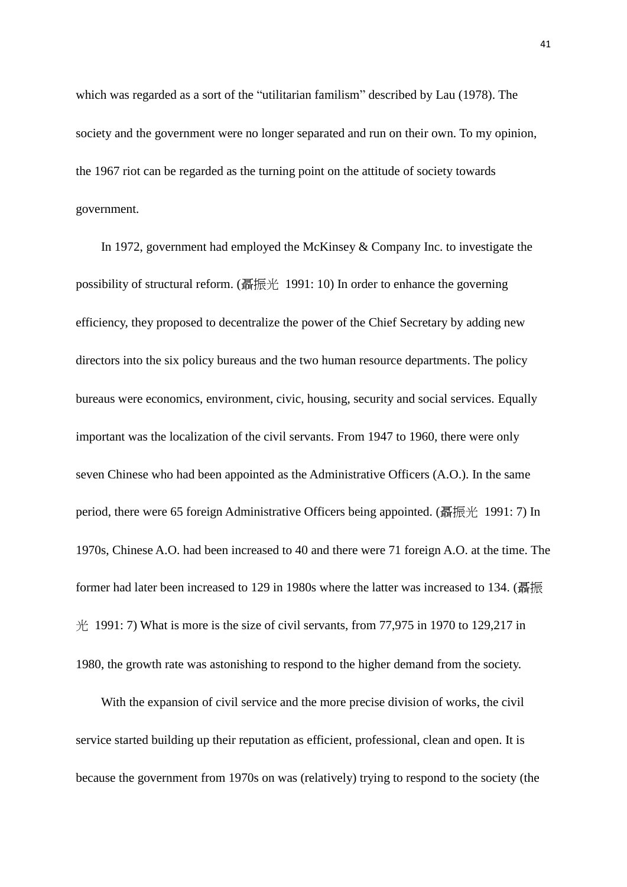which was regarded as a sort of the "utilitarian familism" described by Lau (1978). The society and the government were no longer separated and run on their own. To my opinion, the 1967 riot can be regarded as the turning point on the attitude of society towards government.

In 1972, government had employed the McKinsey & Company Inc. to investigate the possibility of structural reform. (聶振光 1991: 10) In order to enhance the governing efficiency, they proposed to decentralize the power of the Chief Secretary by adding new directors into the six policy bureaus and the two human resource departments. The policy bureaus were economics, environment, civic, housing, security and social services. Equally important was the localization of the civil servants. From 1947 to 1960, there were only seven Chinese who had been appointed as the Administrative Officers (A.O.). In the same period, there were 65 foreign Administrative Officers being appointed. (聶振光 1991: 7) In 1970s, Chinese A.O. had been increased to 40 and there were 71 foreign A.O. at the time. The former had later been increased to 129 in 1980s where the latter was increased to 134. (聶振光 1991: 7) What is more is the size of civil servants, from 77,975 in 1970 to 129,217 in 1980, the growth rate was astonishing to respond to the higher demand from the society.

With the expansion of civil service and the more precise division of works, the civil service started building up their reputation as efficient, professional, clean and open. It is because the government from 1970s on was (relatively) trying to respond to the society (the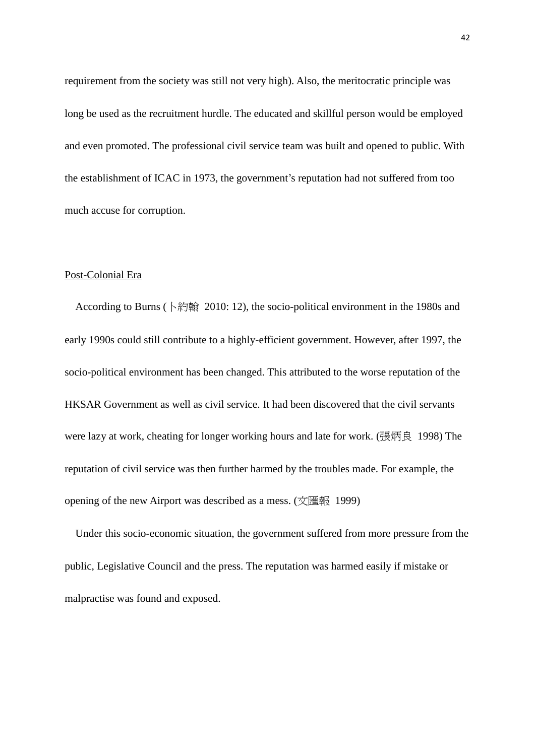requirement from the society was still not very high). Also, the meritocratic principle was long be used as the recruitment hurdle. The educated and skillful person would be employed and even promoted. The professional civil service team was built and opened to public. With the establishment of ICAC in 1973, the government's reputation had not suffered from too much accuse for corruption.

<u>Post-Colonial Era</u>

According to Burns (卜約翰 2010: 12), the socio-political environment in the 1980s and early 1990s could still contribute to a highly-efficient government. However, after 1997, the socio-political environment has been changed. This attributed to the worse reputation of the HKSAR Government as well as civil service. It had been discovered that the civil servants were lazy at work, cheating for longer working hours and late for work. (張炳良 1998) The reputation of civil service was then further harmed by the troubles made. For example, the opening of the new Airport was described as a mess. (文匯報 1999)

Under this socio-economic situation, the government suffered from more pressure from the public, Legislative Council and the press. The reputation was harmed easily if mistake or malpractise was found and exposed.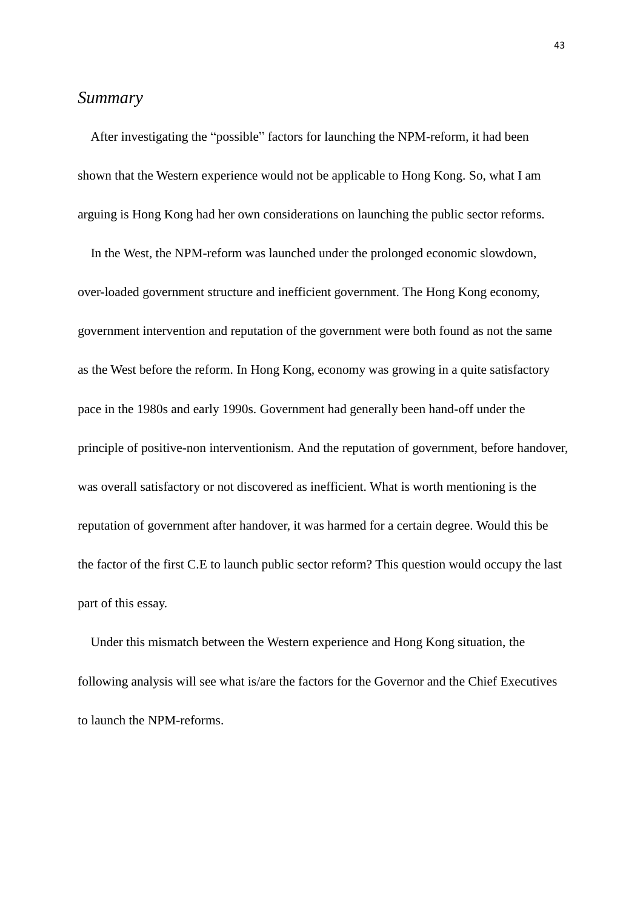## *Summary*

After investigating the "possible" factors for launching the NPM-reform, it had been shown that the Western experience would not be applicable to Hong Kong. So, what I am arguing is Hong Kong had her own considerations on launching the public sector reforms.

In the West, the NPM-reform was launched under the prolonged economic slowdown, over-loaded government structure and inefficient government. The Hong Kong economy, government intervention and reputation of the government were both found as not the same as the West before the reform. In Hong Kong, economy was growing in a quite satisfactory pace in the 1980s and early 1990s. Government had generally been hand-off under the principle of positive-non interventionism. And the reputation of government, before handover, was overall satisfactory or not discovered as inefficient. What is worth mentioning is the reputation of government after handover, it was harmed for a certain degree. Would this be the factor of the first C.E to launch public sector reform? This question would occupy the last part of this essay.

Under this mismatch between the Western experience and Hong Kong situation, the following analysis will see what is/are the factors for the Governor and the Chief Executives to launch the NPM-reforms.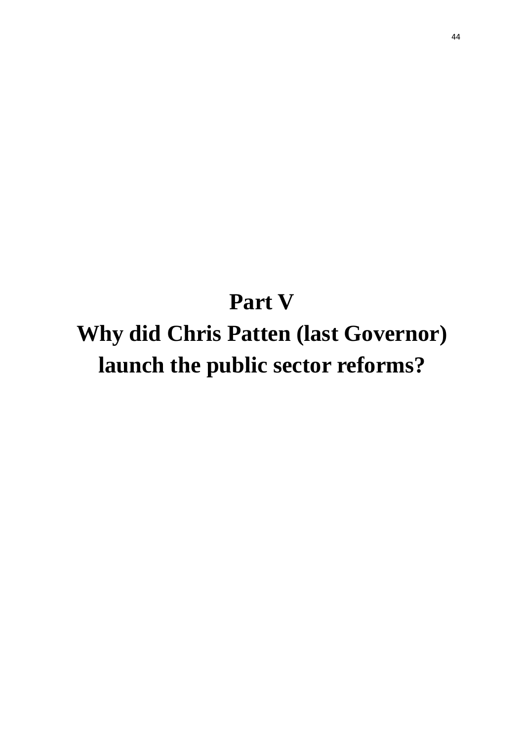# Part V
# Why did Chris Patten (last Governor) launch the public sector reforms?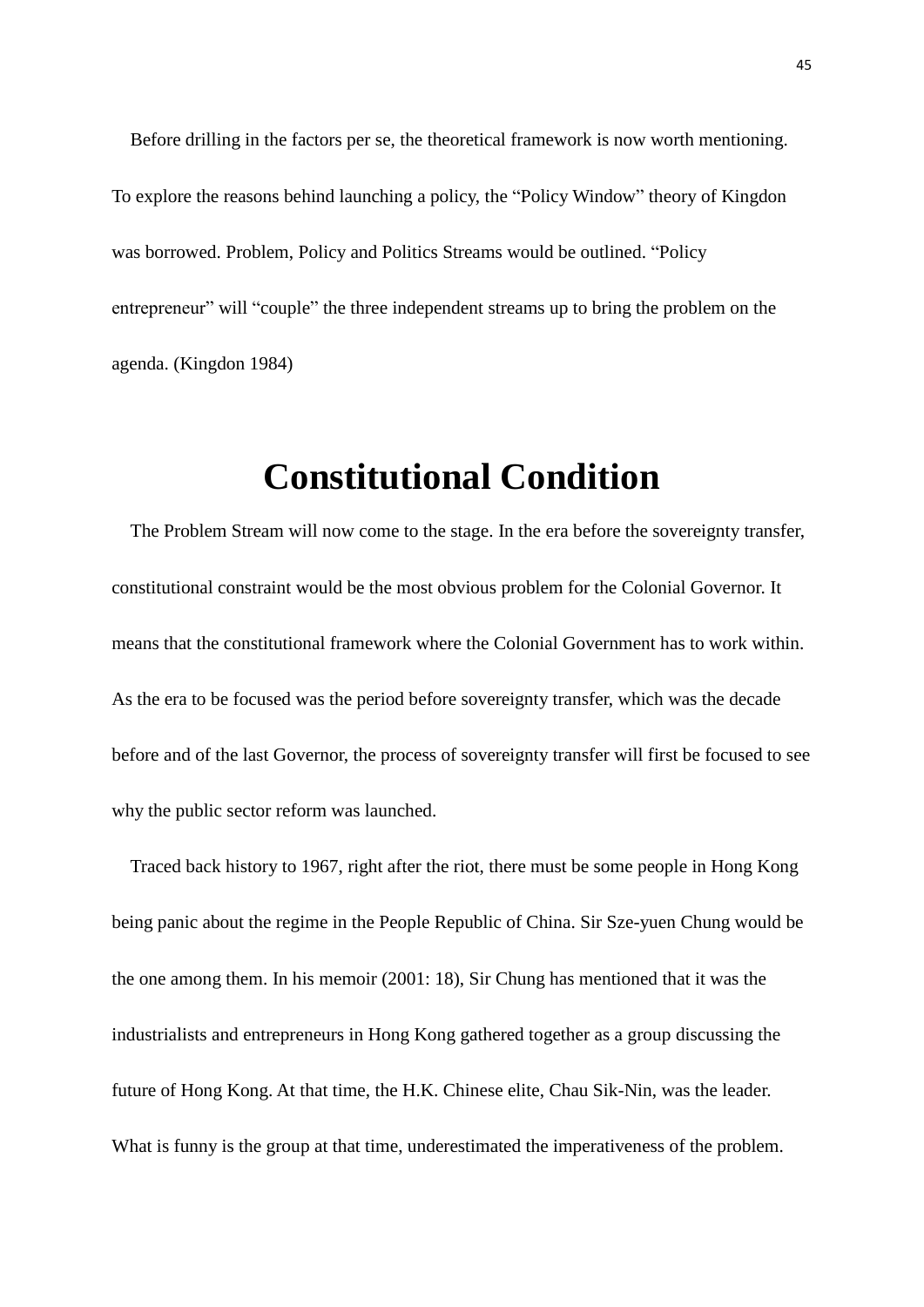Before drilling in the factors per se, the theoretical framework is now worth mentioning. To explore the reasons behind launching a policy, the "Policy Window" theory of Kingdon was borrowed. Problem, Policy and Politics Streams would be outlined. "Policy entrepreneur" will "couple" the three independent streams up to bring the problem on the agenda. (Kingdon 1984)

# Constitutional Condition

The Problem Stream will now come to the stage. In the era before the sovereignty transfer, constitutional constraint would be the most obvious problem for the Colonial Governor. It means that the constitutional framework where the Colonial Government has to work within. As the era to be focused was the period before sovereignty transfer, which was the decade before and of the last Governor, the process of sovereignty transfer will first be focused to see why the public sector reform was launched.

Traced back history to 1967, right after the riot, there must be some people in Hong Kong being panic about the regime in the People Republic of China. Sir Sze-yuen Chung would be the one among them. In his memoir (2001: 18), Sir Chung has mentioned that it was the industrialists and entrepreneurs in Hong Kong gathered together as a group discussing the future of Hong Kong. At that time, the H.K. Chinese elite, Chau Sik-Nin, was the leader. What is funny is the group at that time, underestimated the imperativeness of the problem.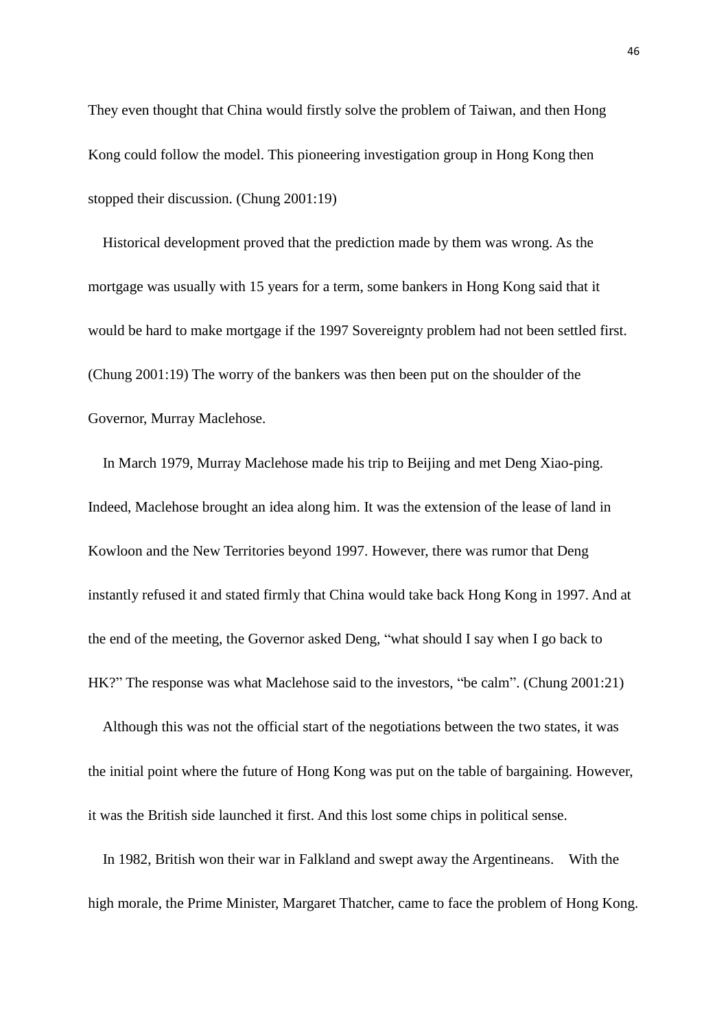They even thought that China would firstly solve the problem of Taiwan, and then Hong Kong could follow the model. This pioneering investigation group in Hong Kong then stopped their discussion. (Chung 2001:19)

Historical development proved that the prediction made by them was wrong. As the mortgage was usually with 15 years for a term, some bankers in Hong Kong said that it would be hard to make mortgage if the 1997 Sovereignty problem had not been settled first. (Chung 2001:19) The worry of the bankers was then been put on the shoulder of the Governor, Murray Maclehose.

In March 1979, Murray Maclehose made his trip to Beijing and met Deng Xiao-ping. Indeed, Maclehose brought an idea along him. It was the extension of the lease of land in Kowloon and the New Territories beyond 1997. However, there was rumor that Deng instantly refused it and stated firmly that China would take back Hong Kong in 1997. And at the end of the meeting, the Governor asked Deng, "what should I say when I go back to HK?" The response was what Maclehose said to the investors, "be calm". (Chung 2001:21)

Although this was not the official start of the negotiations between the two states, it was the initial point where the future of Hong Kong was put on the table of bargaining. However, it was the British side launched it first. And this lost some chips in political sense.

In 1982, British won their war in Falkland and swept away the Argentineans. With the high morale, the Prime Minister, Margaret Thatcher, came to face the problem of Hong Kong.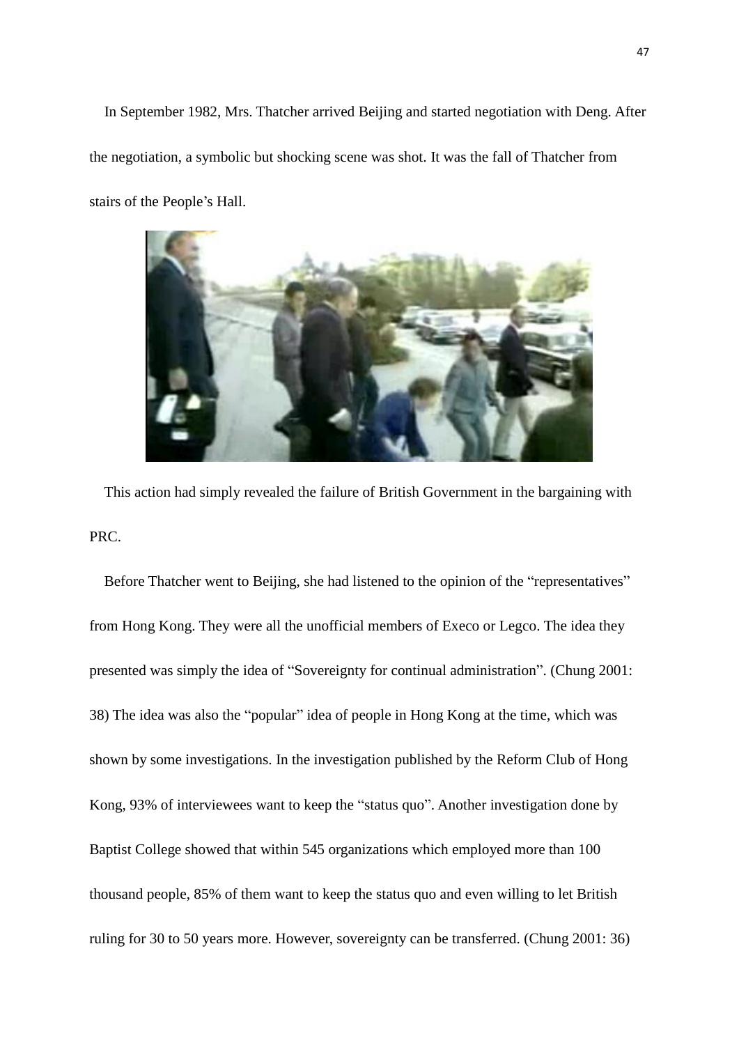In September 1982, Mrs. Thatcher arrived Beijing and started negotiation with Deng. After the negotiation, a symbolic but shocking scene was shot. It was the fall of Thatcher from stairs of the People's Hall.

This action had simply revealed the failure of British Government in the bargaining with PRC.

Before Thatcher went to Beijing, she had listened to the opinion of the "representatives" from Hong Kong. They were all the unofficial members of Execo or Legco. The idea they presented was simply the idea of "Sovereignty for continual administration". (Chung 2001: 38) The idea was also the "popular" idea of people in Hong Kong at the time, which was shown by some investigations. In the investigation published by the Reform Club of Hong Kong, 93% of interviewees want to keep the "status quo". Another investigation done by Baptist College showed that within 545 organizations which employed more than 100 thousand people, 85% of them want to keep the status quo and even willing to let British ruling for 30 to 50 years more. However, sovereignty can be transferred. (Chung 2001: 36)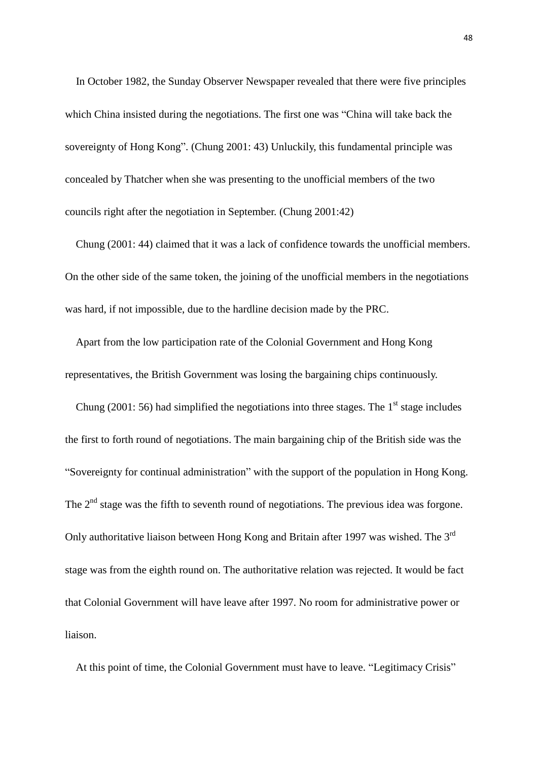In October 1982, the Sunday Observer Newspaper revealed that there were five principles which China insisted during the negotiations. The first one was "China will take back the sovereignty of Hong Kong". (Chung 2001: 43) Unluckily, this fundamental principle was concealed by Thatcher when she was presenting to the unofficial members of the two councils right after the negotiation in September. (Chung 2001:42)

Chung (2001: 44) claimed that it was a lack of confidence towards the unofficial members. On the other side of the same token, the joining of the unofficial members in the negotiations was hard, if not impossible, due to the hardline decision made by the PRC.

Apart from the low participation rate of the Colonial Government and Hong Kong representatives, the British Government was losing the bargaining chips continuously.

Chung (2001: 56) had simplified the negotiations into three stages. The 1st stage includes the first to forth round of negotiations. The main bargaining chip of the British side was the "Sovereignty for continual administration" with the support of the population in Hong Kong. The 2nd stage was the fifth to seventh round of negotiations. The previous idea was forgone. Only authoritative liaison between Hong Kong and Britain after 1997 was wished. The 3rd stage was from the eighth round on. The authoritative relation was rejected. It would be fact that Colonial Government will have leave after 1997. No room for administrative power or liaison.

At this point of time, the Colonial Government must have to leave. "Legitimacy Crisis"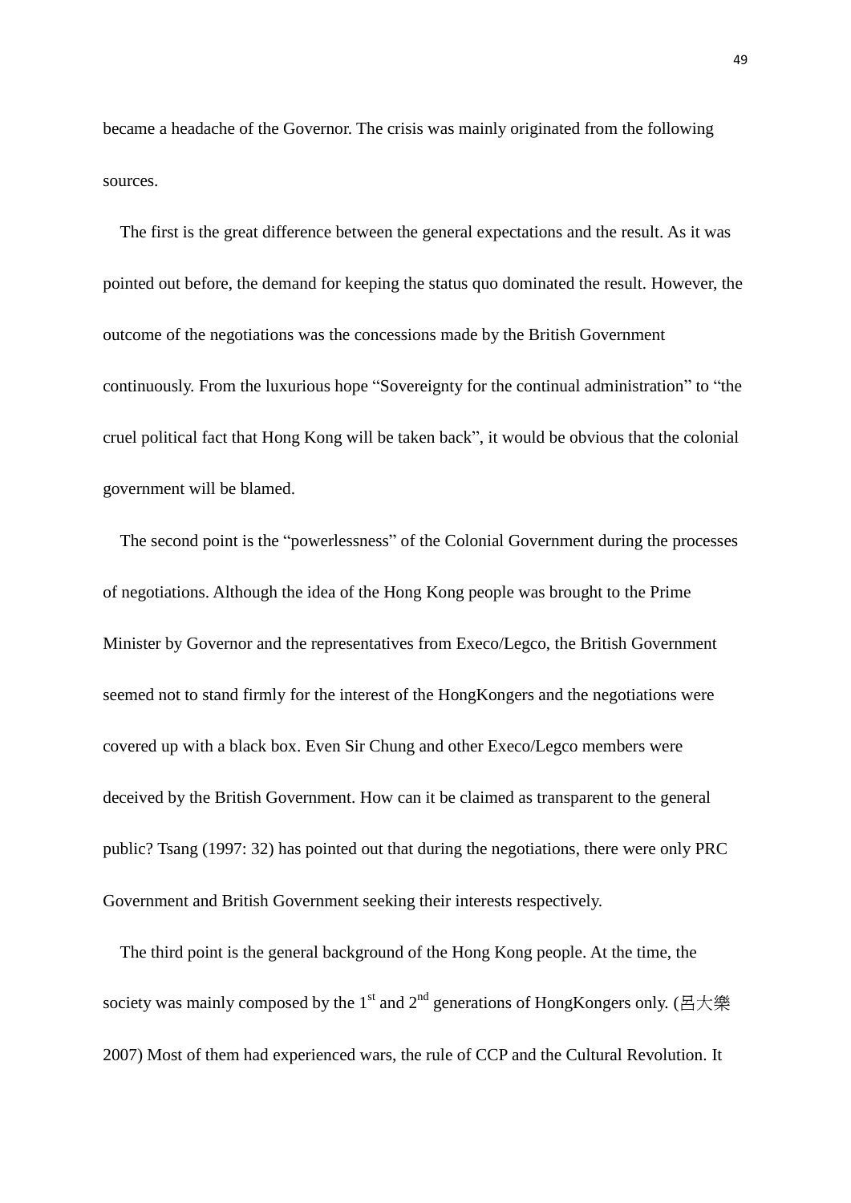became a headache of the Governor. The crisis was mainly originated from the following sources.

The first is the great difference between the general expectations and the result. As it was pointed out before, the demand for keeping the status quo dominated the result. However, the outcome of the negotiations was the concessions made by the British Government continuously. From the luxurious hope “Sovereignty for the continual administration” to “the cruel political fact that Hong Kong will be taken back”, it would be obvious that the colonial government will be blamed.

The second point is the “powerlessness” of the Colonial Government during the processes of negotiations. Although the idea of the Hong Kong people was brought to the Prime Minister by Governor and the representatives from Execo/Legco, the British Government seemed not to stand firmly for the interest of the HongKongers and the negotiations were covered up with a black box. Even Sir Chung and other Execo/Legco members were deceived by the British Government. How can it be claimed as transparent to the general public? Tsang (1997: 32) has pointed out that during the negotiations, there were only PRC Government and British Government seeking their interests respectively.

The third point is the general background of the Hong Kong people. At the time, the society was mainly composed by the 1st and 2nd generations of HongKongers only. (呂大樂 2007) Most of them had experienced wars, the rule of CCP and the Cultural Revolution. It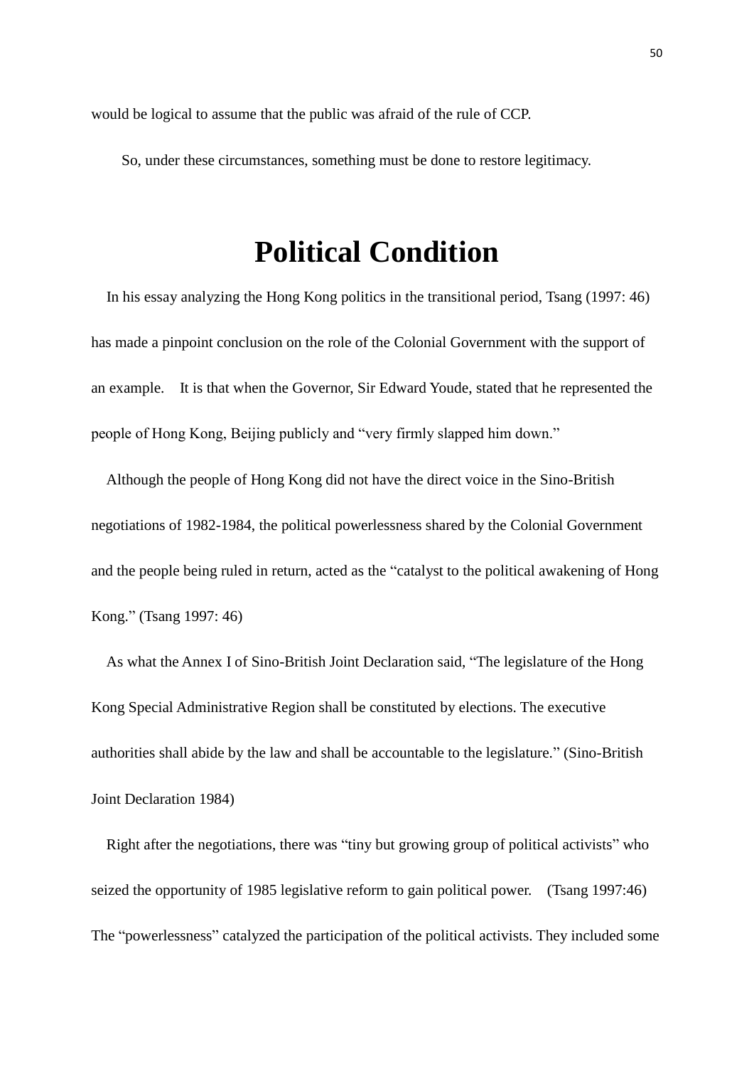would be logical to assume that the public was afraid of the rule of CCP.

So, under these circumstances, something must be done to restore legitimacy.

# Political Condition

In his essay analyzing the Hong Kong politics in the transitional period, Tsang (1997: 46) has made a pinpoint conclusion on the role of the Colonial Government with the support of an example. It is that when the Governor, Sir Edward Youde, stated that he represented the people of Hong Kong, Beijing publicly and "very firmly slapped him down."

Although the people of Hong Kong did not have the direct voice in the Sino-British negotiations of 1982-1984, the political powerlessness shared by the Colonial Government and the people being ruled in return, acted as the "catalyst to the political awakening of Hong Kong." (Tsang 1997: 46)

As what the Annex I of Sino-British Joint Declaration said, "The legislature of the Hong Kong Special Administrative Region shall be constituted by elections. The executive authorities shall abide by the law and shall be accountable to the legislature." (Sino-British Joint Declaration 1984)

Right after the negotiations, there was "tiny but growing group of political activists" who seized the opportunity of 1985 legislative reform to gain political power. (Tsang 1997:46) The "powerlessness" catalyzed the participation of the political activists. They included some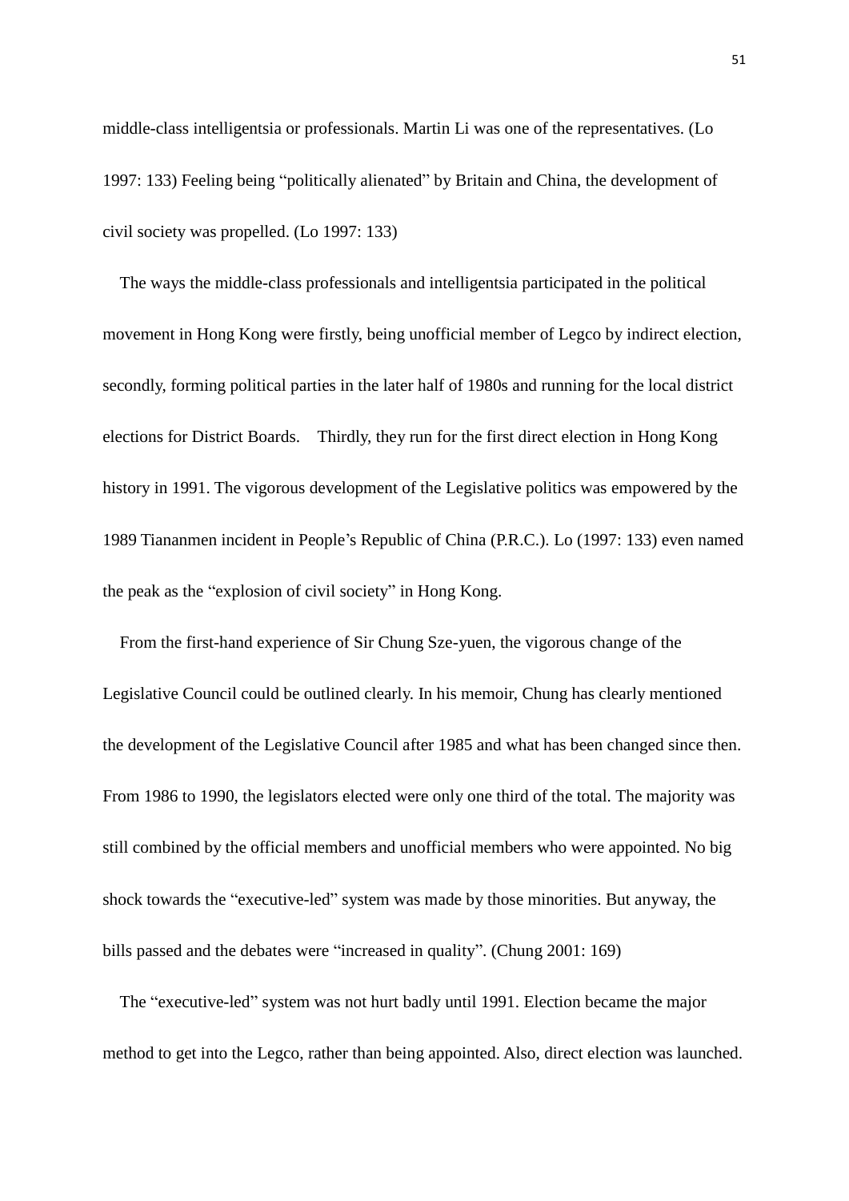middle-class intelligentsia or professionals. Martin Li was one of the representatives. (Lo 1997: 133) Feeling being "politically alienated" by Britain and China, the development of civil society was propelled. (Lo 1997: 133)

The ways the middle-class professionals and intelligentsia participated in the political movement in Hong Kong were firstly, being unofficial member of Legco by indirect election, secondly, forming political parties in the later half of 1980s and running for the local district elections for District Boards. Thirdly, they run for the first direct election in Hong Kong history in 1991. The vigorous development of the Legislative politics was empowered by the 1989 Tiananmen incident in People's Republic of China (P.R.C.). Lo (1997: 133) even named the peak as the "explosion of civil society" in Hong Kong.

From the first-hand experience of Sir Chung Sze-yuen, the vigorous change of the Legislative Council could be outlined clearly. In his memoir, Chung has clearly mentioned the development of the Legislative Council after 1985 and what has been changed since then. From 1986 to 1990, the legislators elected were only one third of the total. The majority was still combined by the official members and unofficial members who were appointed. No big shock towards the "executive-led" system was made by those minorities. But anyway, the bills passed and the debates were "increased in quality". (Chung 2001: 169)

The "executive-led" system was not hurt badly until 1991. Election became the major method to get into the Legco, rather than being appointed. Also, direct election was launched.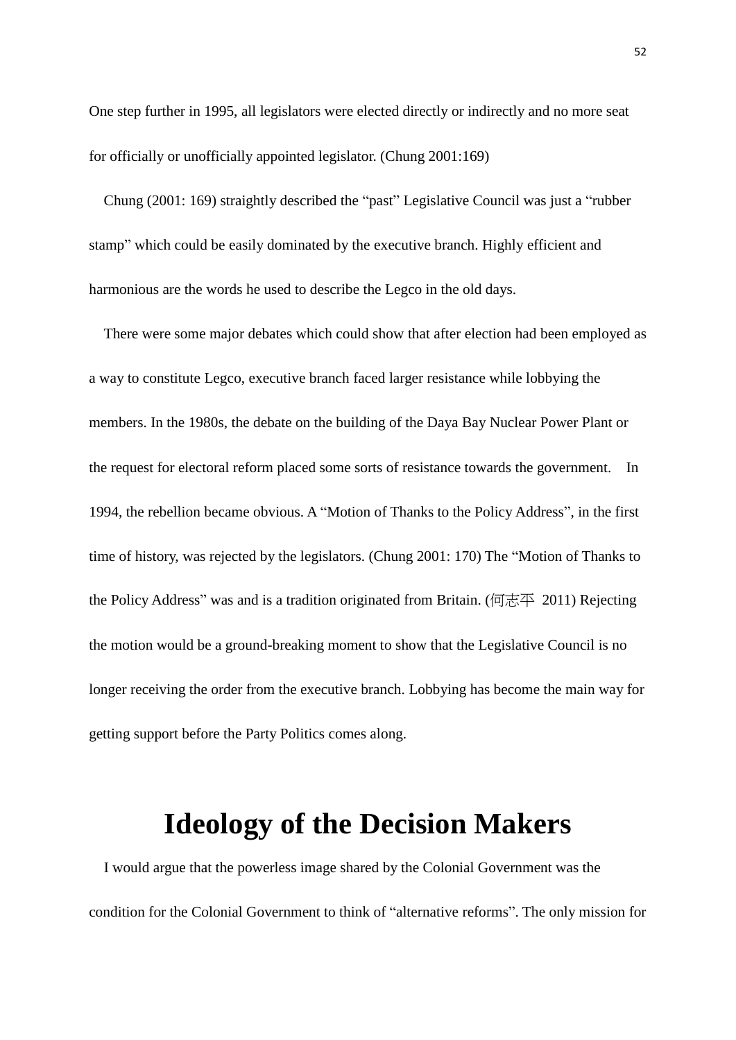One step further in 1995, all legislators were elected directly or indirectly and no more seat for officially or unofficially appointed legislator. (Chung 2001:169)

Chung (2001: 169) straightly described the "past" Legislative Council was just a "rubber stamp" which could be easily dominated by the executive branch. Highly efficient and harmonious are the words he used to describe the Legco in the old days.

There were some major debates which could show that after election had been employed as a way to constitute Legco, executive branch faced larger resistance while lobbying the members. In the 1980s, the debate on the building of the Daya Bay Nuclear Power Plant or the request for electoral reform placed some sorts of resistance towards the government. In 1994, the rebellion became obvious. A "Motion of Thanks to the Policy Address", in the first time of history, was rejected by the legislators. (Chung 2001: 170) The "Motion of Thanks to the Policy Address" was and is a tradition originated from Britain. (何志平 2011) Rejecting the motion would be a ground-breaking moment to show that the Legislative Council is no longer receiving the order from the executive branch. Lobbying has become the main way for getting support before the Party Politics comes along.

# Ideology of the Decision Makers

I would argue that the powerless image shared by the Colonial Government was the condition for the Colonial Government to think of "alternative reforms". The only mission for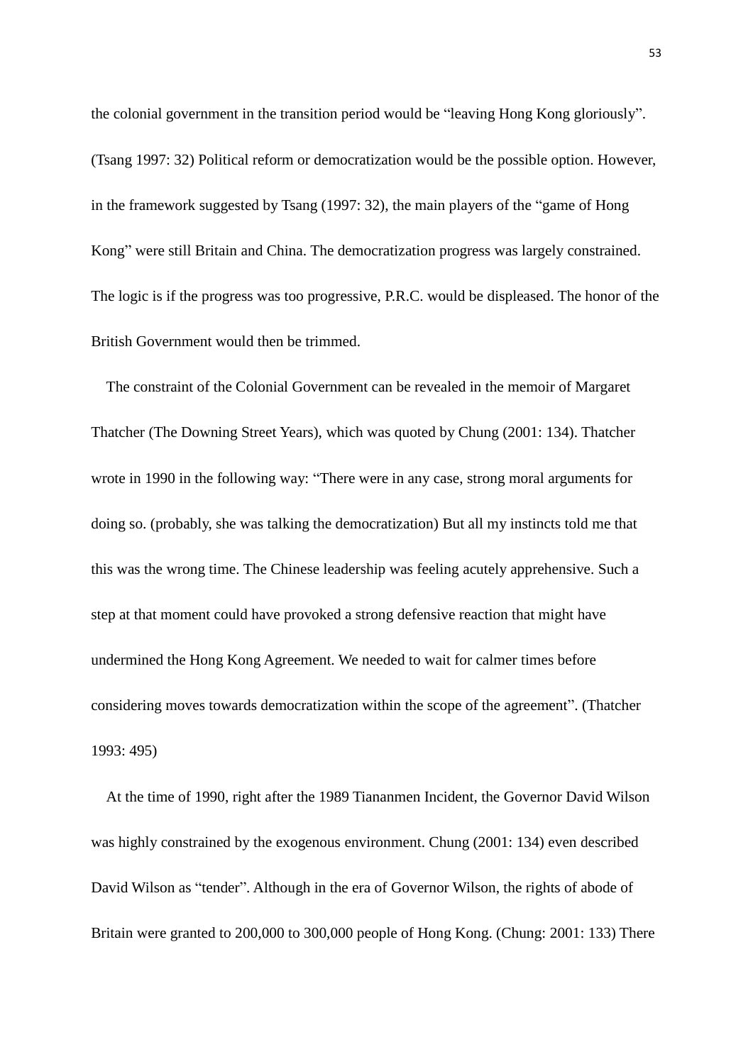the colonial government in the transition period would be "leaving Hong Kong gloriously". (Tsang 1997: 32) Political reform or democratization would be the possible option. However, in the framework suggested by Tsang (1997: 32), the main players of the "game of Hong Kong" were still Britain and China. The democratization progress was largely constrained. The logic is if the progress was too progressive, P.R.C. would be displeased. The honor of the British Government would then be trimmed.

The constraint of the Colonial Government can be revealed in the memoir of Margaret Thatcher (The Downing Street Years), which was quoted by Chung (2001: 134). Thatcher wrote in 1990 in the following way: "There were in any case, strong moral arguments for doing so. (probably, she was talking the democratization) But all my instincts told me that this was the wrong time. The Chinese leadership was feeling acutely apprehensive. Such a step at that moment could have provoked a strong defensive reaction that might have undermined the Hong Kong Agreement. We needed to wait for calmer times before considering moves towards democratization within the scope of the agreement". (Thatcher 1993: 495)

At the time of 1990, right after the 1989 Tiananmen Incident, the Governor David Wilson was highly constrained by the exogenous environment. Chung (2001: 134) even described David Wilson as "tender". Although in the era of Governor Wilson, the rights of abode of Britain were granted to 200,000 to 300,000 people of Hong Kong. (Chung: 2001: 133) There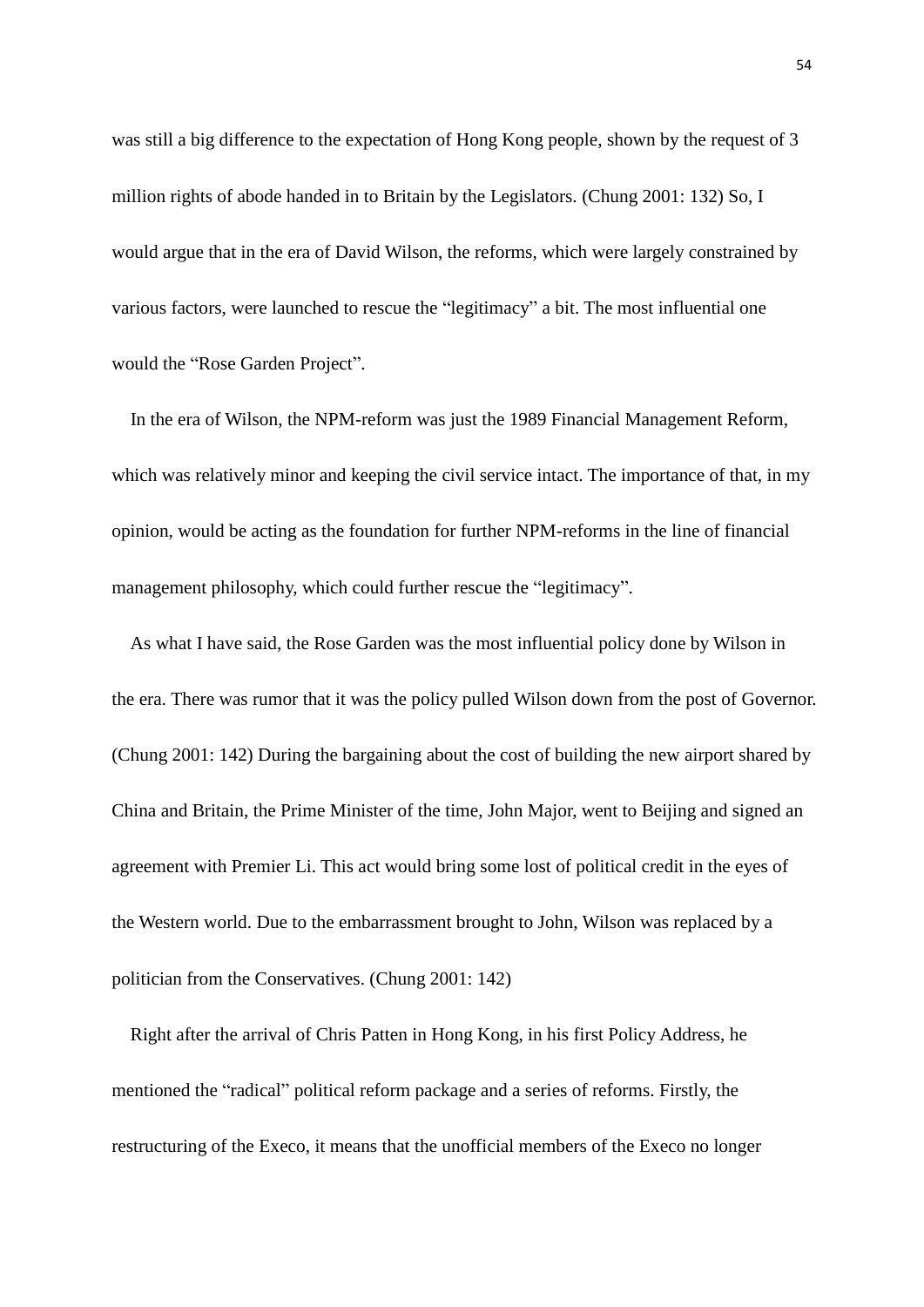was still a big difference to the expectation of Hong Kong people, shown by the request of 3 million rights of abode handed in to Britain by the Legislators. (Chung 2001: 132) So, I would argue that in the era of David Wilson, the reforms, which were largely constrained by various factors, were launched to rescue the "legitimacy" a bit. The most influential one would the "Rose Garden Project".

In the era of Wilson, the NPM-reform was just the 1989 Financial Management Reform, which was relatively minor and keeping the civil service intact. The importance of that, in my opinion, would be acting as the foundation for further NPM-reforms in the line of financial management philosophy, which could further rescue the "legitimacy".

As what I have said, the Rose Garden was the most influential policy done by Wilson in the era. There was rumor that it was the policy pulled Wilson down from the post of Governor. (Chung 2001: 142) During the bargaining about the cost of building the new airport shared by China and Britain, the Prime Minister of the time, John Major, went to Beijing and signed an agreement with Premier Li. This act would bring some lost of political credit in the eyes of the Western world. Due to the embarrassment brought to John, Wilson was replaced by a politician from the Conservatives. (Chung 2001: 142)

Right after the arrival of Chris Patten in Hong Kong, in his first Policy Address, he mentioned the "radical" political reform package and a series of reforms. Firstly, the restructuring of the Execo, it means that the unofficial members of the Execo no longer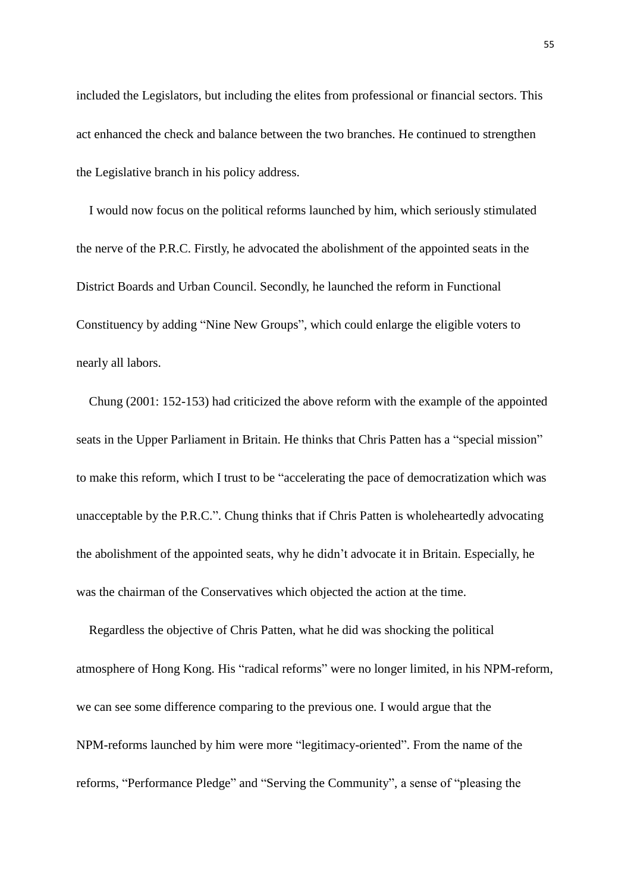included the Legislators, but including the elites from professional or financial sectors. This act enhanced the check and balance between the two branches. He continued to strengthen the Legislative branch in his policy address.

I would now focus on the political reforms launched by him, which seriously stimulated the nerve of the P.R.C. Firstly, he advocated the abolishment of the appointed seats in the District Boards and Urban Council. Secondly, he launched the reform in Functional Constituency by adding "Nine New Groups", which could enlarge the eligible voters to nearly all labors.

Chung (2001: 152-153) had criticized the above reform with the example of the appointed seats in the Upper Parliament in Britain. He thinks that Chris Patten has a "special mission" to make this reform, which I trust to be "accelerating the pace of democratization which was unacceptable by the P.R.C.". Chung thinks that if Chris Patten is wholeheartedly advocating the abolishment of the appointed seats, why he didn't advocate it in Britain. Especially, he was the chairman of the Conservatives which objected the action at the time.

Regardless the objective of Chris Patten, what he did was shocking the political atmosphere of Hong Kong. His "radical reforms" were no longer limited, in his NPM-reform, we can see some difference comparing to the previous one. I would argue that the NPM-reforms launched by him were more "legitimacy-oriented". From the name of the reforms, "Performance Pledge" and "Serving the Community", a sense of "pleasing the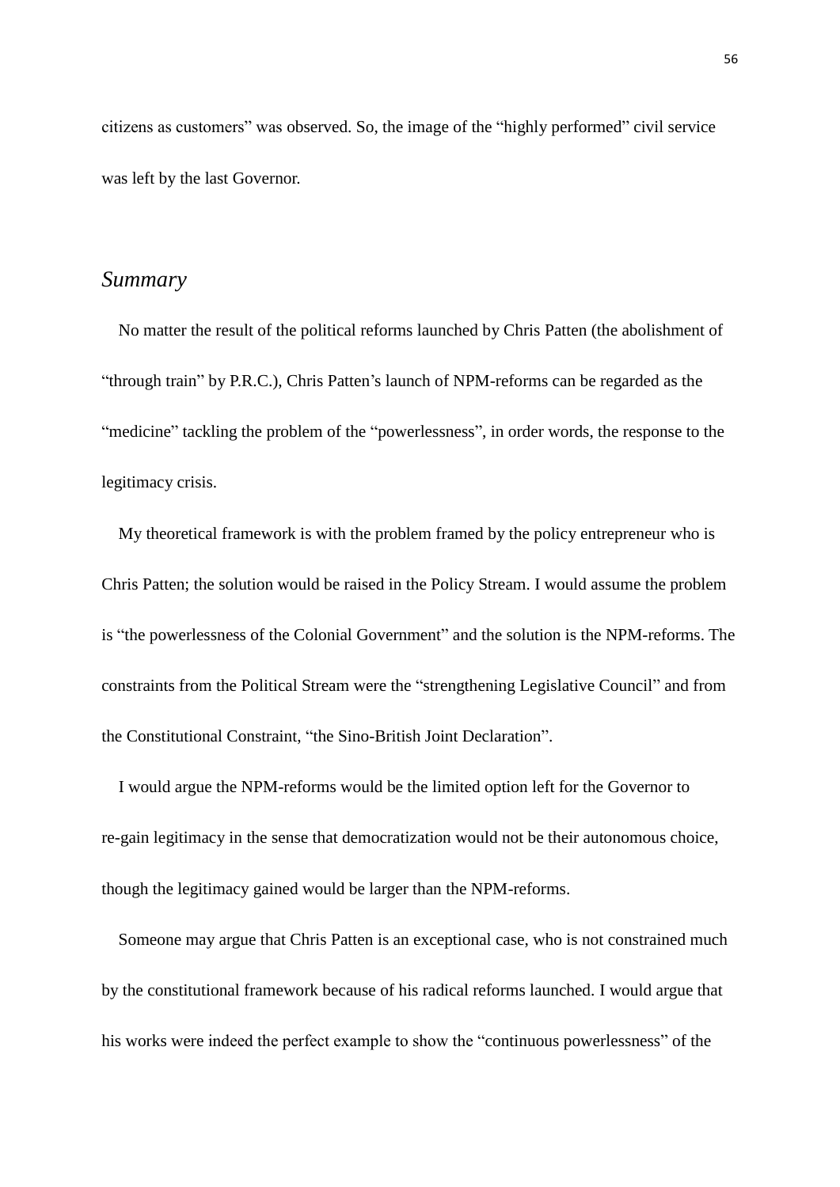citizens as customers" was observed. So, the image of the "highly performed" civil service was left by the last Governor.

## *Summary*

No matter the result of the political reforms launched by Chris Patten (the abolishment of "through train" by P.R.C.), Chris Patten's launch of NPM-reforms can be regarded as the "medicine" tackling the problem of the "powerlessness", in order words, the response to the legitimacy crisis.

My theoretical framework is with the problem framed by the policy entrepreneur who is Chris Patten; the solution would be raised in the Policy Stream. I would assume the problem is "the powerlessness of the Colonial Government" and the solution is the NPM-reforms. The constraints from the Political Stream were the "strengthening Legislative Council" and from the Constitutional Constraint, "the Sino-British Joint Declaration".

I would argue the NPM-reforms would be the limited option left for the Governor to re-gain legitimacy in the sense that democratization would not be their autonomous choice, though the legitimacy gained would be larger than the NPM-reforms.

Someone may argue that Chris Patten is an exceptional case, who is not constrained much by the constitutional framework because of his radical reforms launched. I would argue that his works were indeed the perfect example to show the "continuous powerlessness" of the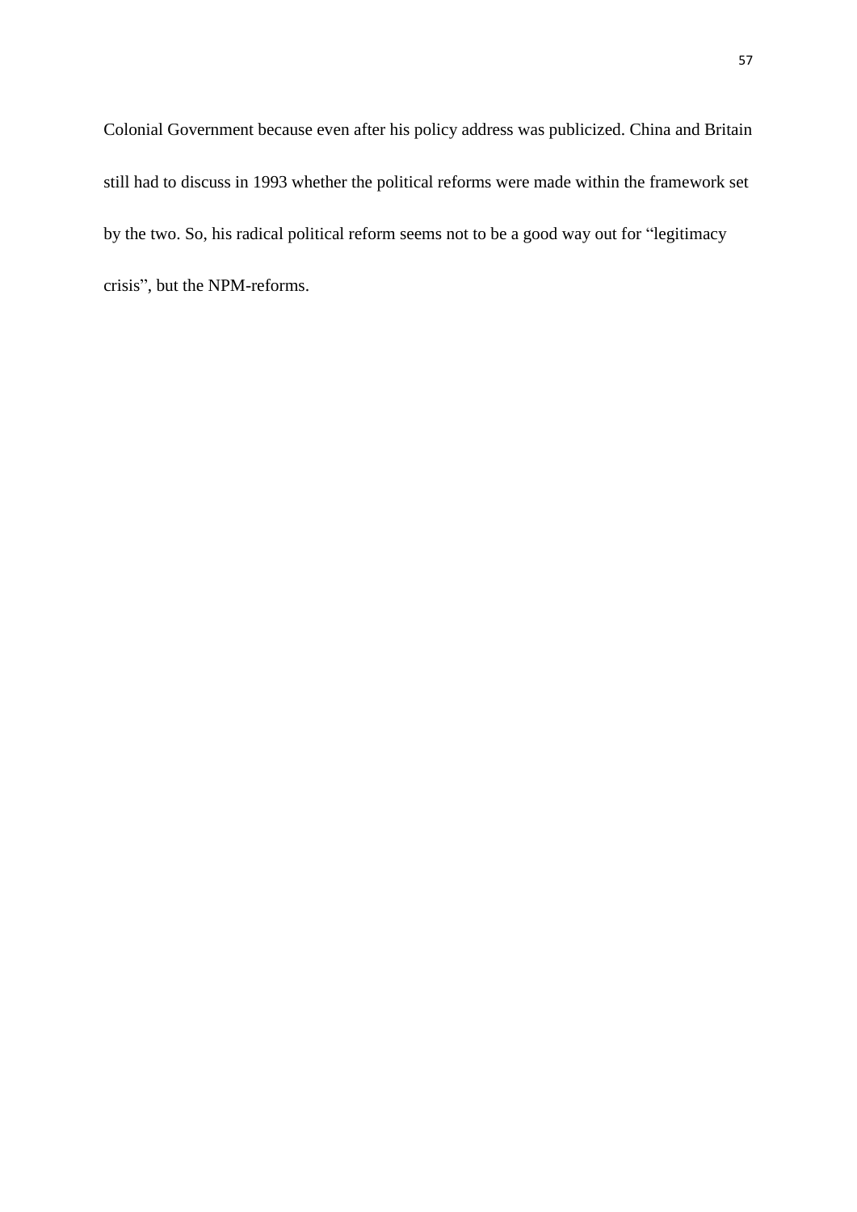Colonial Government because even after his policy address was publicized. China and Britain still had to discuss in 1993 whether the political reforms were made within the framework set by the two. So, his radical political reform seems not to be a good way out for "legitimacy crisis", but the NPM-reforms.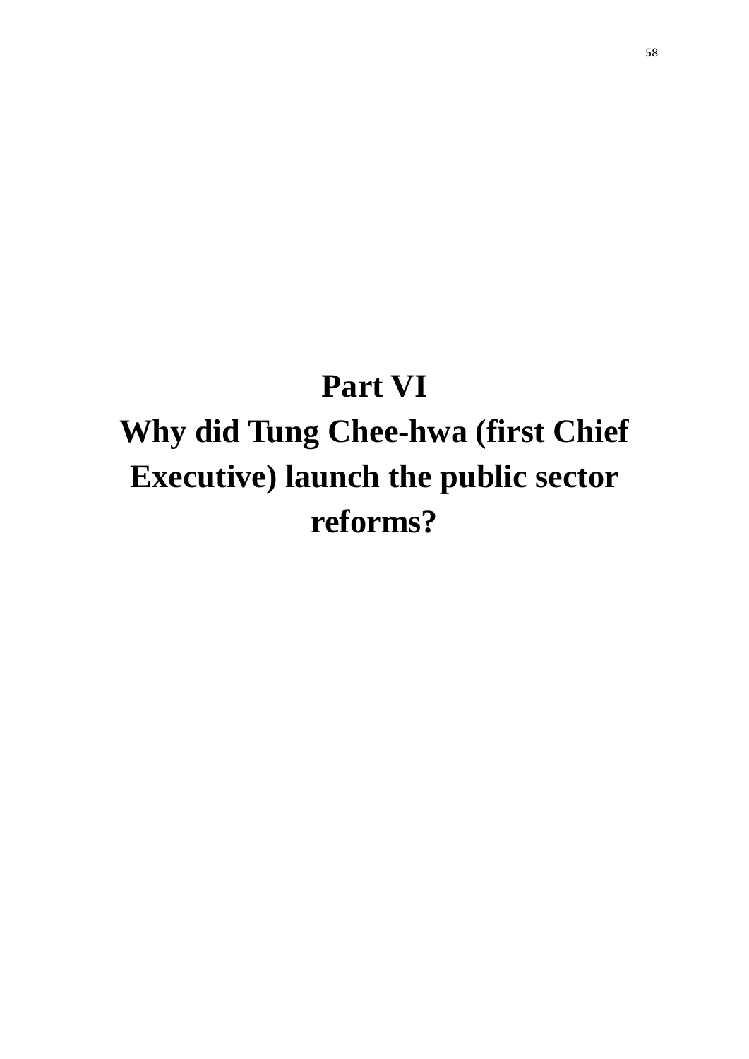# Part VI
# Why did Tung Chee-hwa (first Chief Executive) launch the public sector reforms?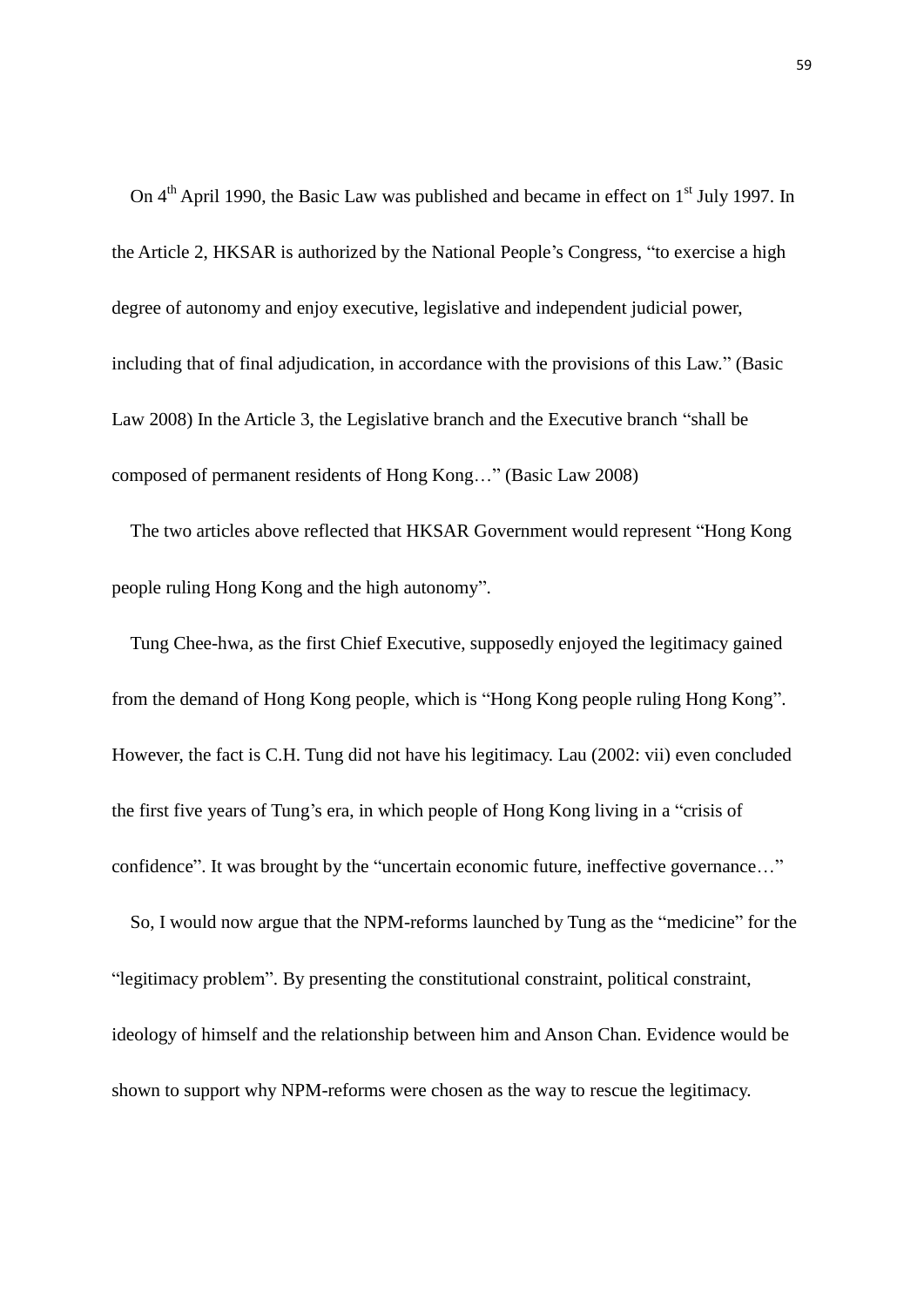On 4th April 1990, the Basic Law was published and became in effect on 1st July 1997. In the Article 2, HKSAR is authorized by the National People's Congress, "to exercise a high degree of autonomy and enjoy executive, legislative and independent judicial power, including that of final adjudication, in accordance with the provisions of this Law." (Basic Law 2008) In the Article 3, the Legislative branch and the Executive branch "shall be composed of permanent residents of Hong Kong…" (Basic Law 2008)

The two articles above reflected that HKSAR Government would represent "Hong Kong people ruling Hong Kong and the high autonomy".

Tung Chee-hwa, as the first Chief Executive, supposedly enjoyed the legitimacy gained from the demand of Hong Kong people, which is "Hong Kong people ruling Hong Kong". However, the fact is C.H. Tung did not have his legitimacy. Lau (2002: vii) even concluded the first five years of Tung's era, in which people of Hong Kong living in a "crisis of confidence". It was brought by the "uncertain economic future, ineffective governance…"

So, I would now argue that the NPM-reforms launched by Tung as the "medicine" for the "legitimacy problem". By presenting the constitutional constraint, political constraint, ideology of himself and the relationship between him and Anson Chan. Evidence would be shown to support why NPM-reforms were chosen as the way to rescue the legitimacy.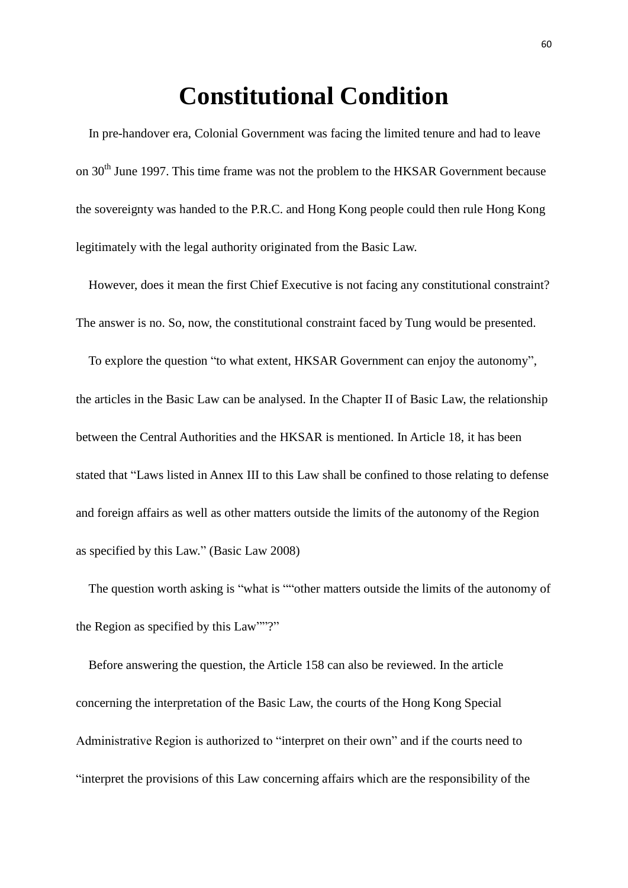# Constitutional Condition

In pre-handover era, Colonial Government was facing the limited tenure and had to leave on 30th June 1997. This time frame was not the problem to the HKSAR Government because the sovereignty was handed to the P.R.C. and Hong Kong people could then rule Hong Kong legitimately with the legal authority originated from the Basic Law.

However, does it mean the first Chief Executive is not facing any constitutional constraint? The answer is no. So, now, the constitutional constraint faced by Tung would be presented.

To explore the question "to what extent, HKSAR Government can enjoy the autonomy", the articles in the Basic Law can be analysed. In the Chapter II of Basic Law, the relationship between the Central Authorities and the HKSAR is mentioned. In Article 18, it has been stated that "Laws listed in Annex III to this Law shall be confined to those relating to defense and foreign affairs as well as other matters outside the limits of the autonomy of the Region as specified by this Law." (Basic Law 2008)

The question worth asking is "what is ""other matters outside the limits of the autonomy of the Region as specified by this Law""?"

Before answering the question, the Article 158 can also be reviewed. In the article concerning the interpretation of the Basic Law, the courts of the Hong Kong Special Administrative Region is authorized to "interpret on their own" and if the courts need to "interpret the provisions of this Law concerning affairs which are the responsibility of the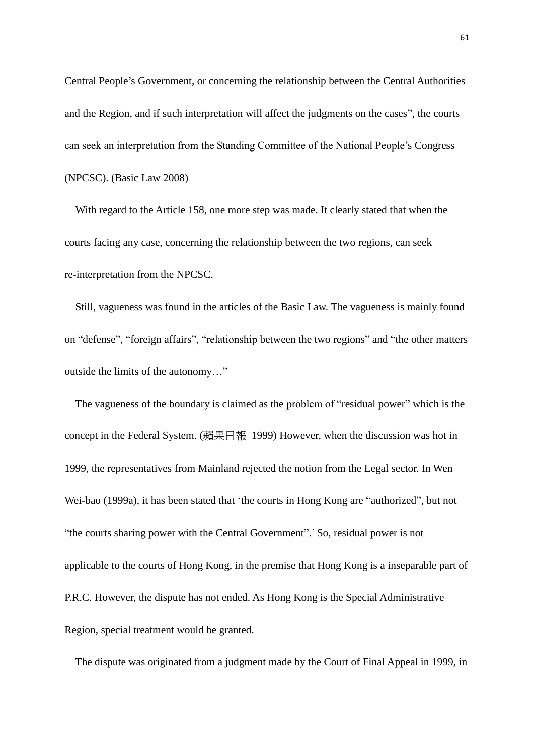Central People's Government, or concerning the relationship between the Central Authorities and the Region, and if such interpretation will affect the judgments on the cases", the courts can seek an interpretation from the Standing Committee of the National People's Congress (NPCSC). (Basic Law 2008)

With regard to the Article 158, one more step was made. It clearly stated that when the courts facing any case, concerning the relationship between the two regions, can seek re-interpretation from the NPCSC.

Still, vagueness was found in the articles of the Basic Law. The vagueness is mainly found on "defense", "foreign affairs", "relationship between the two regions" and "the other matters outside the limits of the autonomy…"

The vagueness of the boundary is claimed as the problem of "residual power" which is the concept in the Federal System. (蘋果日報 1999) However, when the discussion was hot in 1999, the representatives from Mainland rejected the notion from the Legal sector. In Wen Wei-bao (1999a), it has been stated that 'the courts in Hong Kong are "authorized", but not "the courts sharing power with the Central Government".' So, residual power is not applicable to the courts of Hong Kong, in the premise that Hong Kong is a inseparable part of P.R.C. However, the dispute has not ended. As Hong Kong is the Special Administrative Region, special treatment would be granted.

The dispute was originated from a judgment made by the Court of Final Appeal in 1999, in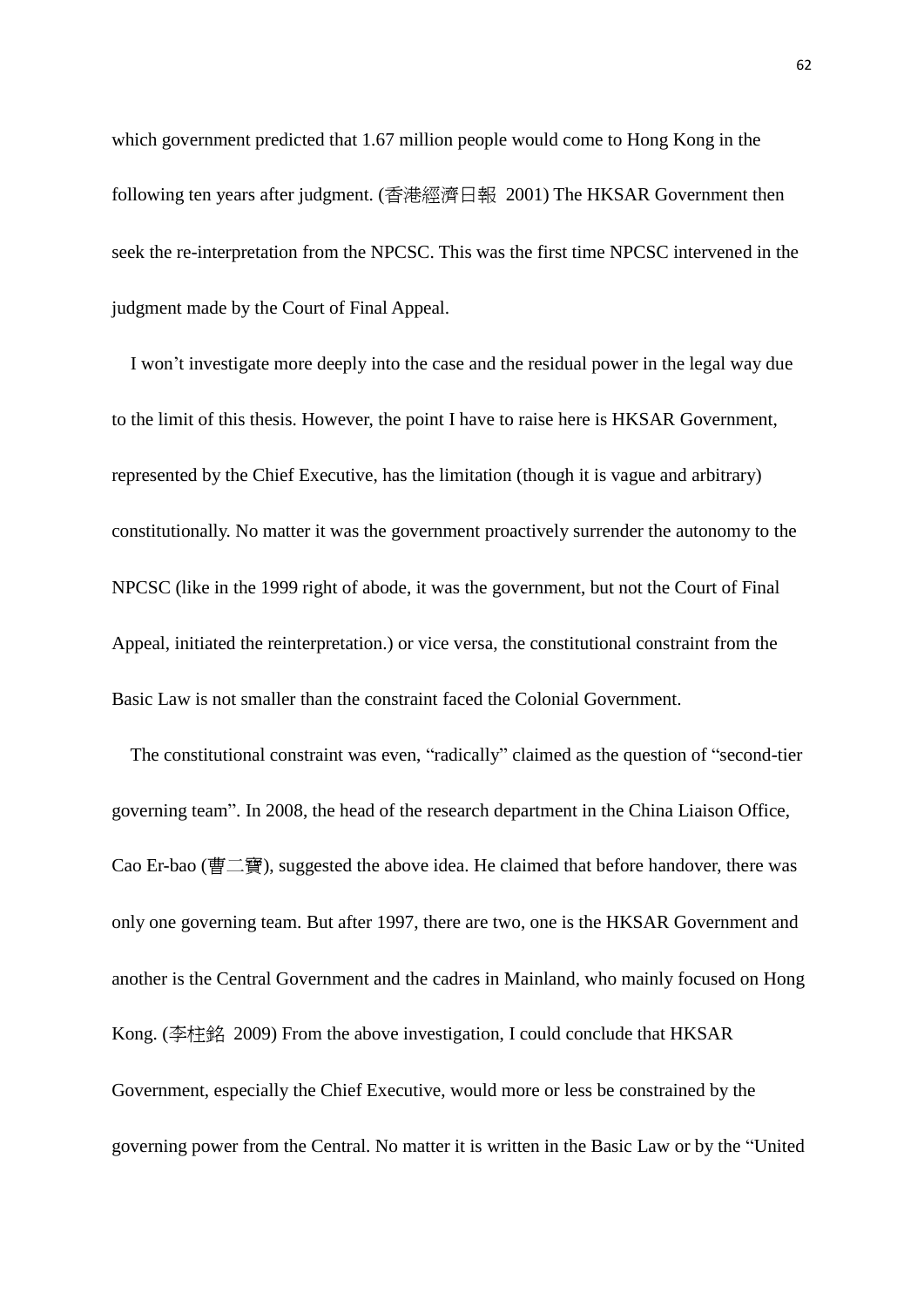which government predicted that 1.67 million people would come to Hong Kong in the following ten years after judgment. (香港經濟日報 2001) The HKSAR Government then seek the re-interpretation from the NPCSC. This was the first time NPCSC intervened in the judgment made by the Court of Final Appeal.

I won't investigate more deeply into the case and the residual power in the legal way due to the limit of this thesis. However, the point I have to raise here is HKSAR Government, represented by the Chief Executive, has the limitation (though it is vague and arbitrary) constitutionally. No matter it was the government proactively surrender the autonomy to the NPCSC (like in the 1999 right of abode, it was the government, but not the Court of Final Appeal, initiated the reinterpretation.) or vice versa, the constitutional constraint from the Basic Law is not smaller than the constraint faced the Colonial Government.

The constitutional constraint was even, "radically" claimed as the question of "second-tier governing team". In 2008, the head of the research department in the China Liaison Office, Cao Er-bao (曹二寶), suggested the above idea. He claimed that before handover, there was only one governing team. But after 1997, there are two, one is the HKSAR Government and another is the Central Government and the cadres in Mainland, who mainly focused on Hong Kong. (李柱銘 2009) From the above investigation, I could conclude that HKSAR Government, especially the Chief Executive, would more or less be constrained by the governing power from the Central. No matter it is written in the Basic Law or by the "United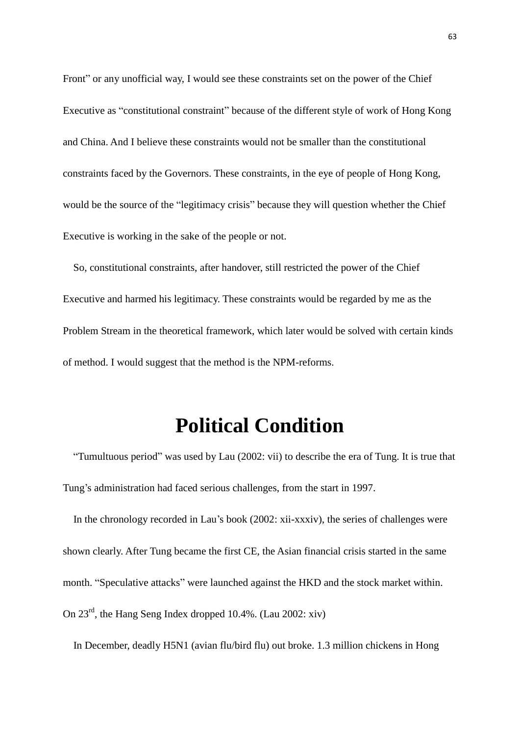Front" or any unofficial way, I would see these constraints set on the power of the Chief Executive as "constitutional constraint" because of the different style of work of Hong Kong and China. And I believe these constraints would not be smaller than the constitutional constraints faced by the Governors. These constraints, in the eye of people of Hong Kong, would be the source of the "legitimacy crisis" because they will question whether the Chief Executive is working in the sake of the people or not.

So, constitutional constraints, after handover, still restricted the power of the Chief Executive and harmed his legitimacy. These constraints would be regarded by me as the Problem Stream in the theoretical framework, which later would be solved with certain kinds of method. I would suggest that the method is the NPM-reforms.

# Political Condition

"Tumultuous period" was used by Lau (2002: vii) to describe the era of Tung. It is true that Tung's administration had faced serious challenges, from the start in 1997.

In the chronology recorded in Lau's book (2002: xii-xxxiv), the series of challenges were shown clearly. After Tung became the first CE, the Asian financial crisis started in the same month. "Speculative attacks" were launched against the HKD and the stock market within. On 23rd, the Hang Seng Index dropped 10.4%. (Lau 2002: xiv)

In December, deadly H5N1 (avian flu/bird flu) out broke. 1.3 million chickens in Hong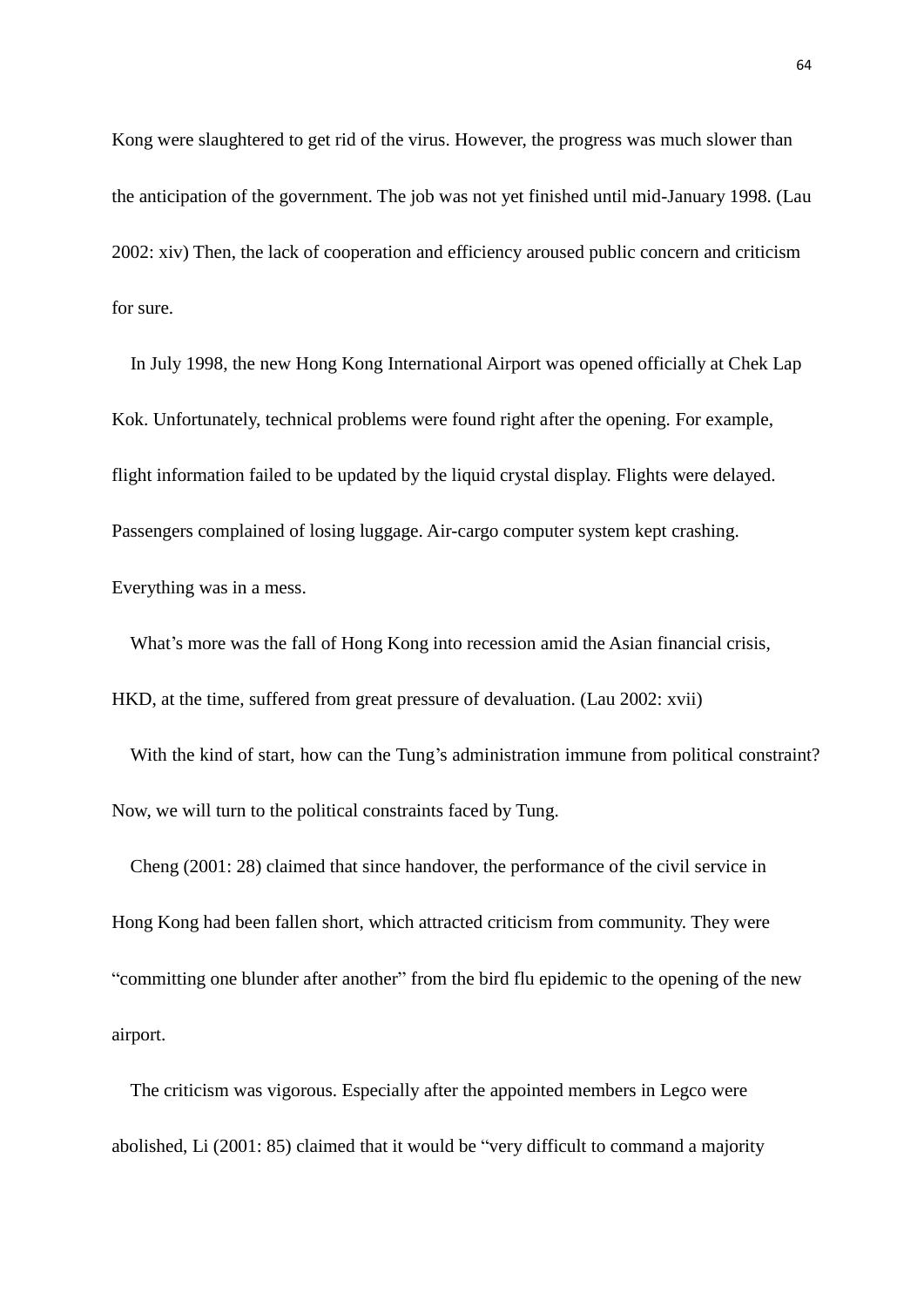Kong were slaughtered to get rid of the virus. However, the progress was much slower than the anticipation of the government. The job was not yet finished until mid-January 1998. (Lau 2002: xiv) Then, the lack of cooperation and efficiency aroused public concern and criticism for sure.

In July 1998, the new Hong Kong International Airport was opened officially at Chek Lap Kok. Unfortunately, technical problems were found right after the opening. For example, flight information failed to be updated by the liquid crystal display. Flights were delayed. Passengers complained of losing luggage. Air-cargo computer system kept crashing. Everything was in a mess.

What's more was the fall of Hong Kong into recession amid the Asian financial crisis, HKD, at the time, suffered from great pressure of devaluation. (Lau 2002: xvii)

With the kind of start, how can the Tung's administration immune from political constraint? Now, we will turn to the political constraints faced by Tung.

Cheng (2001: 28) claimed that since handover, the performance of the civil service in Hong Kong had been fallen short, which attracted criticism from community. They were "committing one blunder after another" from the bird flu epidemic to the opening of the new airport.

The criticism was vigorous. Especially after the appointed members in Legco were abolished, Li (2001: 85) claimed that it would be "very difficult to command a majority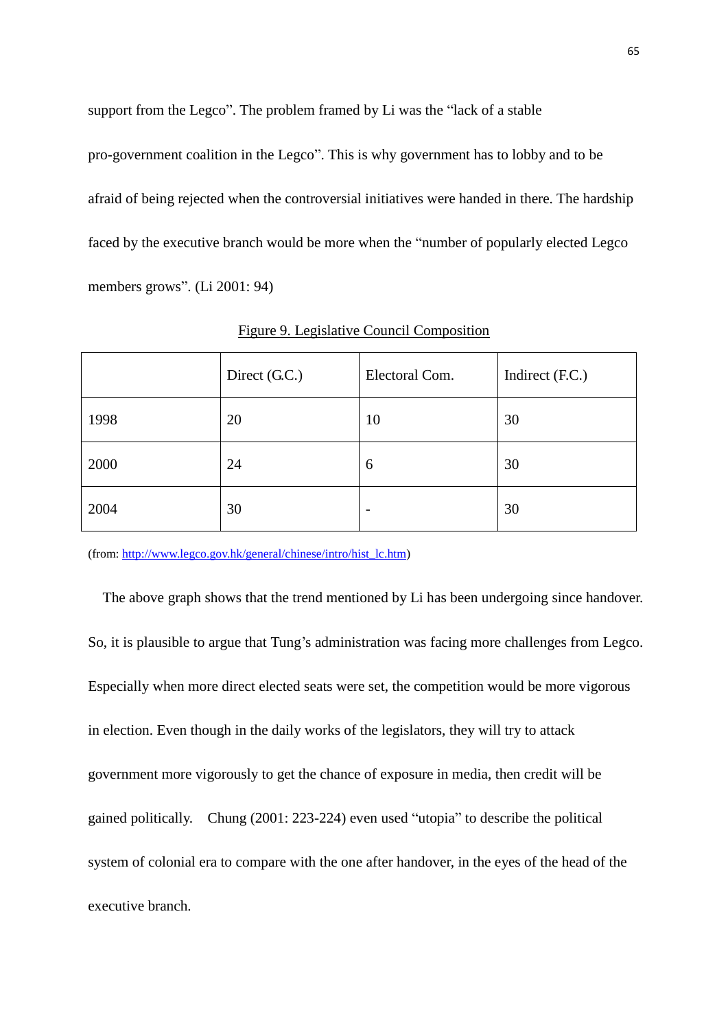support from the Legco". The problem framed by Li was the "lack of a stable pro-government coalition in the Legco". This is why government has to lobby and to be afraid of being rejected when the controversial initiatives were handed in there. The hardship faced by the executive branch would be more when the "number of popularly elected Legco members grows". (Li 2001: 94)

<u>Figure 9. Legislative Council Composition</u>

| | Direct (G.C.) | Electoral Com. | Indirect (F.C.) |
|---|---|---|---|
| 1998 | 20 | 10 | 30 |
| 2000 | 24 | 6 | 30 |
| 2004 | 30 | - | 30 |

(from: http://www.legco.gov.hk/general/chinese/intro/hist_lc.htm)

The above graph shows that the trend mentioned by Li has been undergoing since handover. So, it is plausible to argue that Tung's administration was facing more challenges from Legco. Especially when more direct elected seats were set, the competition would be more vigorous in election. Even though in the daily works of the legislators, they will try to attack government more vigorously to get the chance of exposure in media, then credit will be gained politically. Chung (2001: 223-224) even used "utopia" to describe the political system of colonial era to compare with the one after handover, in the eyes of the head of the executive branch.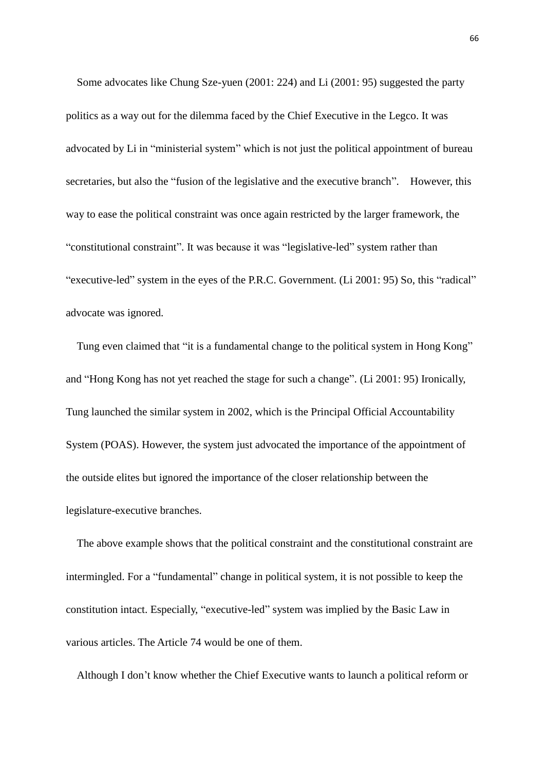Some advocates like Chung Sze-yuen (2001: 224) and Li (2001: 95) suggested the party politics as a way out for the dilemma faced by the Chief Executive in the Legco. It was advocated by Li in "ministerial system" which is not just the political appointment of bureau secretaries, but also the "fusion of the legislative and the executive branch". However, this way to ease the political constraint was once again restricted by the larger framework, the "constitutional constraint". It was because it was "legislative-led" system rather than "executive-led" system in the eyes of the P.R.C. Government. (Li 2001: 95) So, this "radical" advocate was ignored.

Tung even claimed that "it is a fundamental change to the political system in Hong Kong" and "Hong Kong has not yet reached the stage for such a change". (Li 2001: 95) Ironically, Tung launched the similar system in 2002, which is the Principal Official Accountability System (POAS). However, the system just advocated the importance of the appointment of the outside elites but ignored the importance of the closer relationship between the legislature-executive branches.

The above example shows that the political constraint and the constitutional constraint are intermingled. For a "fundamental" change in political system, it is not possible to keep the constitution intact. Especially, "executive-led" system was implied by the Basic Law in various articles. The Article 74 would be one of them.

Although I don't know whether the Chief Executive wants to launch a political reform or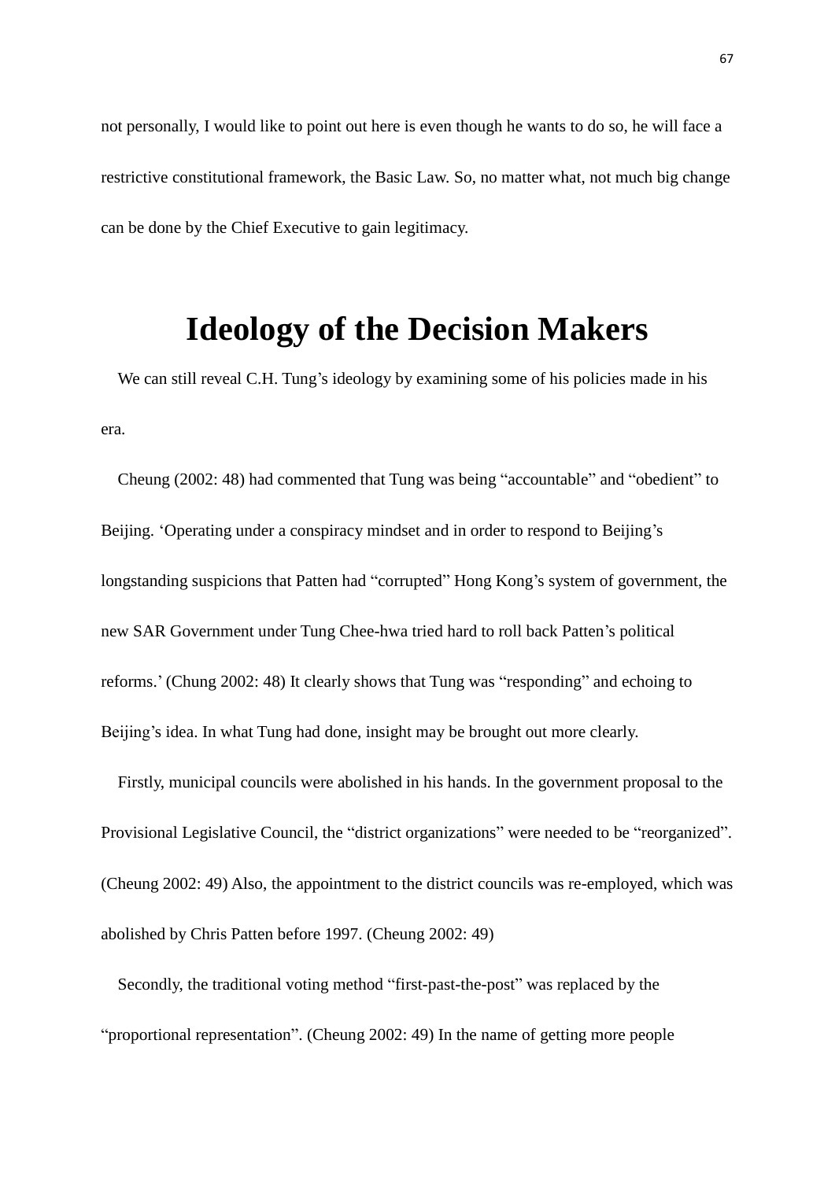not personally, I would like to point out here is even though he wants to do so, he will face a restrictive constitutional framework, the Basic Law. So, no matter what, not much big change can be done by the Chief Executive to gain legitimacy.

# Ideology of the Decision Makers

We can still reveal C.H. Tung's ideology by examining some of his policies made in his era.

Cheung (2002: 48) had commented that Tung was being "accountable" and "obedient" to Beijing. 'Operating under a conspiracy mindset and in order to respond to Beijing's longstanding suspicions that Patten had "corrupted" Hong Kong's system of government, the new SAR Government under Tung Chee-hwa tried hard to roll back Patten's political reforms.' (Chung 2002: 48) It clearly shows that Tung was "responding" and echoing to Beijing's idea. In what Tung had done, insight may be brought out more clearly.

Firstly, municipal councils were abolished in his hands. In the government proposal to the Provisional Legislative Council, the "district organizations" were needed to be "reorganized". (Cheung 2002: 49) Also, the appointment to the district councils was re-employed, which was abolished by Chris Patten before 1997. (Cheung 2002: 49)

Secondly, the traditional voting method "first-past-the-post" was replaced by the "proportional representation". (Cheung 2002: 49) In the name of getting more people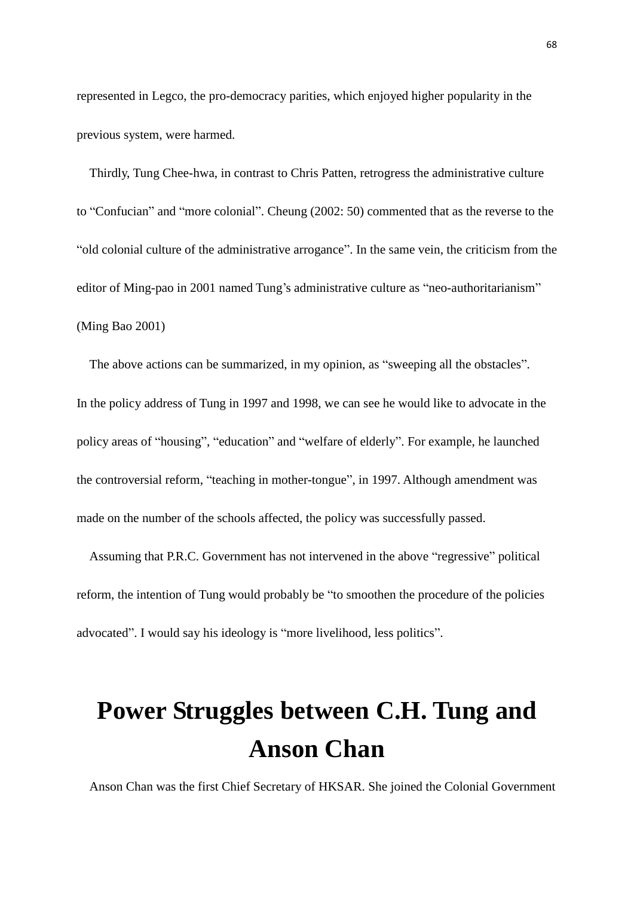represented in Legco, the pro-democracy parities, which enjoyed higher popularity in the previous system, were harmed.

Thirdly, Tung Chee-hwa, in contrast to Chris Patten, retrogress the administrative culture to "Confucian" and "more colonial". Cheung (2002: 50) commented that as the reverse to the "old colonial culture of the administrative arrogance". In the same vein, the criticism from the editor of Ming-pao in 2001 named Tung's administrative culture as "neo-authoritarianism" (Ming Bao 2001)

The above actions can be summarized, in my opinion, as "sweeping all the obstacles". In the policy address of Tung in 1997 and 1998, we can see he would like to advocate in the policy areas of "housing", "education" and "welfare of elderly". For example, he launched the controversial reform, "teaching in mother-tongue", in 1997. Although amendment was made on the number of the schools affected, the policy was successfully passed.

Assuming that P.R.C. Government has not intervened in the above "regressive" political reform, the intention of Tung would probably be "to smoothen the procedure of the policies advocated". I would say his ideology is "more livelihood, less politics".

# Power Struggles between C.H. Tung and Anson Chan

Anson Chan was the first Chief Secretary of HKSAR. She joined the Colonial Government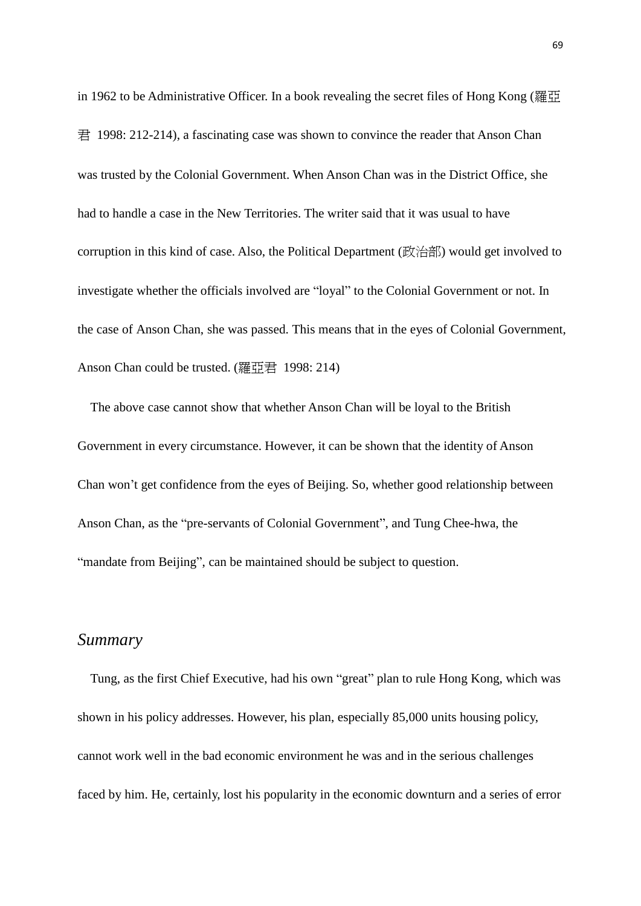in 1962 to be Administrative Officer. In a book revealing the secret files of Hong Kong (羅亞君 1998: 212-214), a fascinating case was shown to convince the reader that Anson Chan was trusted by the Colonial Government. When Anson Chan was in the District Office, she had to handle a case in the New Territories. The writer said that it was usual to have corruption in this kind of case. Also, the Political Department (政治部) would get involved to investigate whether the officials involved are "loyal" to the Colonial Government or not. In the case of Anson Chan, she was passed. This means that in the eyes of Colonial Government, Anson Chan could be trusted. (羅亞君 1998: 214)

The above case cannot show that whether Anson Chan will be loyal to the British Government in every circumstance. However, it can be shown that the identity of Anson Chan won't get confidence from the eyes of Beijing. So, whether good relationship between Anson Chan, as the "pre-servants of Colonial Government", and Tung Chee-hwa, the "mandate from Beijing", can be maintained should be subject to question.

## *Summary*

Tung, as the first Chief Executive, had his own "great" plan to rule Hong Kong, which was shown in his policy addresses. However, his plan, especially 85,000 units housing policy, cannot work well in the bad economic environment he was and in the serious challenges faced by him. He, certainly, lost his popularity in the economic downturn and a series of error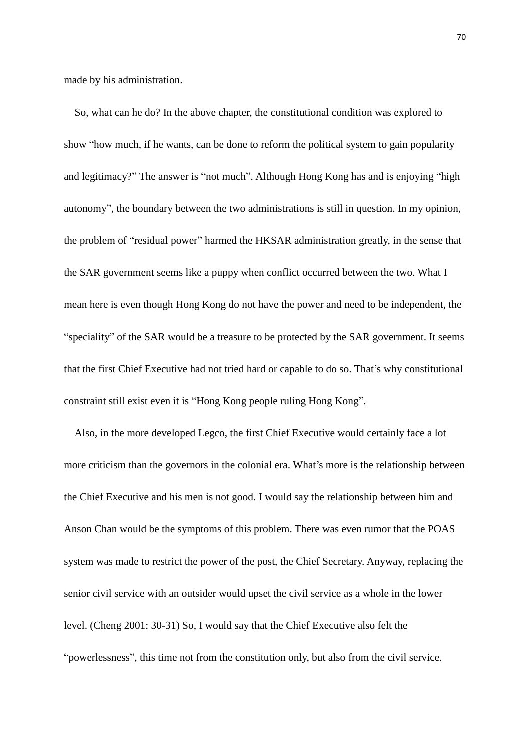made by his administration.

So, what can he do? In the above chapter, the constitutional condition was explored to show "how much, if he wants, can be done to reform the political system to gain popularity and legitimacy?" The answer is "not much". Although Hong Kong has and is enjoying "high autonomy", the boundary between the two administrations is still in question. In my opinion, the problem of "residual power" harmed the HKSAR administration greatly, in the sense that the SAR government seems like a puppy when conflict occurred between the two. What I mean here is even though Hong Kong do not have the power and need to be independent, the "speciality" of the SAR would be a treasure to be protected by the SAR government. It seems that the first Chief Executive had not tried hard or capable to do so. That's why constitutional constraint still exist even it is "Hong Kong people ruling Hong Kong".

Also, in the more developed Legco, the first Chief Executive would certainly face a lot more criticism than the governors in the colonial era. What's more is the relationship between the Chief Executive and his men is not good. I would say the relationship between him and Anson Chan would be the symptoms of this problem. There was even rumor that the POAS system was made to restrict the power of the post, the Chief Secretary. Anyway, replacing the senior civil service with an outsider would upset the civil service as a whole in the lower level. (Cheng 2001: 30-31) So, I would say that the Chief Executive also felt the "powerlessness", this time not from the constitution only, but also from the civil service.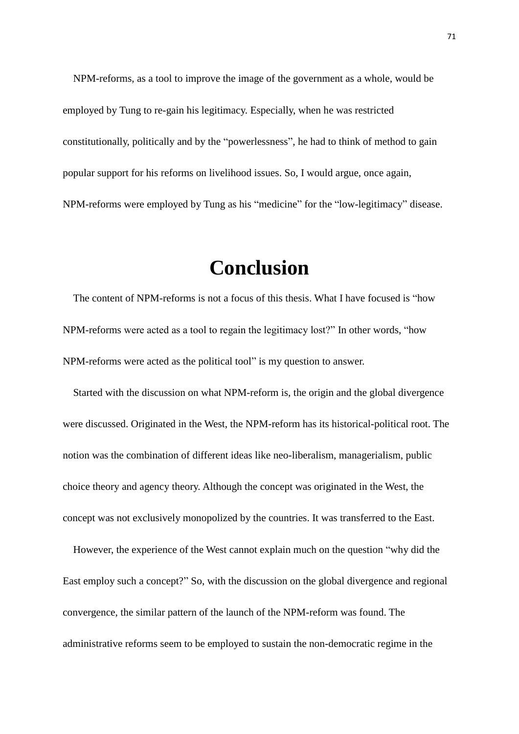NPM-reforms, as a tool to improve the image of the government as a whole, would be employed by Tung to re-gain his legitimacy. Especially, when he was restricted constitutionally, politically and by the "powerlessness", he had to think of method to gain popular support for his reforms on livelihood issues. So, I would argue, once again, NPM-reforms were employed by Tung as his "medicine" for the "low-legitimacy" disease.

# Conclusion

The content of NPM-reforms is not a focus of this thesis. What I have focused is "how NPM-reforms were acted as a tool to regain the legitimacy lost?" In other words, "how NPM-reforms were acted as the political tool" is my question to answer.

Started with the discussion on what NPM-reform is, the origin and the global divergence were discussed. Originated in the West, the NPM-reform has its historical-political root. The notion was the combination of different ideas like neo-liberalism, managerialism, public choice theory and agency theory. Although the concept was originated in the West, the concept was not exclusively monopolized by the countries. It was transferred to the East.

However, the experience of the West cannot explain much on the question "why did the East employ such a concept?" So, with the discussion on the global divergence and regional convergence, the similar pattern of the launch of the NPM-reform was found. The administrative reforms seem to be employed to sustain the non-democratic regime in the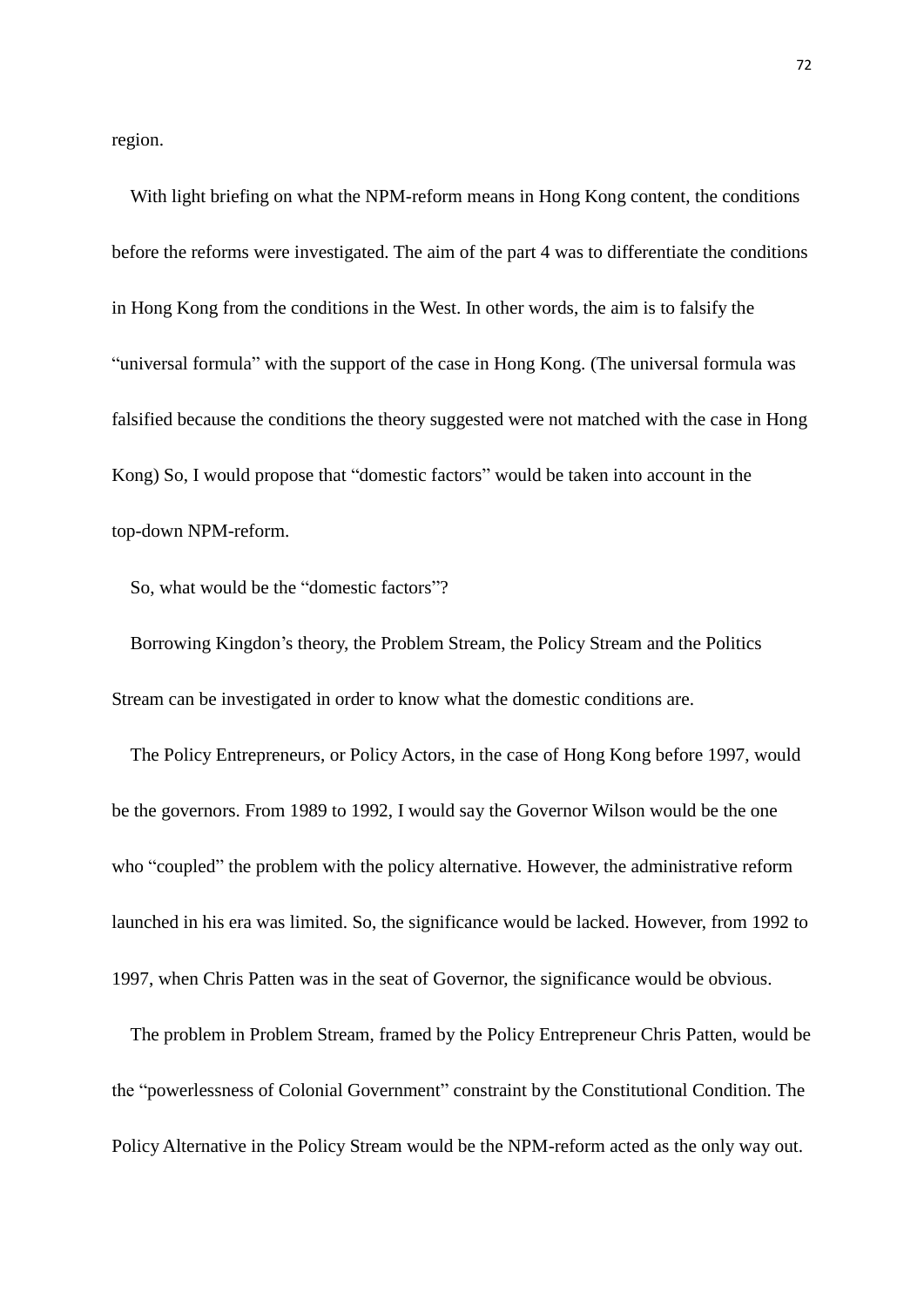region.

With light briefing on what the NPM-reform means in Hong Kong content, the conditions before the reforms were investigated. The aim of the part 4 was to differentiate the conditions in Hong Kong from the conditions in the West. In other words, the aim is to falsify the "universal formula" with the support of the case in Hong Kong. (The universal formula was falsified because the conditions the theory suggested were not matched with the case in Hong Kong) So, I would propose that "domestic factors" would be taken into account in the top-down NPM-reform.

So, what would be the "domestic factors"?

Borrowing Kingdon's theory, the Problem Stream, the Policy Stream and the Politics Stream can be investigated in order to know what the domestic conditions are.

The Policy Entrepreneurs, or Policy Actors, in the case of Hong Kong before 1997, would be the governors. From 1989 to 1992, I would say the Governor Wilson would be the one who "coupled" the problem with the policy alternative. However, the administrative reform launched in his era was limited. So, the significance would be lacked. However, from 1992 to 1997, when Chris Patten was in the seat of Governor, the significance would be obvious.

The problem in Problem Stream, framed by the Policy Entrepreneur Chris Patten, would be the "powerlessness of Colonial Government" constraint by the Constitutional Condition. The Policy Alternative in the Policy Stream would be the NPM-reform acted as the only way out.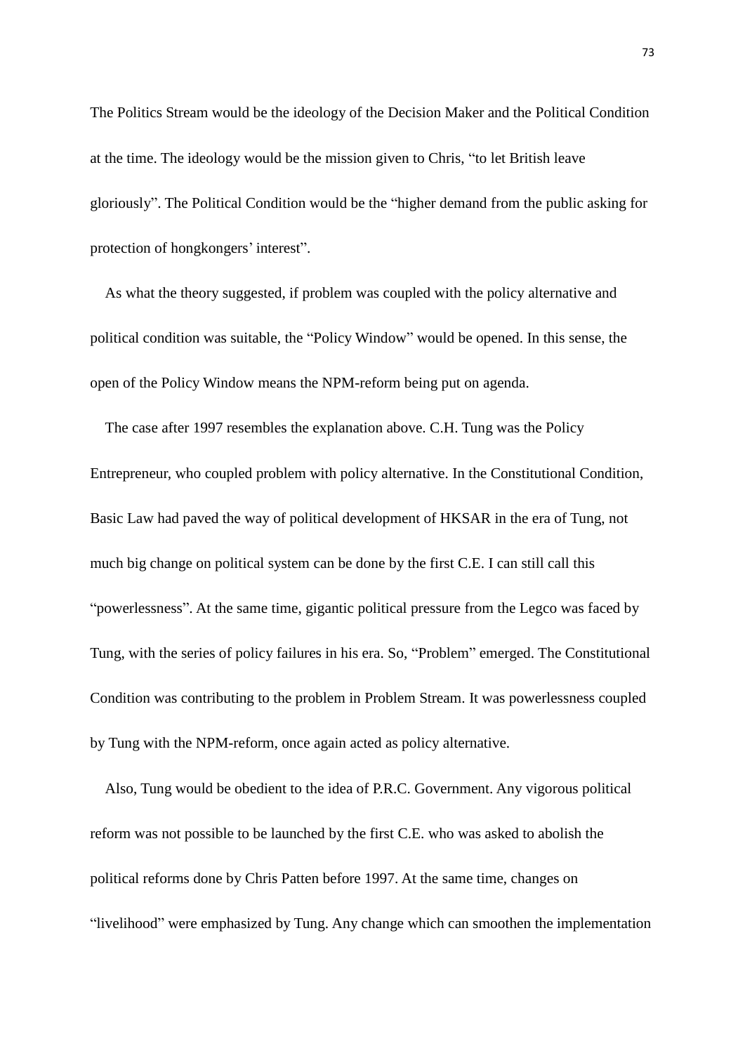The Politics Stream would be the ideology of the Decision Maker and the Political Condition at the time. The ideology would be the mission given to Chris, "to let British leave gloriously". The Political Condition would be the "higher demand from the public asking for protection of hongkongers' interest".

As what the theory suggested, if problem was coupled with the policy alternative and political condition was suitable, the "Policy Window" would be opened. In this sense, the open of the Policy Window means the NPM-reform being put on agenda.

The case after 1997 resembles the explanation above. C.H. Tung was the Policy Entrepreneur, who coupled problem with policy alternative. In the Constitutional Condition, Basic Law had paved the way of political development of HKSAR in the era of Tung, not much big change on political system can be done by the first C.E. I can still call this "powerlessness". At the same time, gigantic political pressure from the Legco was faced by Tung, with the series of policy failures in his era. So, "Problem" emerged. The Constitutional Condition was contributing to the problem in Problem Stream. It was powerlessness coupled by Tung with the NPM-reform, once again acted as policy alternative.

Also, Tung would be obedient to the idea of P.R.C. Government. Any vigorous political reform was not possible to be launched by the first C.E. who was asked to abolish the political reforms done by Chris Patten before 1997. At the same time, changes on "livelihood" were emphasized by Tung. Any change which can smoothen the implementation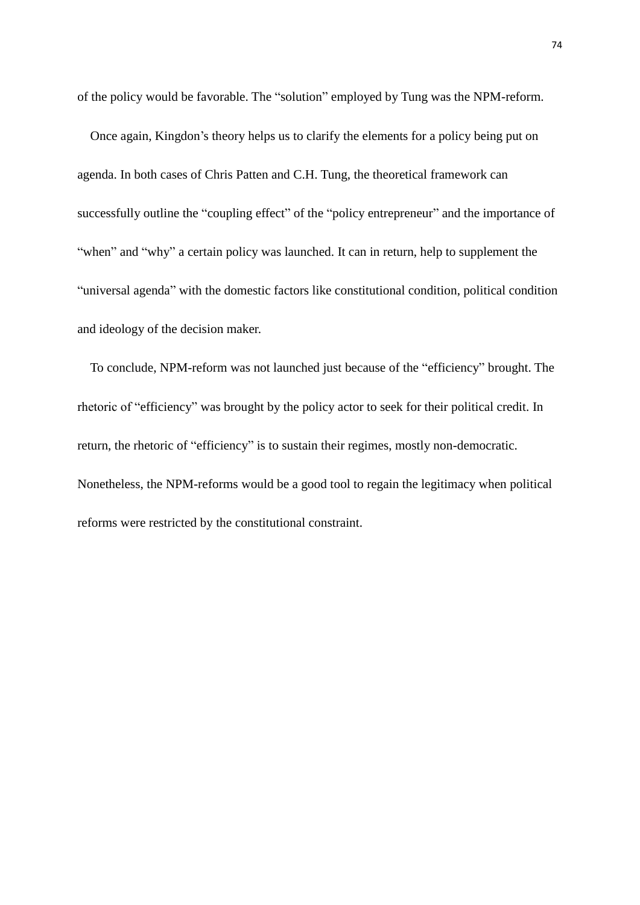of the policy would be favorable. The "solution" employed by Tung was the NPM-reform.

Once again, Kingdon's theory helps us to clarify the elements for a policy being put on agenda. In both cases of Chris Patten and C.H. Tung, the theoretical framework can successfully outline the "coupling effect" of the "policy entrepreneur" and the importance of "when" and "why" a certain policy was launched. It can in return, help to supplement the "universal agenda" with the domestic factors like constitutional condition, political condition and ideology of the decision maker.

To conclude, NPM-reform was not launched just because of the "efficiency" brought. The rhetoric of "efficiency" was brought by the policy actor to seek for their political credit. In return, the rhetoric of "efficiency" is to sustain their regimes, mostly non-democratic. Nonetheless, the NPM-reforms would be a good tool to regain the legitimacy when political reforms were restricted by the constitutional constraint.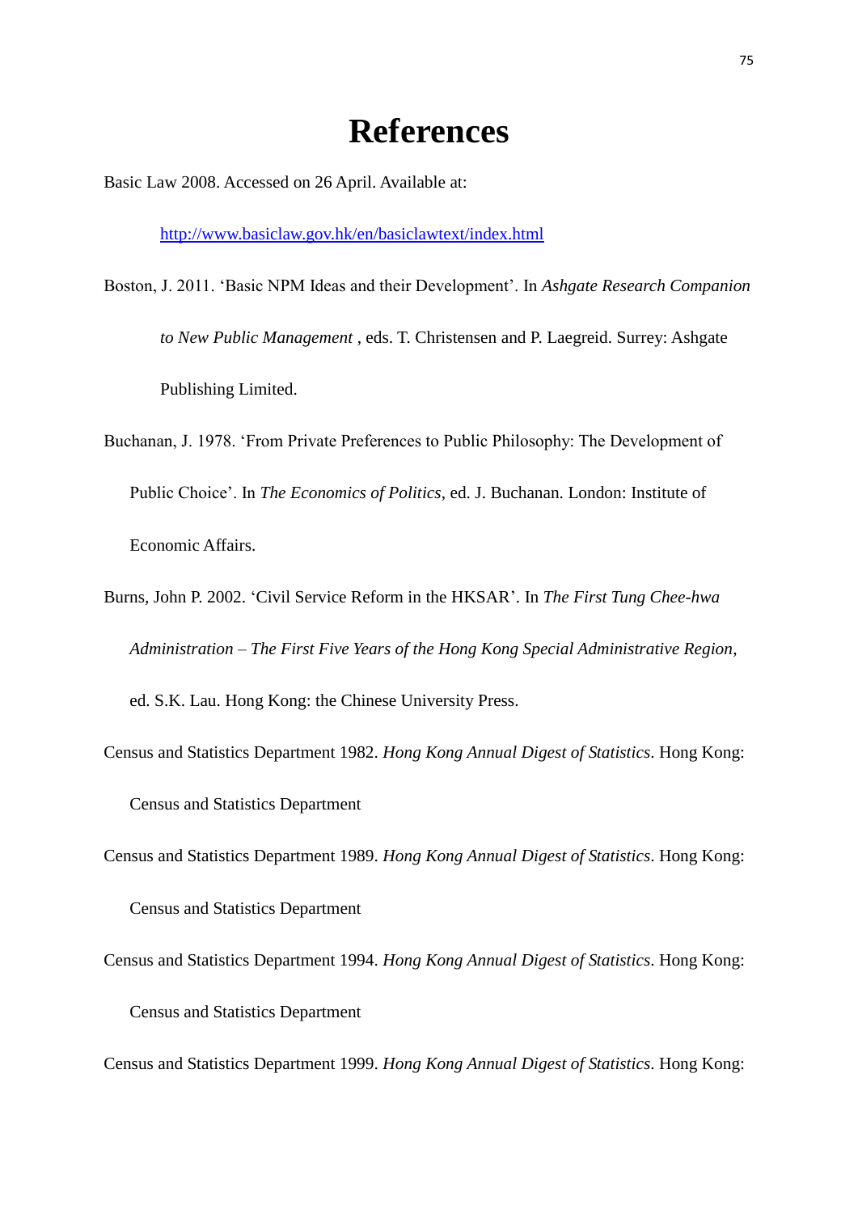# References

Basic Law 2008. Accessed on 26 April. Available at:

http://www.basiclaw.gov.hk/en/basiclawtext/index.html

Boston, J. 2011. 'Basic NPM Ideas and their Development'. In *Ashgate Research Companion to New Public Management* , eds. T. Christensen and P. Laegreid. Surrey: Ashgate Publishing Limited.

Buchanan, J. 1978. 'From Private Preferences to Public Philosophy: The Development of Public Choice'. In *The Economics of Politics*, ed. J. Buchanan. London: Institute of Economic Affairs.

Burns, John P. 2002. 'Civil Service Reform in the HKSAR'. In *The First Tung Chee-hwa Administration – The First Five Years of the Hong Kong Special Administrative Region*, ed. S.K. Lau. Hong Kong: the Chinese University Press.

Census and Statistics Department 1982. *Hong Kong Annual Digest of Statistics*. Hong Kong: Census and Statistics Department

Census and Statistics Department 1989. *Hong Kong Annual Digest of Statistics*. Hong Kong: Census and Statistics Department

Census and Statistics Department 1994. *Hong Kong Annual Digest of Statistics*. Hong Kong: Census and Statistics Department

Census and Statistics Department 1999. *Hong Kong Annual Digest of Statistics*. Hong Kong: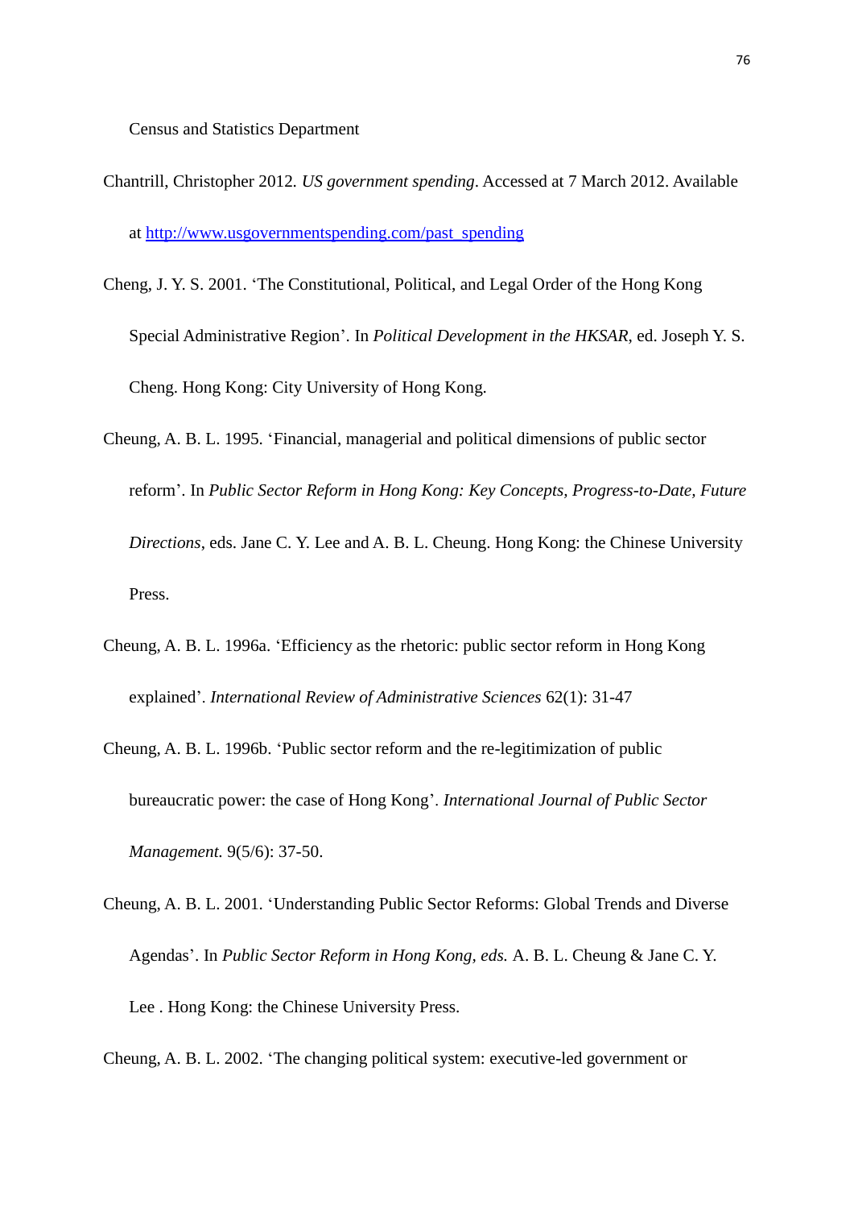Census and Statistics Department

Chantrill, Christopher 2012. *US government spending*. Accessed at 7 March 2012. Available at [http://www.usgovernmentspending.com/past_spending](http://www.usgovernmentspending.com/past_spending)

Cheng, J. Y. S. 2001. 'The Constitutional, Political, and Legal Order of the Hong Kong Special Administrative Region'. In *Political Development in the HKSAR*, ed. Joseph Y. S. Cheng. Hong Kong: City University of Hong Kong.

Cheung, A. B. L. 1995. 'Financial, managerial and political dimensions of public sector reform'. In *Public Sector Reform in Hong Kong: Key Concepts, Progress-to-Date, Future Directions*, eds. Jane C. Y. Lee and A. B. L. Cheung. Hong Kong: the Chinese University Press.

Cheung, A. B. L. 1996a. 'Efficiency as the rhetoric: public sector reform in Hong Kong explained'. *International Review of Administrative Sciences* 62(1): 31-47

Cheung, A. B. L. 1996b. 'Public sector reform and the re-legitimization of public bureaucratic power: the case of Hong Kong'. *International Journal of Public Sector Management.* 9(5/6): 37-50.

Cheung, A. B. L. 2001. 'Understanding Public Sector Reforms: Global Trends and Diverse Agendas'. In *Public Sector Reform in Hong Kong, eds.* A. B. L. Cheung & Jane C. Y. Lee . Hong Kong: the Chinese University Press.

Cheung, A. B. L. 2002. 'The changing political system: executive-led government or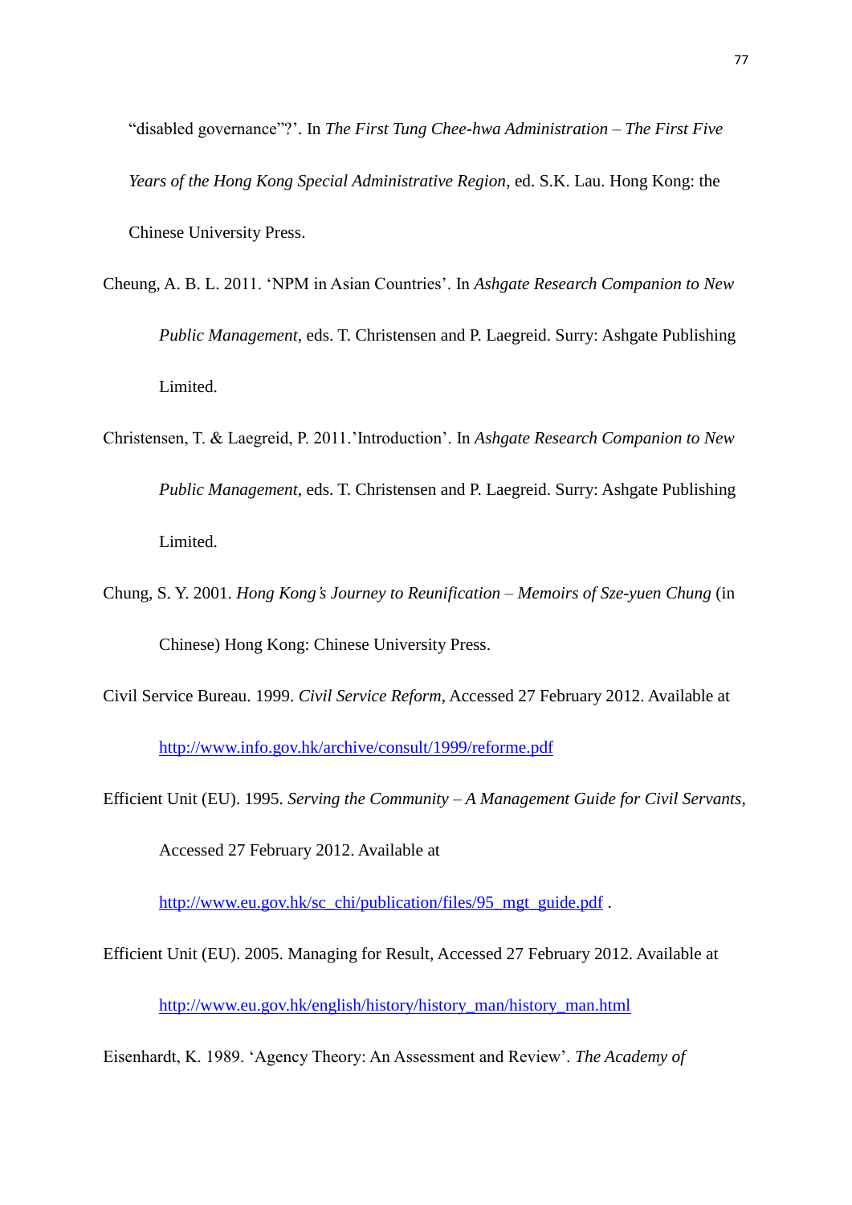"disabled governance"?'. In *The First Tung Chee-hwa Administration – The First Five Years of the Hong Kong Special Administrative Region*, ed. S.K. Lau. Hong Kong: the Chinese University Press.

Cheung, A. B. L. 2011. 'NPM in Asian Countries'. In *Ashgate Research Companion to New Public Management*, eds. T. Christensen and P. Laegreid. Surry: Ashgate Publishing Limited.

Christensen, T. & Laegreid, P. 2011.'Introduction'. In *Ashgate Research Companion to New Public Management*, eds. T. Christensen and P. Laegreid. Surry: Ashgate Publishing Limited.

Chung, S. Y. 2001. *Hong Kong's Journey to Reunification – Memoirs of Sze-yuen Chung* (in Chinese) Hong Kong: Chinese University Press.

Civil Service Bureau. 1999. *Civil Service Reform*, Accessed 27 February 2012. Available at http://www.info.gov.hk/archive/consult/1999/reforme.pdf

Efficient Unit (EU). 1995. *Serving the Community – A Management Guide for Civil Servants*, Accessed 27 February 2012. Available at http://www.eu.gov.hk/sc_chi/publication/files/95_mgt_guide.pdf .

Efficient Unit (EU). 2005. Managing for Result, Accessed 27 February 2012. Available at http://www.eu.gov.hk/english/history/history_man/history_man.html

Eisenhardt, K. 1989. 'Agency Theory: An Assessment and Review'. *The Academy of*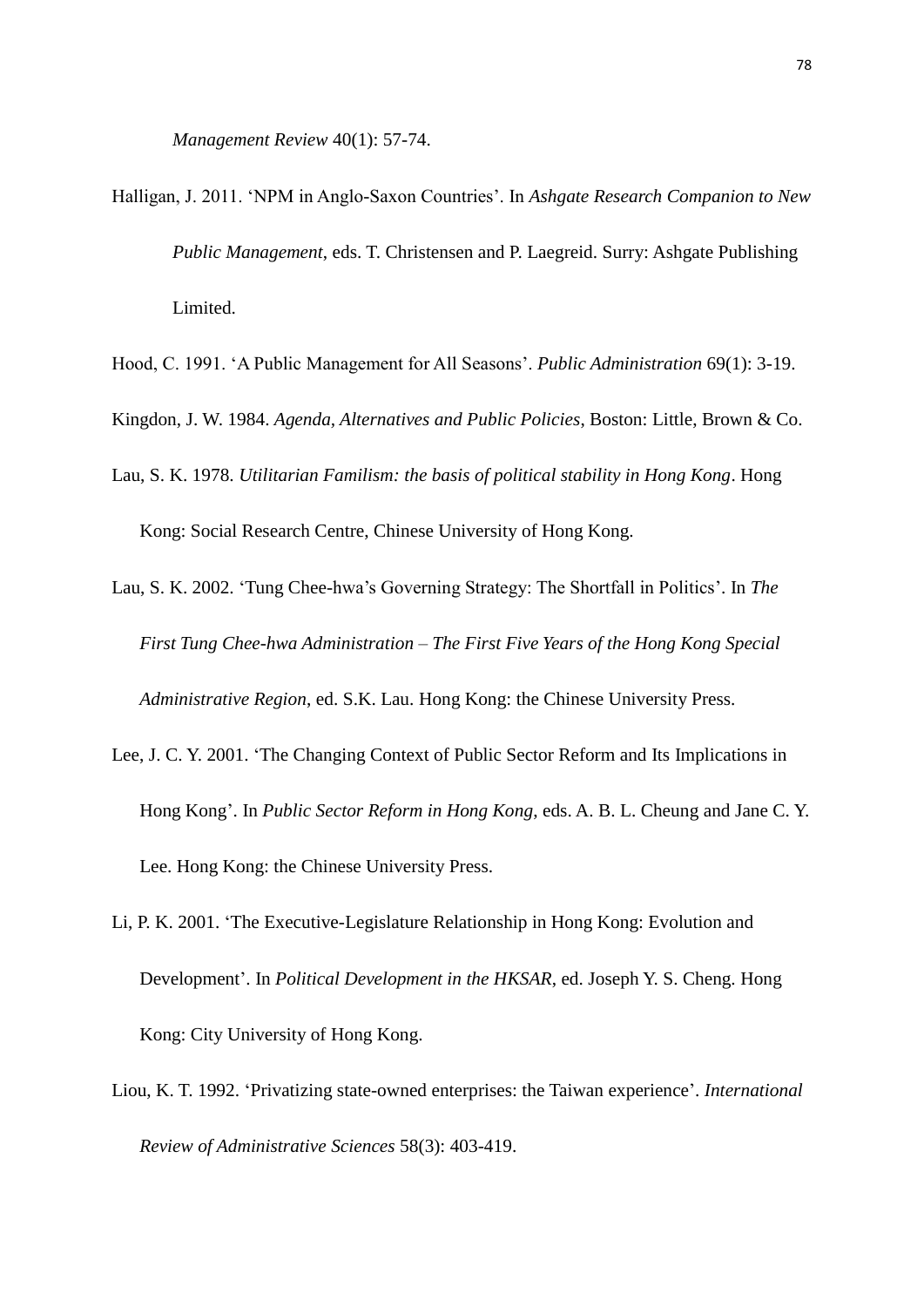*Management Review* 40(1): 57-74.

Halligan, J. 2011. 'NPM in Anglo-Saxon Countries'. In *Ashgate Research Companion to New Public Management*, eds. T. Christensen and P. Laegreid. Surry: Ashgate Publishing Limited.

Hood, C. 1991. 'A Public Management for All Seasons'. *Public Administration* 69(1): 3-19.

Kingdon, J. W. 1984. *Agenda, Alternatives and Public Policies*, Boston: Little, Brown & Co.

Lau, S. K. 1978. *Utilitarian Familism: the basis of political stability in Hong Kong*. Hong Kong: Social Research Centre, Chinese University of Hong Kong.

Lau, S. K. 2002. 'Tung Chee-hwa's Governing Strategy: The Shortfall in Politics'. In *The First Tung Chee-hwa Administration – The First Five Years of the Hong Kong Special Administrative Region*, ed. S.K. Lau. Hong Kong: the Chinese University Press.

Lee, J. C. Y. 2001. 'The Changing Context of Public Sector Reform and Its Implications in Hong Kong'. In *Public Sector Reform in Hong Kong*, eds. A. B. L. Cheung and Jane C. Y. Lee. Hong Kong: the Chinese University Press.

Li, P. K. 2001. 'The Executive-Legislature Relationship in Hong Kong: Evolution and Development'. In *Political Development in the HKSAR*, ed. Joseph Y. S. Cheng. Hong Kong: City University of Hong Kong.

Liou, K. T. 1992. 'Privatizing state-owned enterprises: the Taiwan experience'. *International Review of Administrative Sciences* 58(3): 403-419.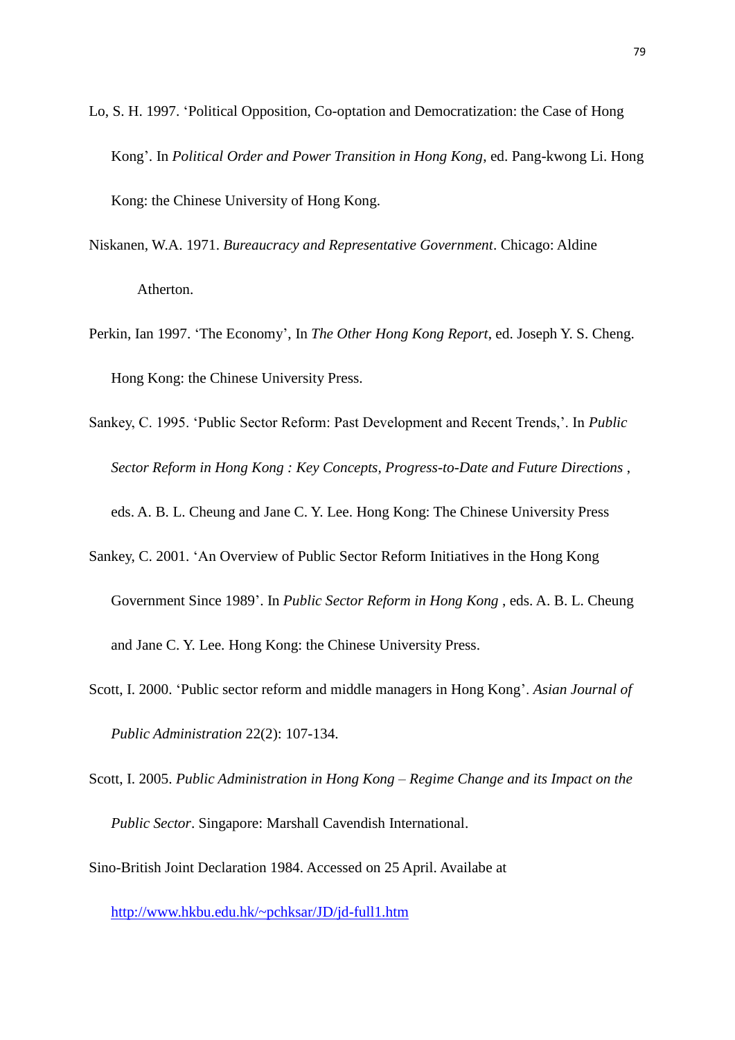Lo, S. H. 1997. 'Political Opposition, Co-optation and Democratization: the Case of Hong Kong'. In *Political Order and Power Transition in Hong Kong*, ed. Pang-kwong Li. Hong Kong: the Chinese University of Hong Kong.

Niskanen, W.A. 1971. *Bureaucracy and Representative Government*. Chicago: Aldine Atherton.

Perkin, Ian 1997. 'The Economy', In *The Other Hong Kong Report*, ed. Joseph Y. S. Cheng. Hong Kong: the Chinese University Press.

Sankey, C. 1995. 'Public Sector Reform: Past Development and Recent Trends,'. In *Public Sector Reform in Hong Kong : Key Concepts, Progress-to-Date and Future Directions* , eds. A. B. L. Cheung and Jane C. Y. Lee. Hong Kong: The Chinese University Press

Sankey, C. 2001. 'An Overview of Public Sector Reform Initiatives in the Hong Kong Government Since 1989'. In *Public Sector Reform in Hong Kong* , eds. A. B. L. Cheung and Jane C. Y. Lee. Hong Kong: the Chinese University Press.

Scott, I. 2000. 'Public sector reform and middle managers in Hong Kong'. *Asian Journal of Public Administration* 22(2): 107-134.

Scott, I. 2005. *Public Administration in Hong Kong – Regime Change and its Impact on the Public Sector*. Singapore: Marshall Cavendish International.

Sino-British Joint Declaration 1984. Accessed on 25 April. Availabe at http://www.hkbu.edu.hk/~pchksar/JD/jd-full1.htm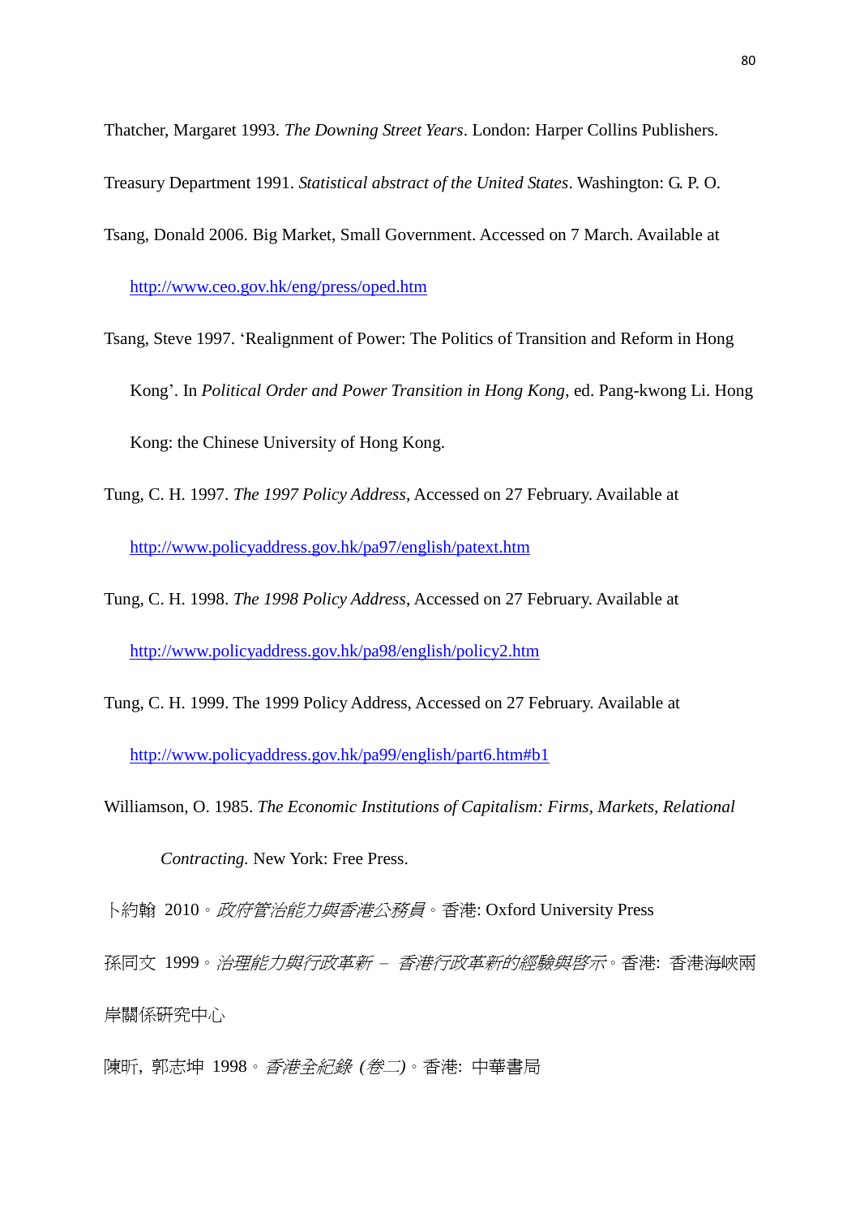Thatcher, Margaret 1993. *The Downing Street Years*. London: Harper Collins Publishers.

Treasury Department 1991. *Statistical abstract of the United States*. Washington: G. P. O.

Tsang, Donald 2006. Big Market, Small Government. Accessed on 7 March. Available at http://www.ceo.gov.hk/eng/press/oped.htm

Tsang, Steve 1997. 'Realignment of Power: The Politics of Transition and Reform in Hong Kong'. In *Political Order and Power Transition in Hong Kong*, ed. Pang-kwong Li. Hong Kong: the Chinese University of Hong Kong.

Tung, C. H. 1997. *The 1997 Policy Address*, Accessed on 27 February. Available at http://www.policyaddress.gov.hk/pa97/english/patext.htm

Tung, C. H. 1998. *The 1998 Policy Address*, Accessed on 27 February. Available at http://www.policyaddress.gov.hk/pa98/english/policy2.htm

Tung, C. H. 1999. The 1999 Policy Address, Accessed on 27 February. Available at http://www.policyaddress.gov.hk/pa99/english/part6.htm#b1

Williamson, O. 1985. *The Economic Institutions of Capitalism: Firms, Markets, Relational Contracting*. New York: Free Press.

卜約翰 2010。*政府管治能力與香港公務員*。香港: Oxford University Press

孫同文 1999。*治理能力與行政革新 – 香港行政革新的經驗與啓示*。香港: 香港海峽兩岸關係研究中心

陳昕, 郭志坤 1998。*香港全紀錄 (卷二)*。香港: 中華書局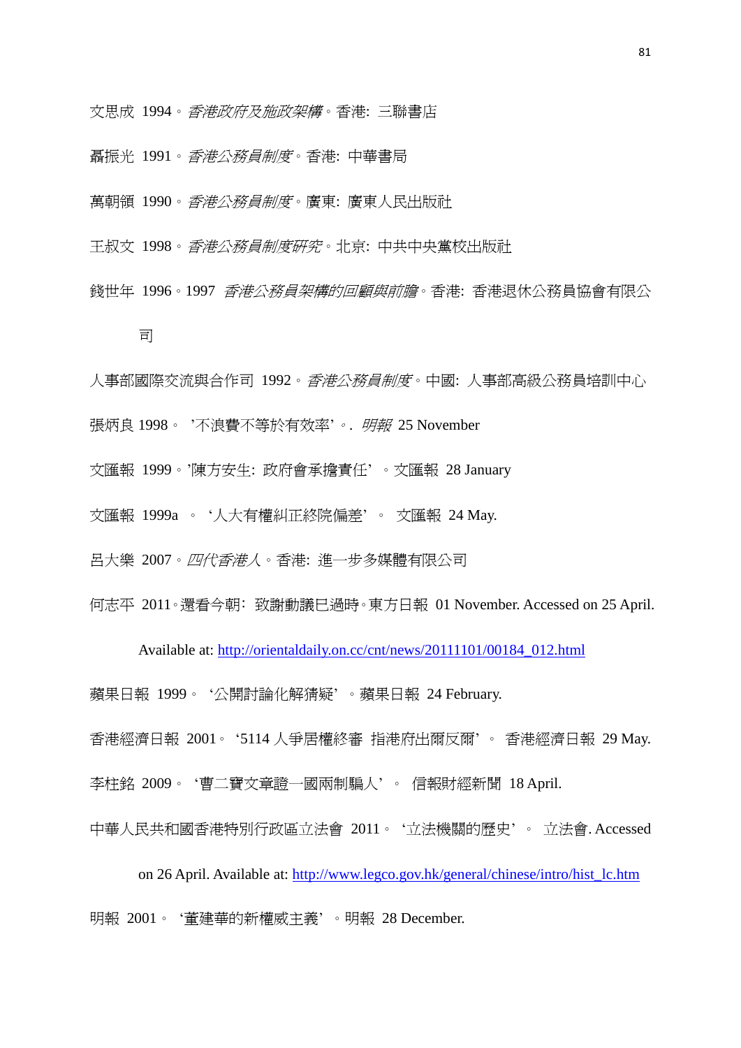文思成 1994。*香港政府及施政架構*。香港: 三聯書店

聶振光 1991。*香港公務員制度*。香港: 中華書局

萬朝領 1990。*香港公務員制度*。廣東: 廣東人民出版社

王叔文 1998。*香港公務員制度研究*。北京: 中共中央黨校出版社

錢世年 1996。1997 *香港公務員架構的回顧與前瞻*。香港: 香港退休公務員協會有限公司

人事部國際交流與合作司 1992。*香港公務員制度*。中國: 人事部高級公務員培訓中心

張炳良 1998。 '不浪費不等於有效率'。. *明報* 25 November

文匯報 1999。'陳方安生: 政府會承擔責任' 。文匯報 28 January

文匯報 1999a 。 '人大有權糾正終院偏差' 。 文匯報 24 May.

呂大樂 2007。*四代香港人*。香港: 進一步多媒體有限公司

何志平 2011。還看今朝: 致謝動議已過時。東方日報 01 November. Accessed on 25 April. Available at: http://orientaldaily.on.cc/cnt/news/20111101/00184_012.html

蘋果日報 1999。 '公開討論化解猜疑' 。蘋果日報 24 February.

香港經濟日報 2001。 '5114 人爭居權終審 指港府出爾反爾' 。 香港經濟日報 29 May.

李柱銘 2009。 '曹二寶文章證一國兩制騙人' 。 信報財經新聞 18 April.

中華人民共和國香港特別行政區立法會 2011。 '立法機關的歷史' 。 立法會. Accessed on 26 April. Available at: http://www.legco.gov.hk/general/chinese/intro/hist_lc.htm

明報 2001。 '董建華的新權威主義' 。明報 28 December.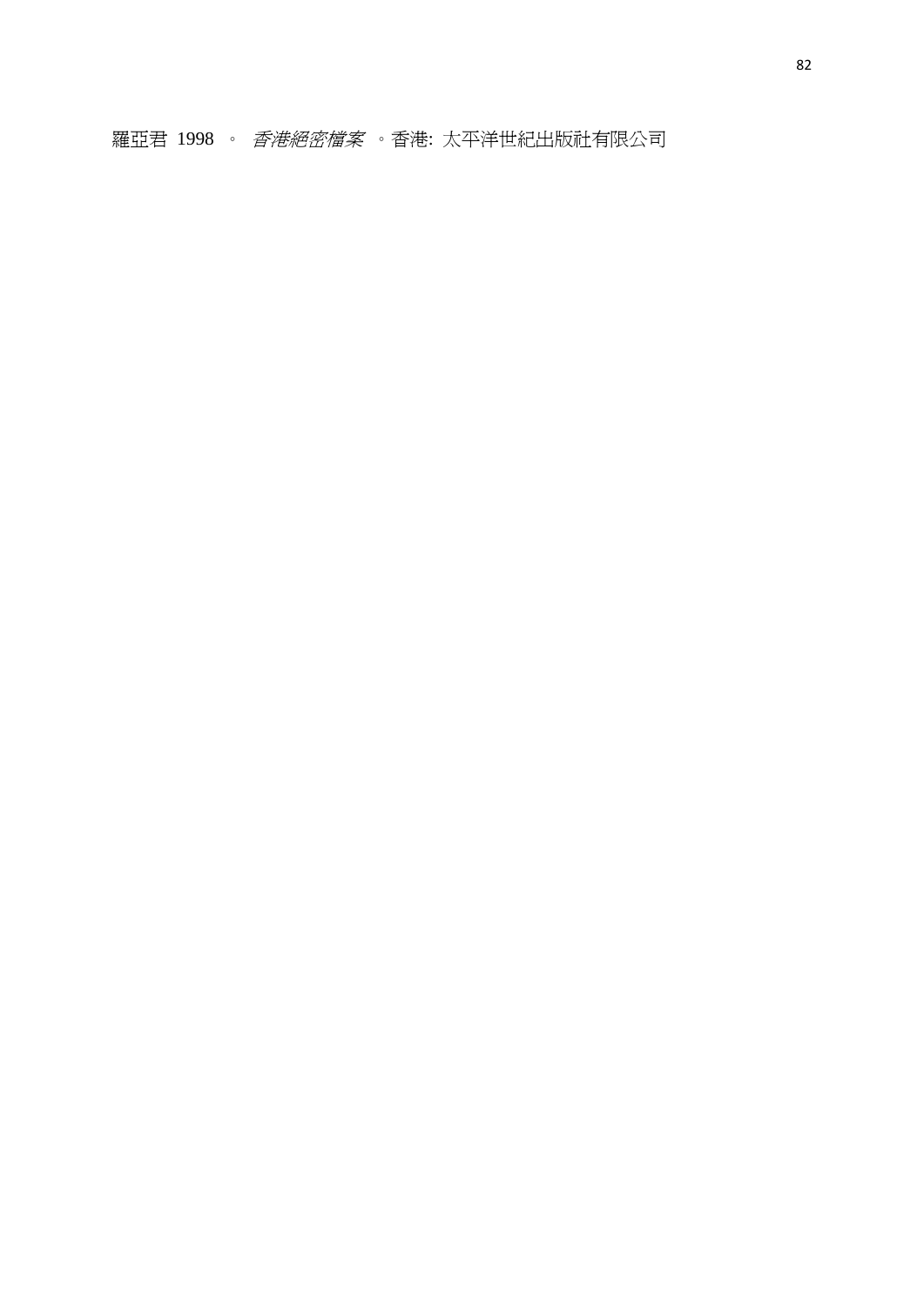羅亞君 1998 。 *香港絕密檔案* 。香港: 太平洋世紀出版社有限公司